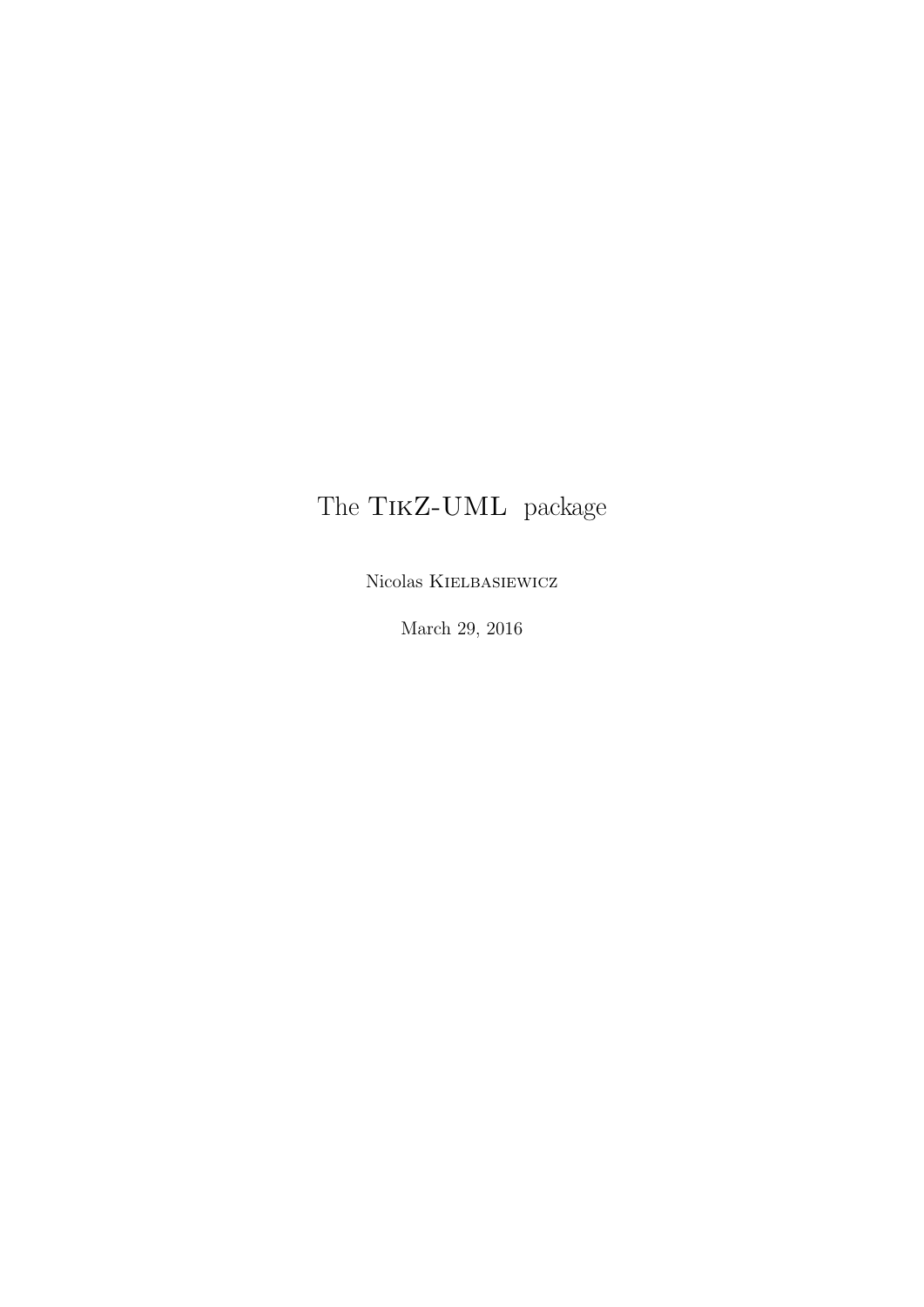# The TikZ-UML package

Nicolas Kielbasiewicz

March 29, 2016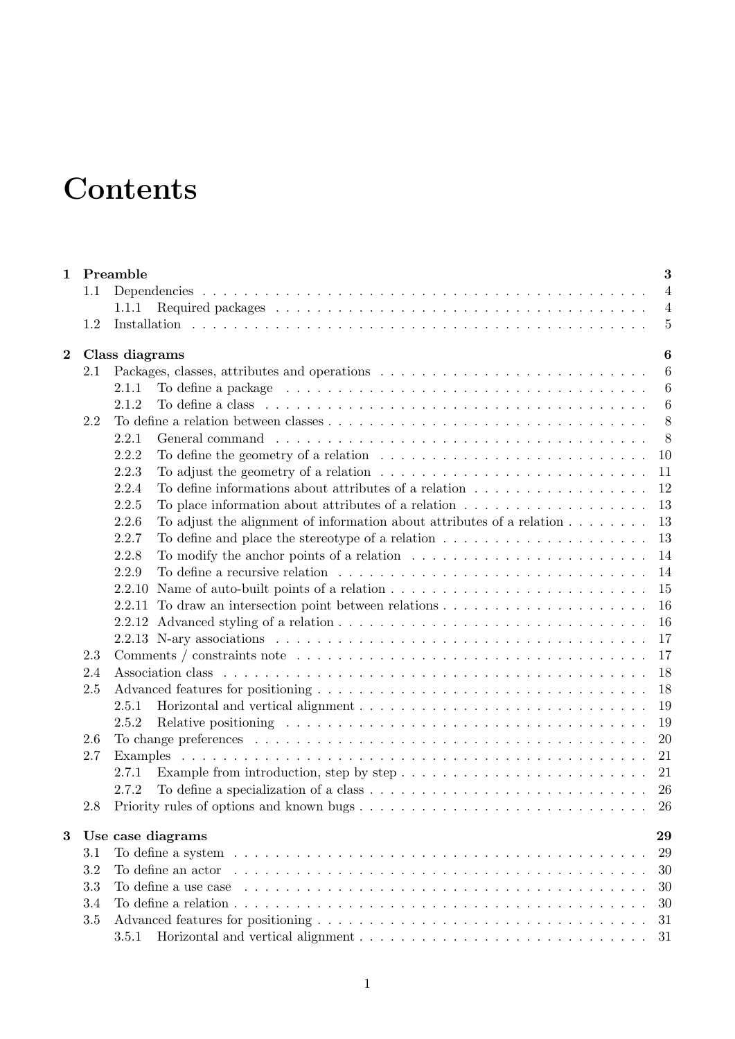# Contents

**1 Preamble** **3**

- 1.1 Dependencies 4
  - 1.1.1 Required packages 4
- 1.2 Installation 5

**2 Class diagrams** **6**

- 2.1 Packages, classes, attributes and operations 6
  - 2.1.1 To define a package 6
  - 2.1.2 To define a class 6
- 2.2 To define a relation between classes 8
  - 2.2.1 General command 8
  - 2.2.2 To define the geometry of a relation 10
  - 2.2.3 To adjust the geometry of a relation 11
  - 2.2.4 To define informations about attributes of a relation 12
  - 2.2.5 To place information about attributes of a relation 13
  - 2.2.6 To adjust the alignment of information about attributes of a relation 13
  - 2.2.7 To define and place the stereotype of a relation 13
  - 2.2.8 To modify the anchor points of a relation 14
  - 2.2.9 To define a recursive relation 14
  - 2.2.10 Name of auto-built points of a relation 15
  - 2.2.11 To draw an intersection point between relations 16
  - 2.2.12 Advanced styling of a relation 16
  - 2.2.13 N-ary associations 17
- 2.3 Comments / constraints note 17
- 2.4 Association class 18
- 2.5 Advanced features for positioning 18
  - 2.5.1 Horizontal and vertical alignment 19
  - 2.5.2 Relative positioning 19
- 2.6 To change preferences 20
- 2.7 Examples 21
  - 2.7.1 Example from introduction, step by step 21
  - 2.7.2 To define a specialization of a class 26
- 2.8 Priority rules of options and known bugs 26

**3 Use case diagrams** **29**

- 3.1 To define a system 29
- 3.2 To define an actor 30
- 3.3 To define a use case 30
- 3.4 To define a relation 30
- 3.5 Advanced features for positioning 31
  - 3.5.1 Horizontal and vertical alignment 31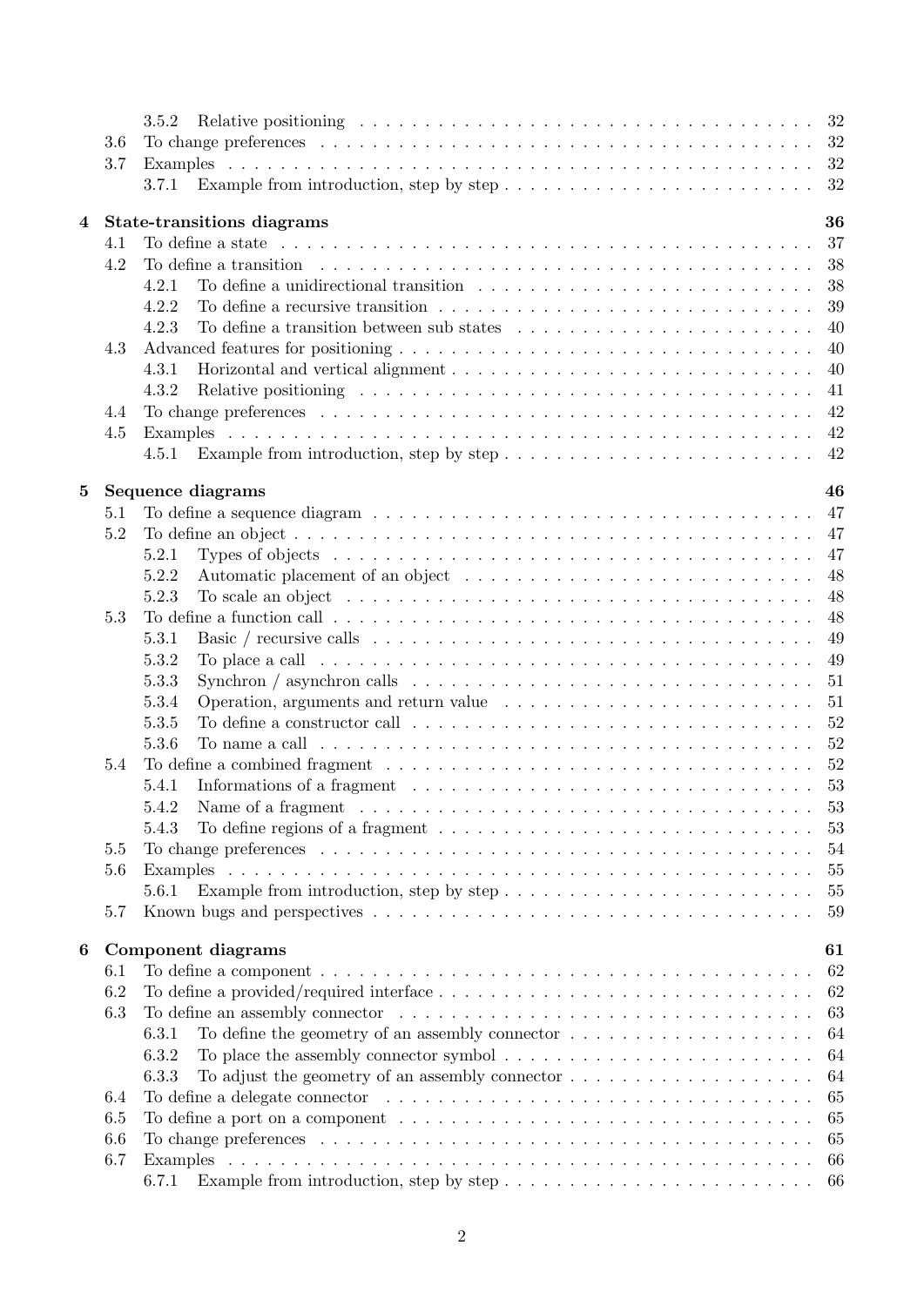- 3.5.2 Relative positioning ... 32
- 3.6 To change preferences ... 32
- 3.7 Examples ... 32
  - 3.7.1 Example from introduction, step by step ... 32

**4 State-transitions diagrams** ... **36**

- 4.1 To define a state ... 37
- 4.2 To define a transition ... 38
  - 4.2.1 To define a unidirectional transition ... 38
  - 4.2.2 To define a recursive transition ... 39
  - 4.2.3 To define a transition between sub states ... 40
- 4.3 Advanced features for positioning ... 40
  - 4.3.1 Horizontal and vertical alignment ... 40
  - 4.3.2 Relative positioning ... 41
- 4.4 To change preferences ... 42
- 4.5 Examples ... 42
  - 4.5.1 Example from introduction, step by step ... 42

**5 Sequence diagrams** ... **46**

- 5.1 To define a sequence diagram ... 47
- 5.2 To define an object ... 47
  - 5.2.1 Types of objects ... 47
  - 5.2.2 Automatic placement of an object ... 48
  - 5.2.3 To scale an object ... 48
- 5.3 To define a function call ... 48
  - 5.3.1 Basic / recursive calls ... 49
  - 5.3.2 To place a call ... 49
  - 5.3.3 Synchron / asynchron calls ... 51
  - 5.3.4 Operation, arguments and return value ... 51
  - 5.3.5 To define a constructor call ... 52
  - 5.3.6 To name a call ... 52
- 5.4 To define a combined fragment ... 52
  - 5.4.1 Informations of a fragment ... 53
  - 5.4.2 Name of a fragment ... 53
  - 5.4.3 To define regions of a fragment ... 53
- 5.5 To change preferences ... 54
- 5.6 Examples ... 55
  - 5.6.1 Example from introduction, step by step ... 55
- 5.7 Known bugs and perspectives ... 59

**6 Component diagrams** ... **61**

- 6.1 To define a component ... 62
- 6.2 To define a provided/required interface ... 62
- 6.3 To define an assembly connector ... 63
  - 6.3.1 To define the geometry of an assembly connector ... 64
  - 6.3.2 To place the assembly connector symbol ... 64
  - 6.3.3 To adjust the geometry of an assembly connector ... 64
- 6.4 To define a delegate connector ... 65
- 6.5 To define a port on a component ... 65
- 6.6 To change preferences ... 65
- 6.7 Examples ... 66
  - 6.7.1 Example from introduction, step by step ... 66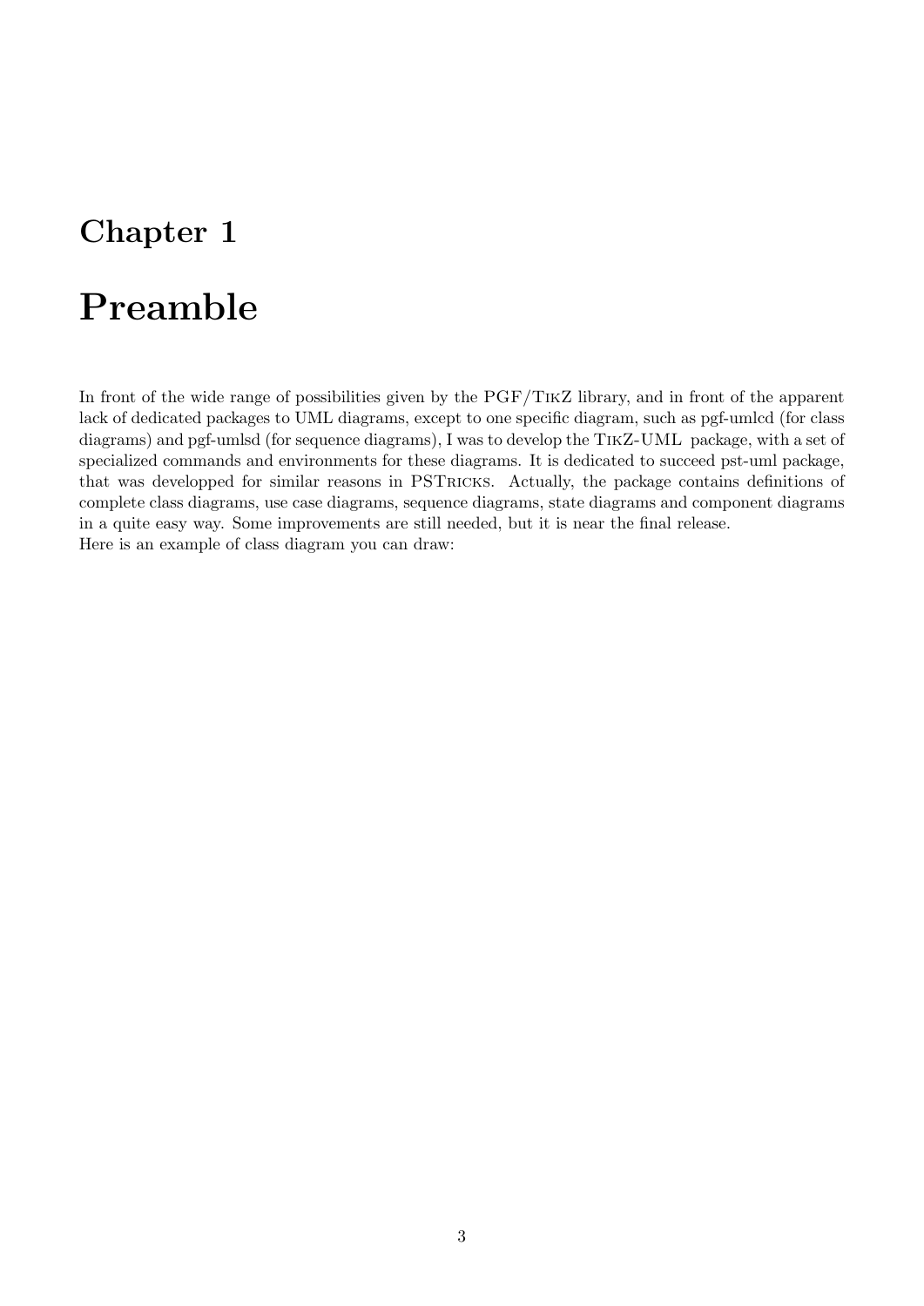# Chapter 1

# Preamble

In front of the wide range of possibilities given by the PGF/TikZ library, and in front of the apparent lack of dedicated packages to UML diagrams, except to one specific diagram, such as pgf-umlcd (for class diagrams) and pgf-umlsd (for sequence diagrams), I was to develop the TikZ-UML package, with a set of specialized commands and environments for these diagrams. It is dedicated to succeed pst-uml package, that was developped for similar reasons in PSTricks. Actually, the package contains definitions of complete class diagrams, use case diagrams, sequence diagrams, state diagrams and component diagrams in a quite easy way. Some improvements are still needed, but it is near the final release.
Here is an example of class diagram you can draw: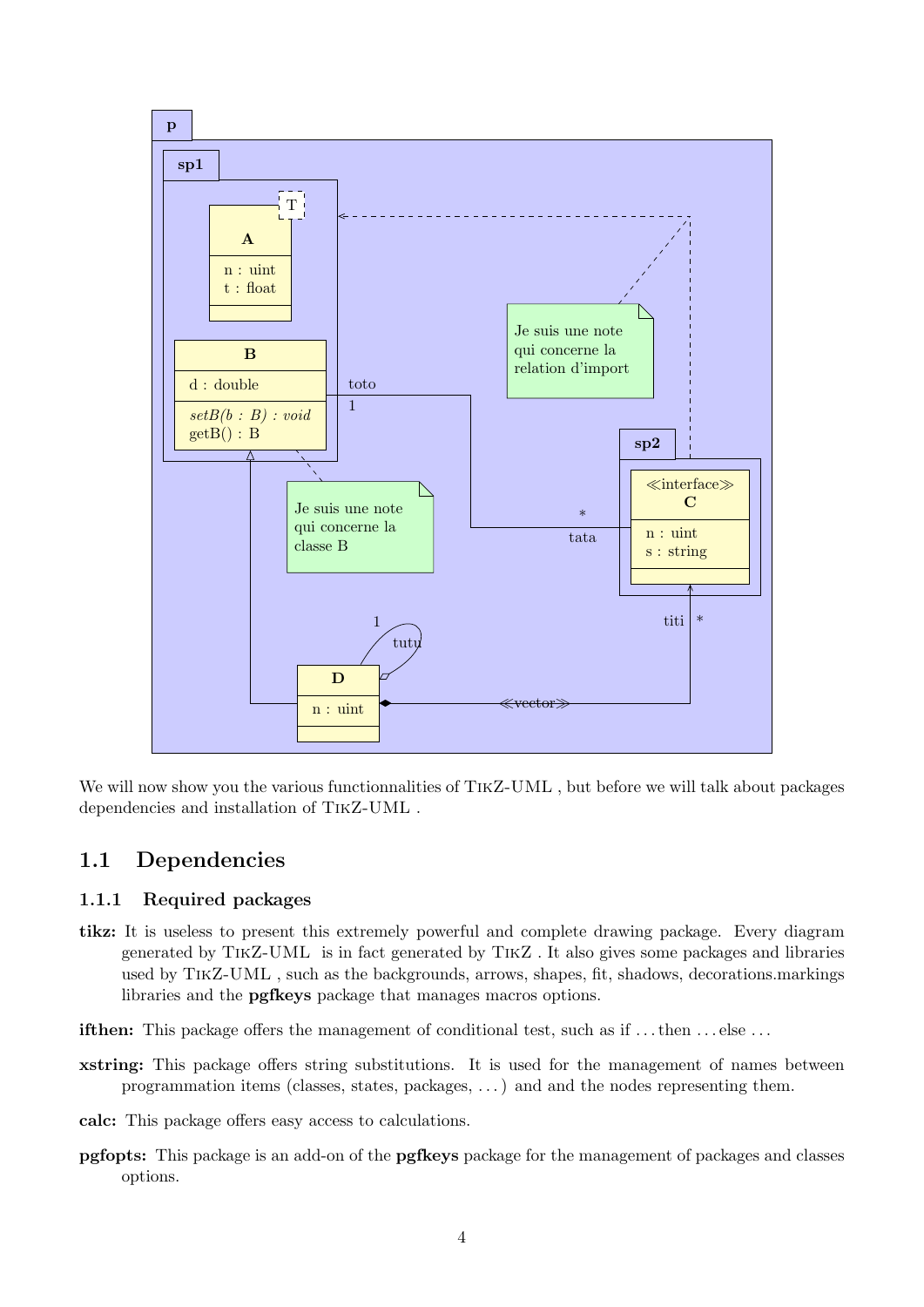We will now show you the various functionnalities of TikZ-UML , but before we will talk about packages dependencies and installation of TikZ-UML .

## 1.1 Dependencies

### 1.1.1 Required packages

**tikz:** It is useless to present this extremely powerful and complete drawing package. Every diagram generated by TikZ-UML is in fact generated by TikZ . It also gives some packages and libraries used by TikZ-UML , such as the backgrounds, arrows, shapes, fit, shadows, decorations.markings libraries and the **pgfkeys** package that manages macros options.

**ifthen:** This package offers the management of conditional test, such as if ...then ...else ...

**xstring:** This package offers string substitutions. It is used for the management of names between programmation items (classes, states, packages, ...) and and the nodes representing them.

**calc:** This package offers easy access to calculations.

**pgfopts:** This package is an add-on of the **pgfkeys** package for the management of packages and classes options.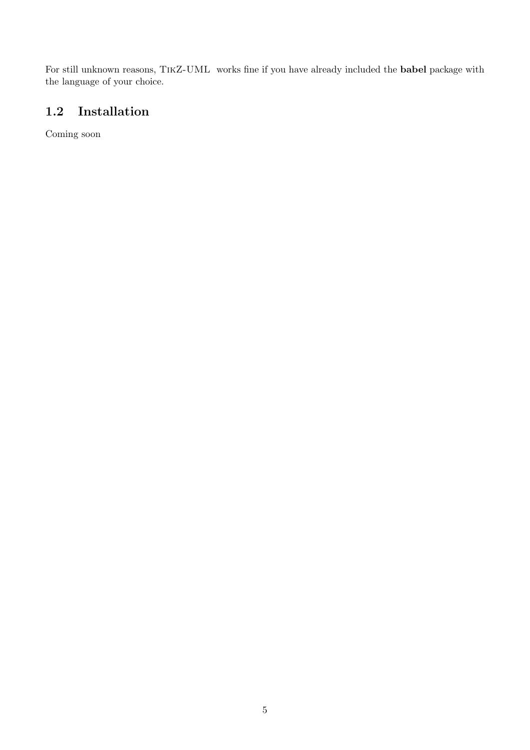For still unknown reasons, TikZ-UML works fine if you have already included the **babel** package with the language of your choice.

## 1.2 Installation

Coming soon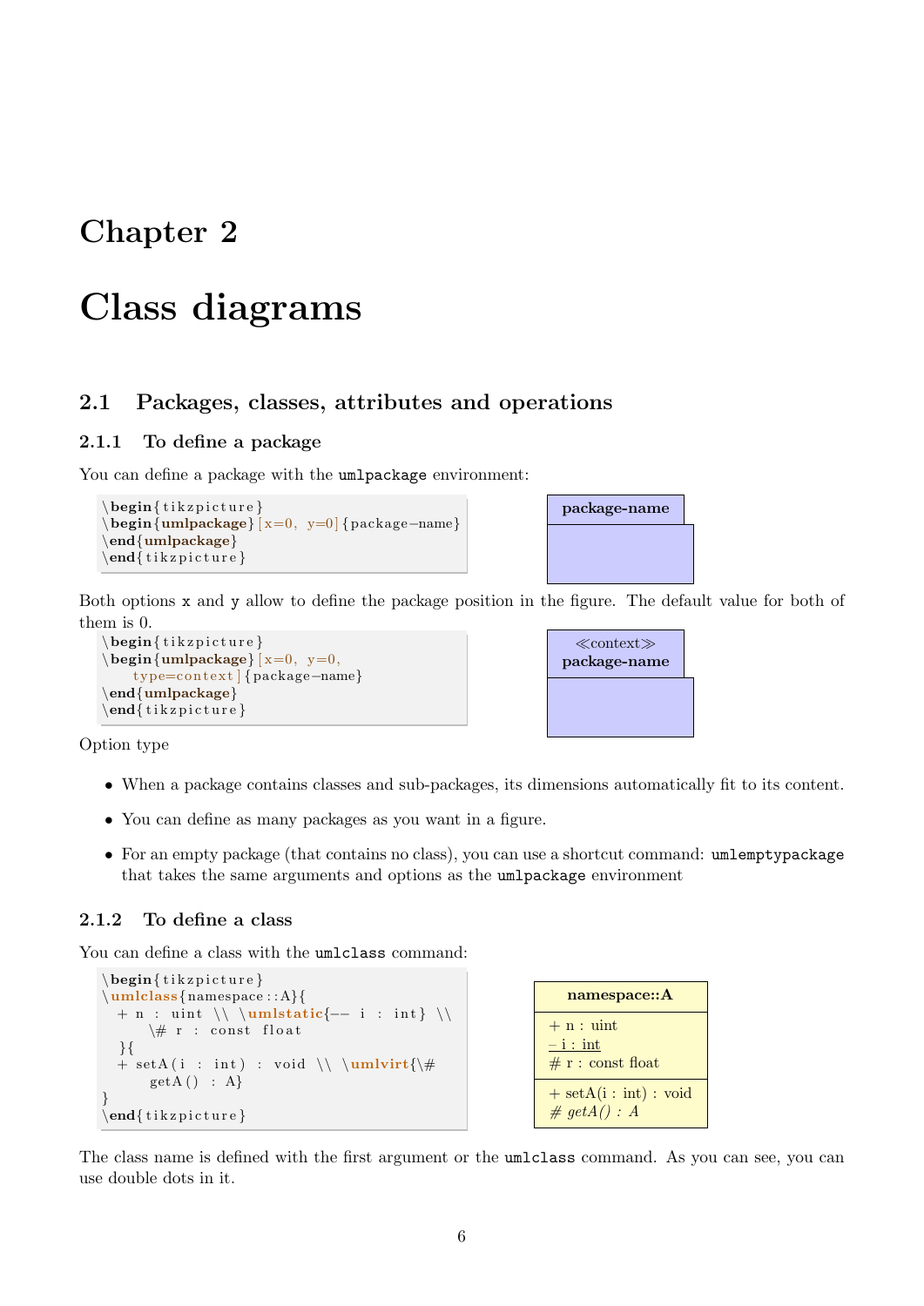# Chapter 2

# Class diagrams

## 2.1 Packages, classes, attributes and operations

### 2.1.1 To define a package

You can define a package with the `umlpackage` environment:

```
\begin{tikzpicture}
\begin{umlpackage}[x=0, y=0]{package-name}
\end{umlpackage}
\end{tikzpicture}
```

Both options x and y allow to define the package position in the figure. The default value for both of them is 0.

```
\begin{tikzpicture}
\begin{umlpackage}[x=0, y=0,
    type=context]{package-name}
\end{umlpackage}
\end{tikzpicture}
```

Option type

- When a package contains classes and sub-packages, its dimensions automatically fit to its content.
- You can define as many packages as you want in a figure.
- For an empty package (that contains no class), you can use a shortcut command: `umlemptypackage` that takes the same arguments and options as the `umlpackage` environment

### 2.1.2 To define a class

You can define a class with the `umlclass` command:

```
\begin{tikzpicture}
\umlclass{namespace::A}{
  + n : uint \\ \umlstatic{-- i : int} \\
      \# r : const float
  }{
  + setA(i : int) : void \\ \umlvirt{\#
      getA() : A}
}
\end{tikzpicture}
```

The class name is defined with the first argument or the `umlclass` command. As you can see, you can use double dots in it.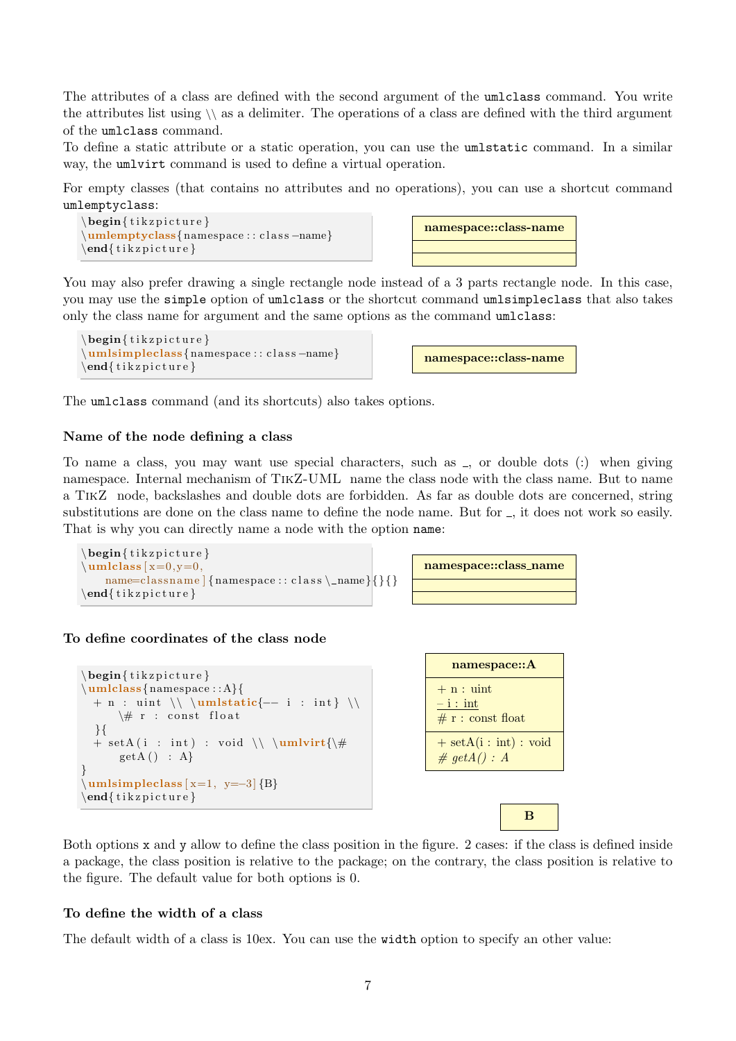The attributes of a class are defined with the second argument of the `umlclass` command. You write the attributes list using \\ as a delimiter. The operations of a class are defined with the third argument of the `umlclass` command.
To define a static attribute or a static operation, you can use the `umlstatic` command. In a similar way, the `umlvirt` command is used to define a virtual operation.

For empty classes (that contains no attributes and no operations), you can use a shortcut command `umlemptyclass`:

```
\begin{tikzpicture}
\umlemptyclass{namespace::class-name}
\end{tikzpicture}
```

You may also prefer drawing a single rectangle node instead of a 3 parts rectangle node. In this case, you may use the `simple` option of `umlclass` or the shortcut command `umlsimpleclass` that also takes only the class name for argument and the same options as the command `umlclass`:

```
\begin{tikzpicture}
\umlsimpleclass{namespace::class-name}
\end{tikzpicture}
```

The `umlclass` command (and its shortcuts) also takes options.

### Name of the node defining a class

To name a class, you may want use special characters, such as _, or double dots (:) when giving namespace. Internal mechanism of TikZ-UML name the class node with the class name. But to name a TikZ node, backslashes and double dots are forbidden. As far as double dots are concerned, string substitutions are done on the class name to define the node name. But for _, it does not work so easily. That is why you can directly name a node with the option `name`:

```
\begin{tikzpicture}
\umlclass[x=0,y=0,
    name=classname]{namespace::class\_name}{}{}
\end{tikzpicture}
```

### To define coordinates of the class node

```
\begin{tikzpicture}
\umlclass{namespace::A}{
  + n : uint \\ \umlstatic{-- i : int} \\
      \# r : const float
  }{
  + setA(i : int) : void \\ \umlvirt{\#
      getA() : A}
}
\umlsimpleclass[x=1, y=-3]{B}
\end{tikzpicture}
```

Both options `x` and `y` allow to define the class position in the figure. 2 cases: if the class is defined inside a package, the class position is relative to the package; on the contrary, the class position is relative to the figure. The default value for both options is 0.

### To define the width of a class

The default width of a class is 10ex. You can use the `width` option to specify an other value: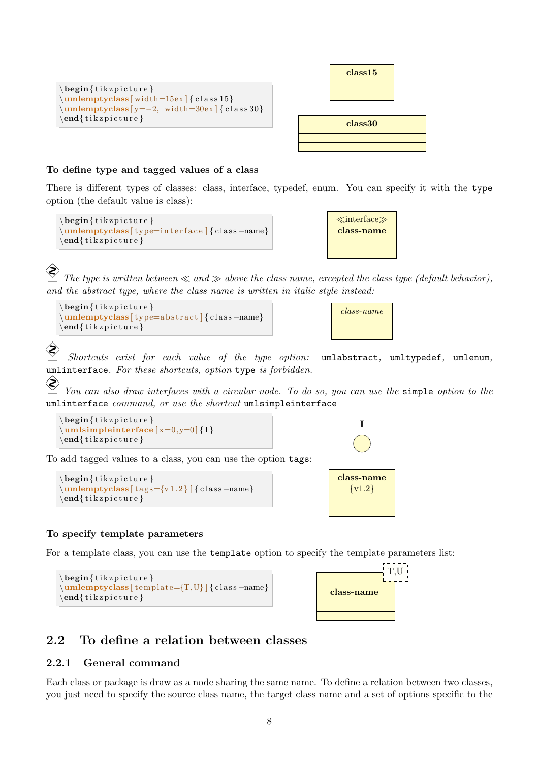```
\begin{tikzpicture}
\umlemptyclass[width=15ex]{class15}
\umlemptyclass[y=-2, width=30ex]{class30}
\end{tikzpicture}
```

class15

class30

#### To define type and tagged values of a class

There is different types of classes: class, interface, typedef, enum. You can specify it with the `type` option (the default value is class):

```
\begin{tikzpicture}
\umlemptyclass[type=interface]{class-name}
\end{tikzpicture}
```

≪interface≫
**class-name**

*The type is written between ≪ and ≫ above the class name, excepted the class type (default behavior), and the abstract type, where the class name is written in italic style instead:*

```
\begin{tikzpicture}
\umlemptyclass[type=abstract]{class-name}
\end{tikzpicture}
```

*class-name*

*Shortcuts exist for each value of the type option:* `umlabstract`, `umltypedef`, `umlenum`, `umlinterface`. *For these shortcuts, option* `type` *is forbidden.*

*You can also draw interfaces with a circular node. To do so, you can use the* `simple` *option to the* `umlinterface` *command, or use the shortcut* `umlsimpleinterface`

```
\begin{tikzpicture}
\umlsimpleinterface[x=0,y=0]{I}
\end{tikzpicture}
```

**I**

To add tagged values to a class, you can use the option `tags`:

```
\begin{tikzpicture}
\umlemptyclass[tags={v1.2}]{class-name}
\end{tikzpicture}
```

**class-name**
{v1.2}

#### To specify template parameters

For a template class, you can use the `template` option to specify the template parameters list:

```
\begin{tikzpicture}
\umlemptyclass[template={T,U}]{class-name}
\end{tikzpicture}
```

T,U
**class-name**

## 2.2 To define a relation between classes

### 2.2.1 General command

Each class or package is draw as a node sharing the same name. To define a relation between two classes, you just need to specify the source class name, the target class name and a set of options specific to the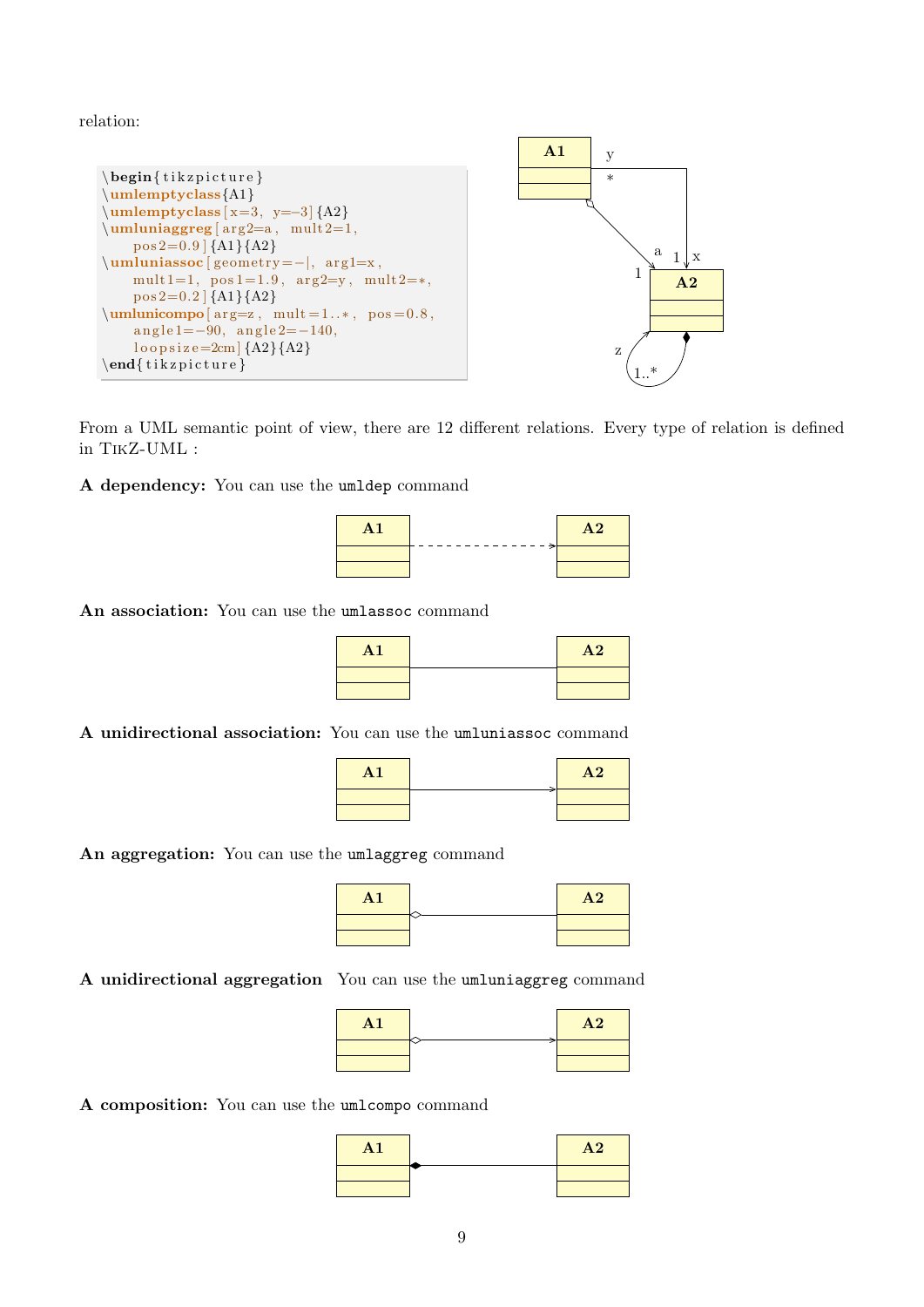relation:

```
\begin{tikzpicture}
\umlemptyclass{A1}
\umlemptyclass[x=3, y=-3]{A2}
\umluniaggreg[arg2=a, mult2=1,
    pos2=0.9]{A1}{A2}
\umluniassoc[geometry=-|, arg1=x,
    mult1=1, pos1=1.9, arg2=y, mult2=*,
    pos2=0.2]{A1}{A2}
\umlunicompo[arg=z, mult=1..*, pos=0.8,
    angle1=-90, angle2=-140,
    loopsize=2cm]{A2}{A2}
\end{tikzpicture}
```

From a UML semantic point of view, there are 12 different relations. Every type of relation is defined in TikZ-UML :

**A dependency:** You can use the `umldep` command

**An association:** You can use the `umlassoc` command

**A unidirectional association:** You can use the `umluniassoc` command

**An aggregation:** You can use the `umlaggreg` command

**A unidirectional aggregation** You can use the `umluniaggreg` command

**A composition:** You can use the `umlcompo` command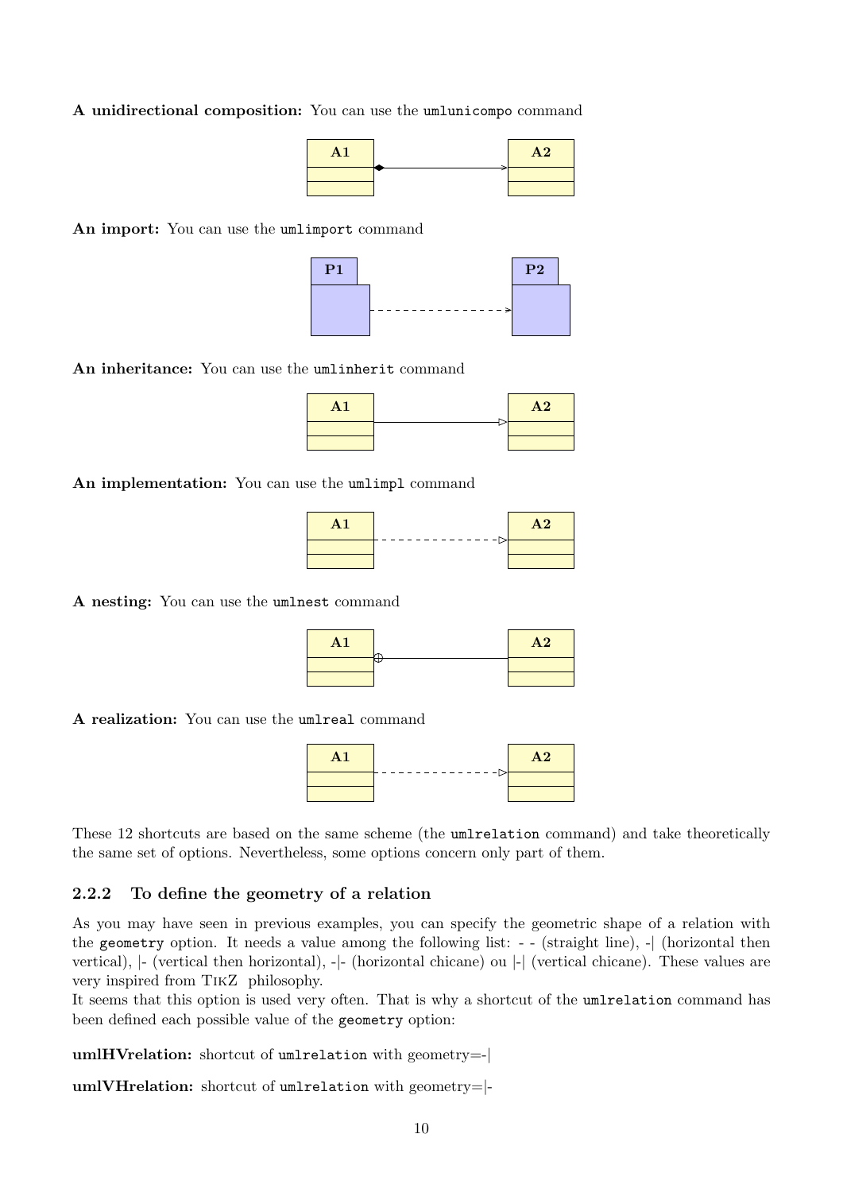**A unidirectional composition:** You can use the `umlunicompo` command

**An import:** You can use the `umlimport` command

**An inheritance:** You can use the `umlinherit` command

**An implementation:** You can use the `umlimpl` command

**A nesting:** You can use the `umlnest` command

**A realization:** You can use the `umlreal` command

These 12 shortcuts are based on the same scheme (the `umlrelation` command) and take theoretically the same set of options. Nevertheless, some options concern only part of them.

### 2.2.2 To define the geometry of a relation

As you may have seen in previous examples, you can specify the geometric shape of a relation with the `geometry` option. It needs a value among the following list: - - (straight line), -| (horizontal then vertical), |- (vertical then horizontal), -|- (horizontal chicane) ou |-| (vertical chicane). These values are very inspired from TikZ philosophy.
It seems that this option is used very often. That is why a shortcut of the `umlrelation` command has been defined each possible value of the `geometry` option:

**umlHVrelation:** shortcut of `umlrelation` with geometry=-|

**umlVHrelation:** shortcut of `umlrelation` with geometry=|-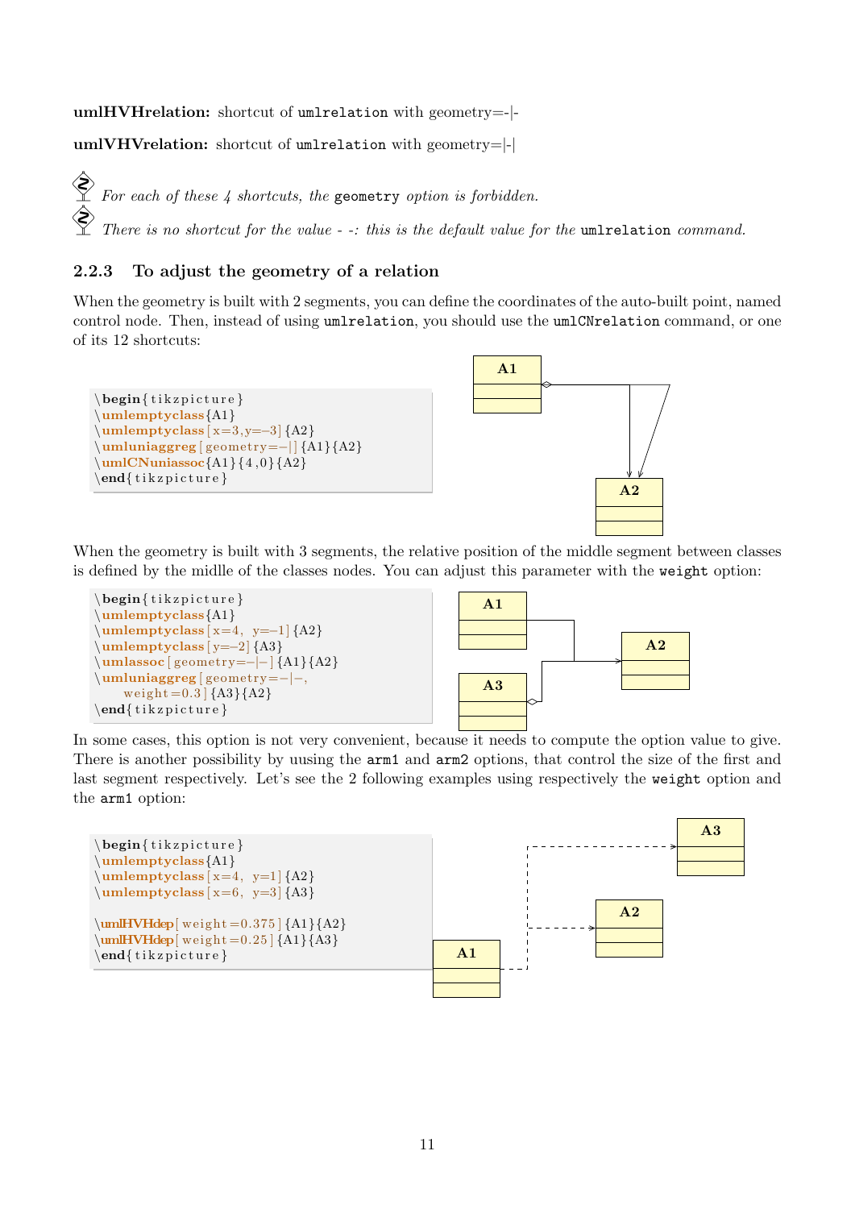**umlHVHrelation:** shortcut of `umlrelation` with geometry=-|-

**umlVHVrelation:** shortcut of `umlrelation` with geometry=|-|

*For each of these 4 shortcuts, the* `geometry` *option is forbidden.*

*There is no shortcut for the value - -: this is the default value for the* `umlrelation` *command.*

### 2.2.3 To adjust the geometry of a relation

When the geometry is built with 2 segments, you can define the coordinates of the auto-built point, named control node. Then, instead of using `umlrelation`, you should use the `umlCNrelation` command, or one of its 12 shortcuts:

```
\begin{tikzpicture}
\umlemptyclass{A1}
\umlemptyclass[x=3,y=-3]{A2}
\umluniaggreg[geometry=-|]{A1}{A2}
\umlCNuniassoc{A1}{4,0}{A2}
\end{tikzpicture}
```

When the geometry is built with 3 segments, the relative position of the middle segment between classes is defined by the midlle of the classes nodes. You can adjust this parameter with the `weight` option:

```
\begin{tikzpicture}
\umlemptyclass{A1}
\umlemptyclass[x=4, y=-1]{A2}
\umlemptyclass[y=-2]{A3}
\umlassoc[geometry=-|-]{A1}{A2}
\umluniaggreg[geometry=-|-,
    weight=0.3]{A3}{A2}
\end{tikzpicture}
```

In some cases, this option is not very convenient, because it needs to compute the option value to give. There is another possibility by uusing the `arm1` and `arm2` options, that control the size of the first and last segment respectively. Let's see the 2 following examples using respectively the `weight` option and the `arm1` option:

```
\begin{tikzpicture}
\umlemptyclass{A1}
\umlemptyclass[x=4, y=1]{A2}
\umlemptyclass[x=6, y=3]{A3}

\umlHVHdep[weight=0.375]{A1}{A2}
\umlHVHdep[weight=0.25]{A1}{A3}
\end{tikzpicture}
```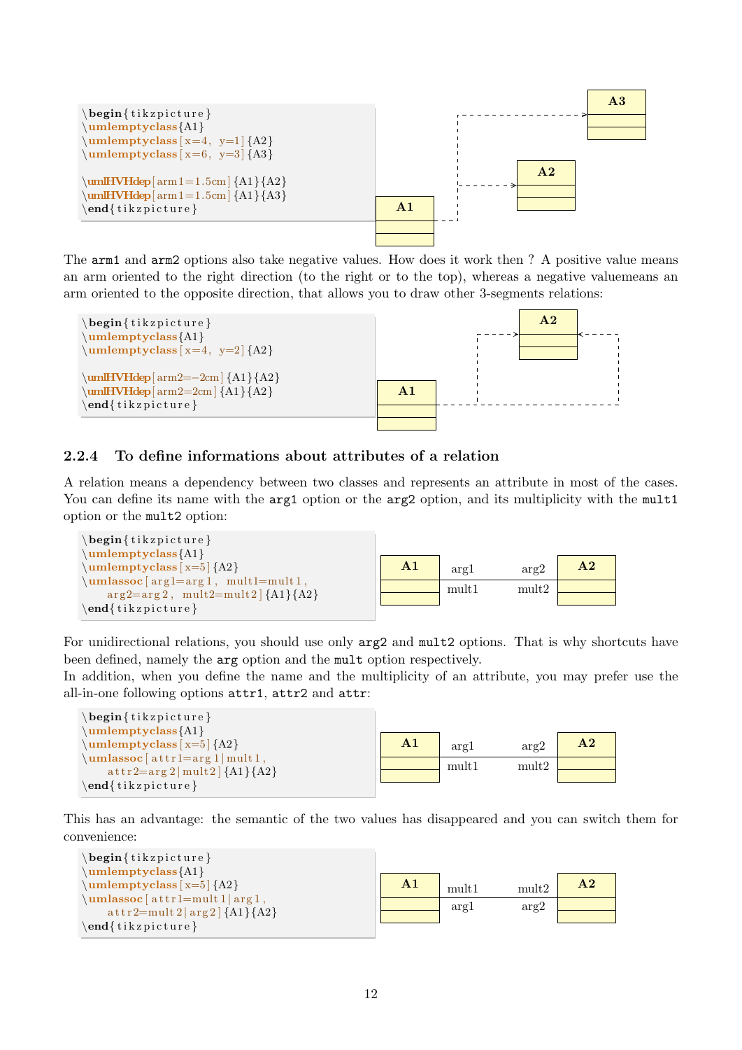```
\begin{tikzpicture}
\umlemptyclass{A1}
\umlemptyclass[x=4, y=1]{A2}
\umlemptyclass[x=6, y=3]{A3}

\umlHVHdep[arm1=1.5cm]{A1}{A2}
\umlHVHdep[arm1=1.5cm]{A1}{A3}
\end{tikzpicture}
```

The arm1 and arm2 options also take negative values. How does it work then ? A positive value means an arm oriented to the right direction (to the right or to the top), whereas a negative valuemeans an arm oriented to the opposite direction, that allows you to draw other 3-segments relations:

```
\begin{tikzpicture}
\umlemptyclass{A1}
\umlemptyclass[x=4, y=2]{A2}

\umlHVHdep[arm2=-2cm]{A1}{A2}
\umlHVHdep[arm2=2cm]{A1}{A2}
\end{tikzpicture}
```

### 2.2.4 To define informations about attributes of a relation

A relation means a dependency between two classes and represents an attribute in most of the cases. You can define its name with the arg1 option or the arg2 option, and its multiplicity with the mult1 option or the mult2 option:

```
\begin{tikzpicture}
\umlemptyclass{A1}
\umlemptyclass[x=5]{A2}
\umlassoc[arg1=arg1, mult1=mult1,
    arg2=arg2, mult2=mult2]{A1}{A2}
\end{tikzpicture}
```

For unidirectional relations, you should use only arg2 and mult2 options. That is why shortcuts have been defined, namely the arg option and the mult option respectively.
In addition, when you define the name and the multiplicity of an attribute, you may prefer use the all-in-one following options attr1, attr2 and attr:

```
\begin{tikzpicture}
\umlemptyclass{A1}
\umlemptyclass[x=5]{A2}
\umlassoc[attr1=arg1|mult1,
    attr2=arg2|mult2]{A1}{A2}
\end{tikzpicture}
```

This has an advantage: the semantic of the two values has disappeared and you can switch them for convenience:

```
\begin{tikzpicture}
\umlemptyclass{A1}
\umlemptyclass[x=5]{A2}
\umlassoc[attr1=mult1|arg1,
    attr2=mult2|arg2]{A1}{A2}
\end{tikzpicture}
```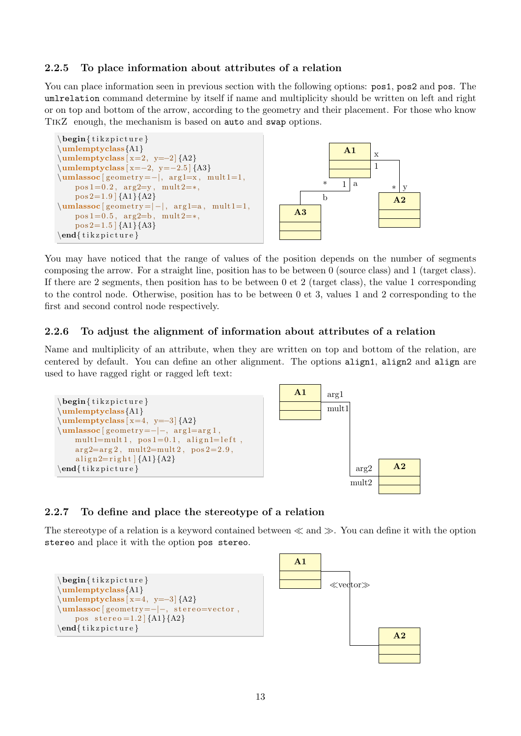### 2.2.5 To place information about attributes of a relation

You can place information seen in previous section with the following options: `pos1`, `pos2` and `pos`. The `umlrelation` command determine by itself if name and multiplicity should be written on left and right or on top and bottom of the arrow, according to the geometry and their placement. For those who know TikZ enough, the mechanism is based on `auto` and `swap` options.

```
\begin{tikzpicture}
\umlemptyclass{A1}
\umlemptyclass[x=2, y=-2]{A2}
\umlemptyclass[x=-2, y=-2.5]{A3}
\umlassoc[geometry=-|, arg1=x, mult1=1,
    pos1=0.2, arg2=y, mult2=*,
    pos2=1.9]{A1}{A2}
\umlassoc[geometry=|-|, arg1=a, mult1=1,
    pos1=0.5, arg2=b, mult2=*,
    pos2=1.5]{A1}{A3}
\end{tikzpicture}
```

You may have noticed that the range of values of the position depends on the number of segments composing the arrow. For a straight line, position has to be between 0 (source class) and 1 (target class). If there are 2 segments, then position has to be between 0 et 2 (target class), the value 1 corresponding to the control node. Otherwise, position has to be between 0 et 3, values 1 and 2 corresponding to the first and second control node respectively.

### 2.2.6 To adjust the alignment of information about attributes of a relation

Name and multiplicity of an attribute, when they are written on top and bottom of the relation, are centered by default. You can define an other alignment. The options `align1`, `align2` and `align` are used to have ragged right or ragged left text:

```
\begin{tikzpicture}
\umlemptyclass{A1}
\umlemptyclass[x=4, y=-3]{A2}
\umlassoc[geometry=-|-, arg1=arg1,
    mult1=mult1, pos1=0.1, align1=left,
    arg2=arg2, mult2=mult2, pos2=2.9,
    align2=right]{A1}{A2}
\end{tikzpicture}
```

### 2.2.7 To define and place the stereotype of a relation

The stereotype of a relation is a keyword contained between ≪ and ≫. You can define it with the option `stereo` and place it with the option `pos stereo`.

```
\begin{tikzpicture}
\umlemptyclass{A1}
\umlemptyclass[x=4, y=-3]{A2}
\umlassoc[geometry=-|-, stereo=vector,
    pos stereo=1.2]{A1}{A2}
\end{tikzpicture}
```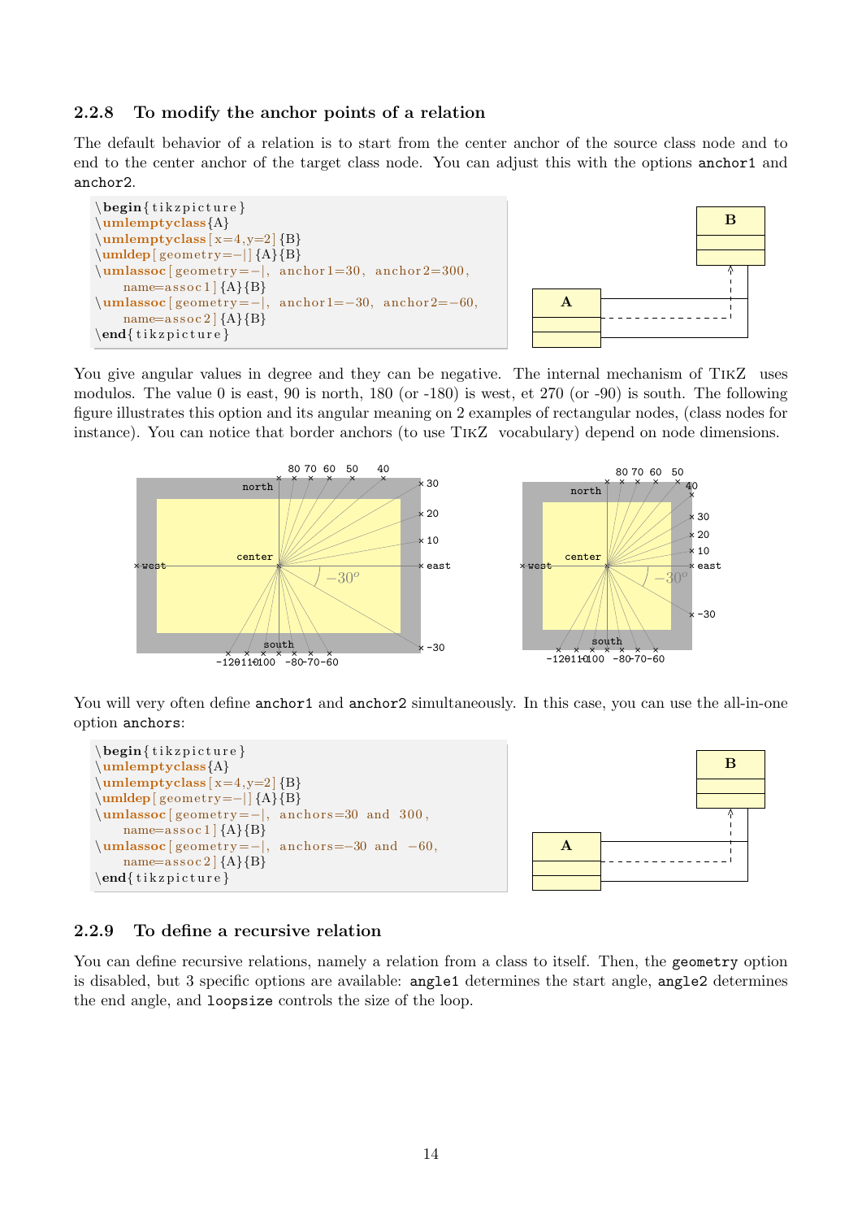### 2.2.8 To modify the anchor points of a relation

The default behavior of a relation is to start from the center anchor of the source class node and to end to the center anchor of the target class node. You can adjust this with the options `anchor1` and `anchor2`.

```
\begin{tikzpicture}
\umlemptyclass{A}
\umlemptyclass[x=4,y=2]{B}
\umldep[geometry=-|]{A}{B}
\umlassoc[geometry=-|, anchor1=30, anchor2=300,
    name=assoc1]{A}{B}
\umlassoc[geometry=-|, anchor1=-30, anchor2=-60,
    name=assoc2]{A}{B}
\end{tikzpicture}
```

You give angular values in degree and they can be negative. The internal mechanism of TikZ uses modulos. The value 0 is east, 90 is north, 180 (or -180) is west, et 270 (or -90) is south. The following figure illustrates this option and its angular meaning on 2 examples of rectangular nodes, (class nodes for instance). You can notice that border anchors (to use TikZ vocabulary) depend on node dimensions.

You will very often define `anchor1` and `anchor2` simultaneously. In this case, you can use the all-in-one option `anchors`:

```
\begin{tikzpicture}
\umlemptyclass{A}
\umlemptyclass[x=4,y=2]{B}
\umldep[geometry=-|]{A}{B}
\umlassoc[geometry=-|, anchors=30 and 300,
    name=assoc1]{A}{B}
\umlassoc[geometry=-|, anchors=-30 and -60,
    name=assoc2]{A}{B}
\end{tikzpicture}
```

### 2.2.9 To define a recursive relation

You can define recursive relations, namely a relation from a class to itself. Then, the `geometry` option is disabled, but 3 specific options are available: `angle1` determines the start angle, `angle2` determines the end angle, and `loopsize` controls the size of the loop.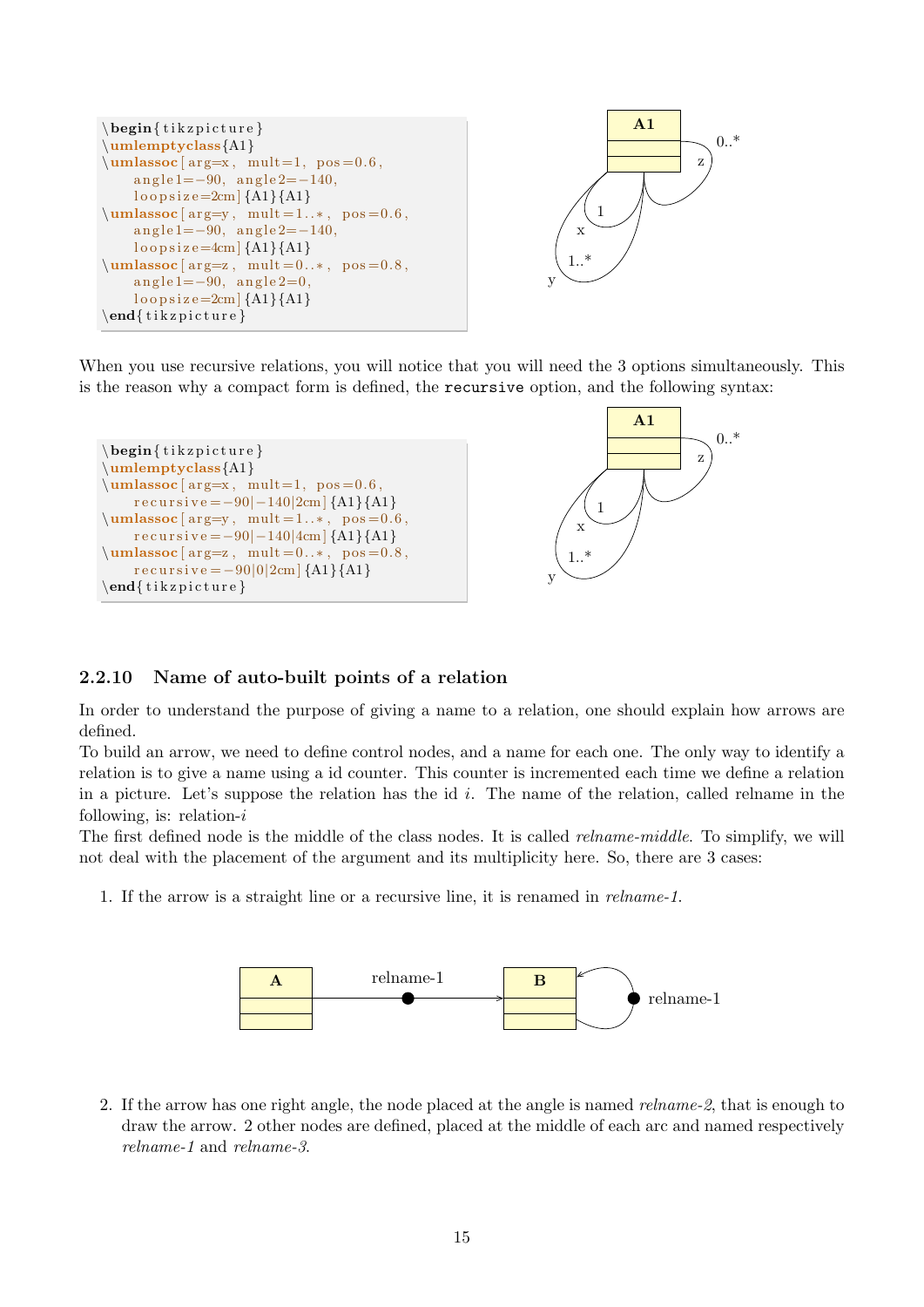```
\begin{tikzpicture}
\umlemptyclass{A1}
\umlassoc[arg=x, mult=1, pos=0.6,
    angle1=-90, angle2=-140,
    loopsize=2cm]{A1}{A1}
\umlassoc[arg=y, mult=1..*, pos=0.6,
    angle1=-90, angle2=-140,
    loopsize=4cm]{A1}{A1}
\umlassoc[arg=z, mult=0..*, pos=0.8,
    angle1=-90, angle2=0,
    loopsize=2cm]{A1}{A1}
\end{tikzpicture}
```

When you use recursive relations, you will notice that you will need the 3 options simultaneously. This is the reason why a compact form is defined, the `recursive` option, and the following syntax:

```
\begin{tikzpicture}
\umlemptyclass{A1}
\umlassoc[arg=x, mult=1, pos=0.6,
    recursive=-90|-140|2cm]{A1}{A1}
\umlassoc[arg=y, mult=1..*, pos=0.6,
    recursive=-90|-140|4cm]{A1}{A1}
\umlassoc[arg=z, mult=0..*, pos=0.8,
    recursive=-90|0|2cm]{A1}{A1}
\end{tikzpicture}
```

### 2.2.10 Name of auto-built points of a relation

In order to understand the purpose of giving a name to a relation, one should explain how arrows are defined.
To build an arrow, we need to define control nodes, and a name for each one. The only way to identify a relation is to give a name using a id counter. This counter is incremented each time we define a relation in a picture. Let's suppose the relation has the id $i$. The name of the relation, called relname in the following, is: relation-$i$
The first defined node is the middle of the class nodes. It is called *relname-middle*. To simplify, we will not deal with the placement of the argument and its multiplicity here. So, there are 3 cases:

1. If the arrow is a straight line or a recursive line, it is renamed in *relname-1*.

2. If the arrow has one right angle, the node placed at the angle is named *relname-2*, that is enough to draw the arrow. 2 other nodes are defined, placed at the middle of each arc and named respectively *relname-1* and *relname-3*.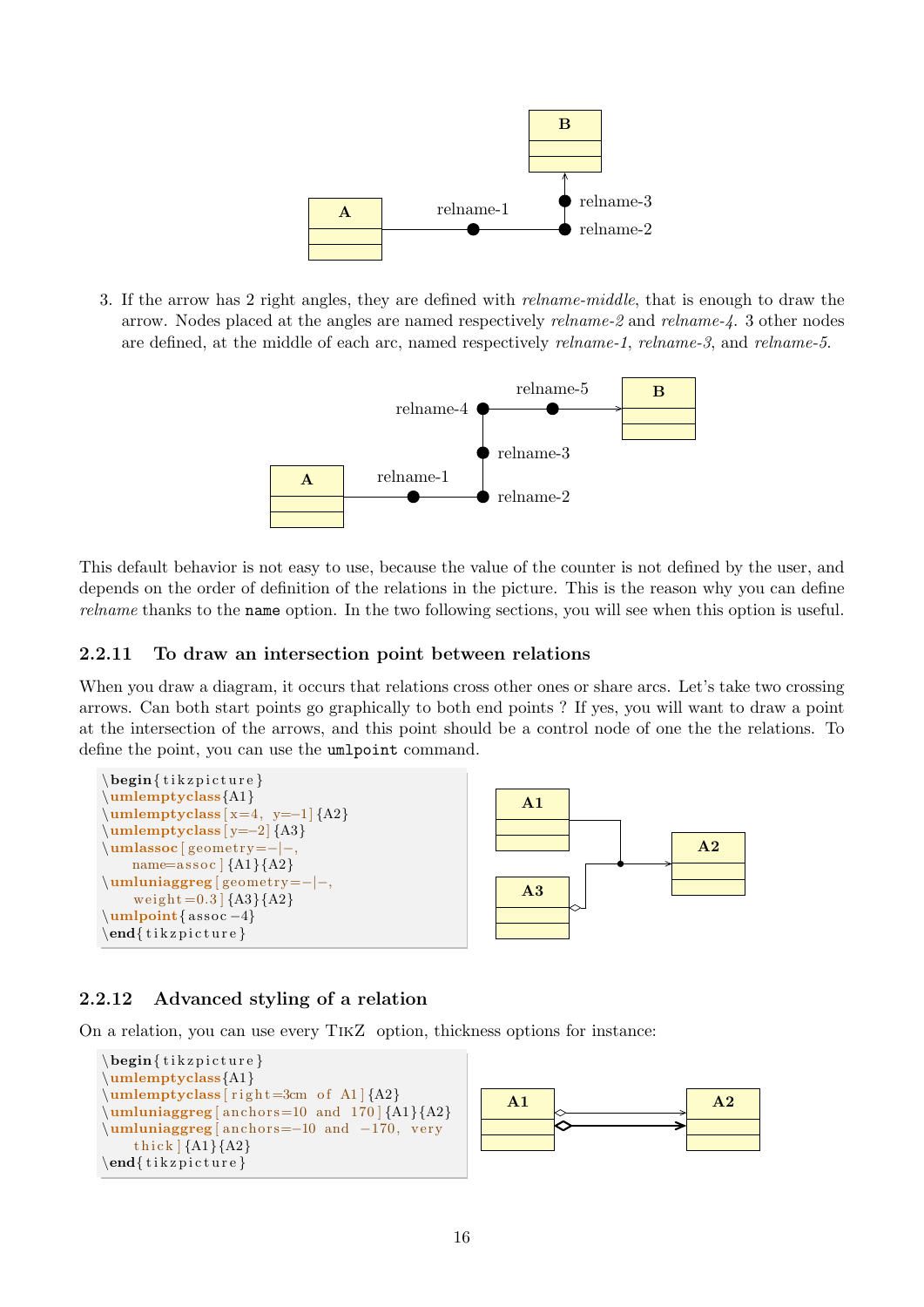3. If the arrow has 2 right angles, they are defined with *relname-middle*, that is enough to draw the arrow. Nodes placed at the angles are named respectively *relname-2* and *relname-4*. 3 other nodes are defined, at the middle of each arc, named respectively *relname-1*, *relname-3*, and *relname-5*.

This default behavior is not easy to use, because the value of the counter is not defined by the user, and depends on the order of definition of the relations in the picture. This is the reason why you can define *relname* thanks to the `name` option. In the two following sections, you will see when this option is useful.

### 2.2.11 To draw an intersection point between relations

When you draw a diagram, it occurs that relations cross other ones or share arcs. Let's take two crossing arrows. Can both start points go graphically to both end points ? If yes, you will want to draw a point at the intersection of the arrows, and this point should be a control node of one the the relations. To define the point, you can use the `umlpoint` command.

```
\begin{tikzpicture}
\umlemptyclass{A1}
\umlemptyclass[x=4, y=-1]{A2}
\umlemptyclass[y=-2]{A3}
\umlassoc[geometry=-|-,
    name=assoc]{A1}{A2}
\umluniaggreg[geometry=-|-,
    weight=0.3]{A3}{A2}
\umlpoint{assoc-4}
\end{tikzpicture}
```

### 2.2.12 Advanced styling of a relation

On a relation, you can use every TikZ option, thickness options for instance:

```
\begin{tikzpicture}
\umlemptyclass{A1}
\umlemptyclass[right=3cm of A1]{A2}
\umluniaggreg[anchors=10 and 170]{A1}{A2}
\umluniaggreg[anchors=-10 and -170, very
    thick]{A1}{A2}
\end{tikzpicture}
```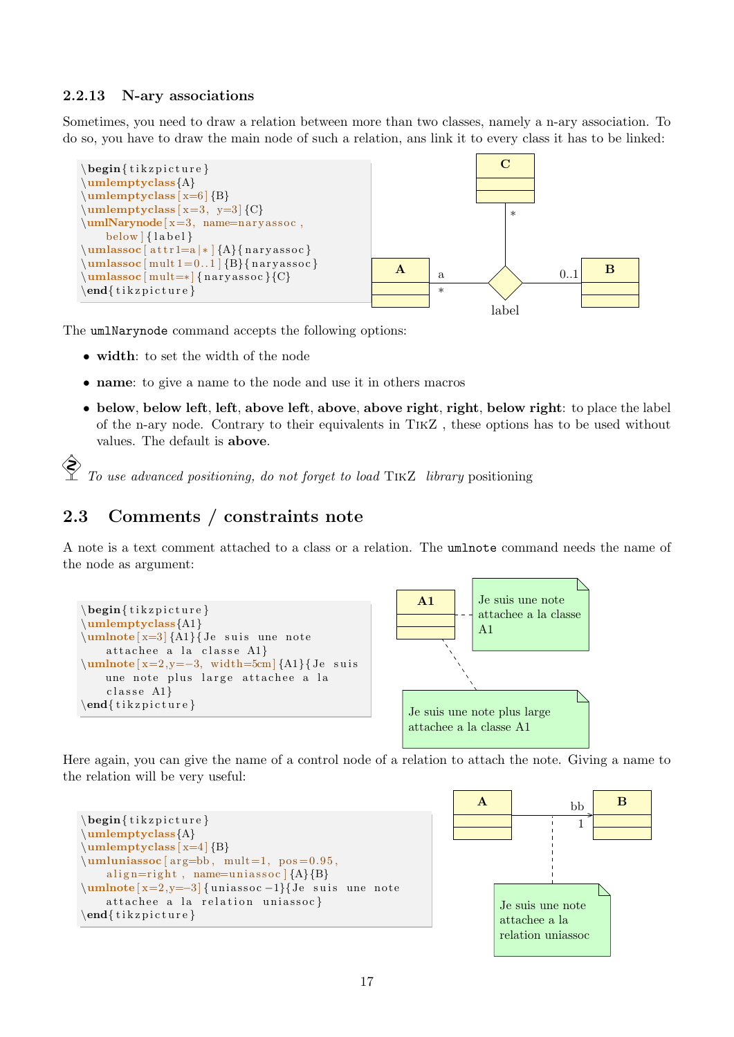### 2.2.13 N-ary associations

Sometimes, you need to draw a relation between more than two classes, namely a n-ary association. To do so, you have to draw the main node of such a relation, ans link it to every class it has to be linked:

```
\begin{tikzpicture}
\umlemptyclass{A}
\umlemptyclass[x=6]{B}
\umlemptyclass[x=3, y=3]{C}
\umlNarynode[x=3, name=naryassoc,
    below]{label}
\umlassoc[attr1=a|*]{A}{naryassoc}
\umlassoc[mult1=0..1]{B}{naryassoc}
\umlassoc[mult=*]{naryassoc}{C}
\end{tikzpicture}
```

The `umlNarynode` command accepts the following options:

- **width**: to set the width of the node
- **name**: to give a name to the node and use it in others macros
- **below**, **below left**, **left**, **above left**, **above**, **above right**, **right**, **below right**: to place the label of the n-ary node. Contrary to their equivalents in TikZ , these options has to be used without values. The default is **above**.

*To use advanced positioning, do not forget to load* TikZ *library* positioning

## 2.3 Comments / constraints note

A note is a text comment attached to a class or a relation. The `umlnote` command needs the name of the node as argument:

```
\begin{tikzpicture}
\umlemptyclass{A1}
\umlnote[x=3]{A1}{Je suis une note
    attachee a la classe A1}
\umlnote[x=2,y=-3, width=5cm]{A1}{Je suis
    une note plus large attachee a la
    classe A1}
\end{tikzpicture}
```

Here again, you can give the name of a control node of a relation to attach the note. Giving a name to the relation will be very useful:

```
\begin{tikzpicture}
\umlemptyclass{A}
\umlemptyclass[x=4]{B}
\umluniassoc[arg=bb, mult=1, pos=0.95,
    align=right, name=uniassoc]{A}{B}
\umlnote[x=2,y=-3]{uniassoc-1}{Je suis une note
    attachee a la relation uniassoc}
\end{tikzpicture}
```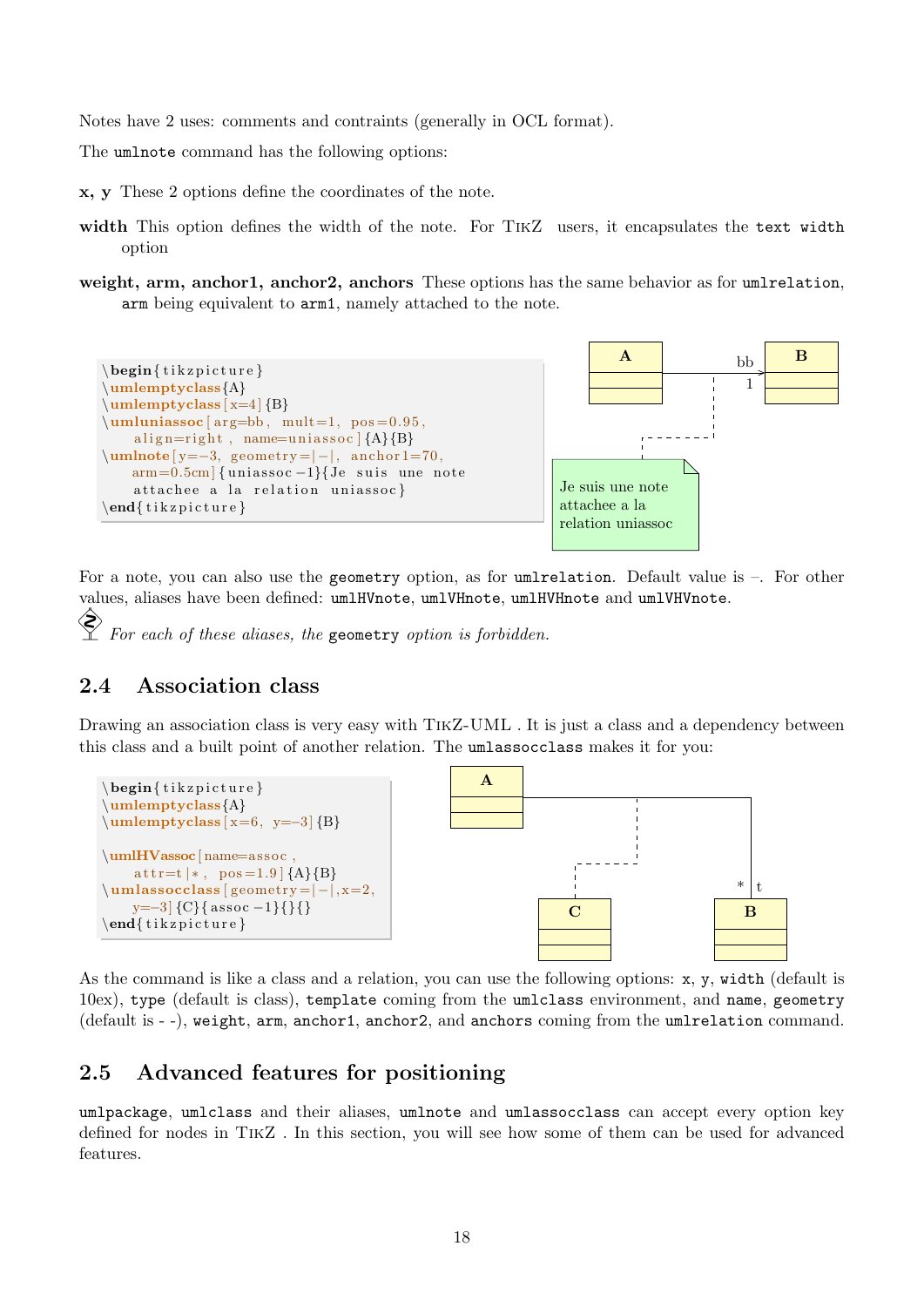Notes have 2 uses: comments and contraints (generally in OCL format).

The `umlnote` command has the following options:

**x, y** These 2 options define the coordinates of the note.

**width** This option defines the width of the note. For TikZ users, it encapsulates the `text width` option

**weight, arm, anchor1, anchor2, anchors** These options has the same behavior as for `umlrelation`, `arm` being equivalent to `arm1`, namely attached to the note.

```
\begin{tikzpicture}
\umlemptyclass{A}
\umlemptyclass[x=4]{B}
\umluniassoc[arg=bb, mult=1, pos=0.95,
    align=right , name=uniassoc]{A}{B}
\umlnote[y=-3, geometry=|-|, anchor1=70,
    arm=0.5cm]{uniassoc-1}{Je suis une note
    attachee a la relation uniassoc}
\end{tikzpicture}
```

For a note, you can also use the `geometry` option, as for `umlrelation`. Default value is –. For other values, aliases have been defined: `umlHVnote`, `umlVHnote`, `umlHVHnote` and `umlVHVnote`.

*For each of these aliases, the* `geometry` *option is forbidden.*

## 2.4 Association class

Drawing an association class is very easy with TikZ-UML . It is just a class and a dependency between this class and a built point of another relation. The `umlassocclass` makes it for you:

```
\begin{tikzpicture}
\umlemptyclass{A}
\umlemptyclass[x=6, y=-3]{B}

\umlHVassoc[name=assoc ,
    attr=t|*, pos=1.9]{A}{B}
\umlassocclass[geometry=|-|,x=2,
    y=-3]{C}{assoc-1}{}{}
\end{tikzpicture}
```

As the command is like a class and a relation, you can use the following options: `x`, `y`, `width` (default is 10ex), `type` (default is class), `template` coming from the `umlclass` environment, and `name`, `geometry` (default is - -), `weight`, `arm`, `anchor1`, `anchor2`, and `anchors` coming from the `umlrelation` command.

## 2.5 Advanced features for positioning

`umlpackage`, `umlclass` and their aliases, `umlnote` and `umlassocclass` can accept every option key defined for nodes in TikZ . In this section, you will see how some of them can be used for advanced features.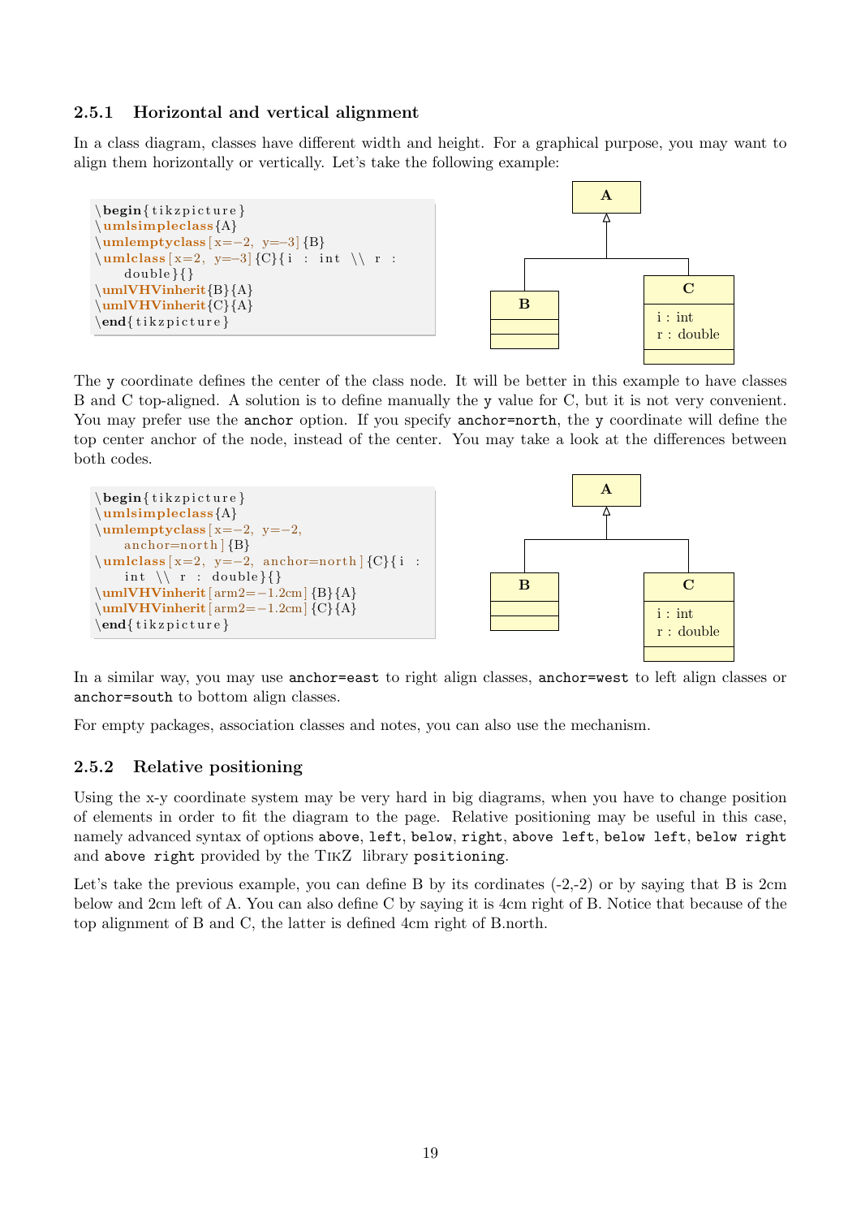### 2.5.1 Horizontal and vertical alignment

In a class diagram, classes have different width and height. For a graphical purpose, you may want to align them horizontally or vertically. Let's take the following example:

```
\begin{tikzpicture}
\umlsimpleclass{A}
\umlemptyclass[x=-2, y=-3]{B}
\umlclass[x=2, y=-3]{C}{i : int \\ r :
    double}{}
\umlVHVinherit{B}{A}
\umlVHVinherit{C}{A}
\end{tikzpicture}
```

The `y` coordinate defines the center of the class node. It will be better in this example to have classes B and C top-aligned. A solution is to define manually the `y` value for C, but it is not very convenient. You may prefer use the `anchor` option. If you specify `anchor=north`, the `y` coordinate will define the top center anchor of the node, instead of the center. You may take a look at the differences between both codes.

```
\begin{tikzpicture}
\umlsimpleclass{A}
\umlemptyclass[x=-2, y=-2,
    anchor=north]{B}
\umlclass[x=2, y=-2, anchor=north]{C}{i :
    int \\ r : double}{}
\umlVHVinherit[arm2=-1.2cm]{B}{A}
\umlVHVinherit[arm2=-1.2cm]{C}{A}
\end{tikzpicture}
```

In a similar way, you may use `anchor=east` to right align classes, `anchor=west` to left align classes or `anchor=south` to bottom align classes.

For empty packages, association classes and notes, you can also use the mechanism.

### 2.5.2 Relative positioning

Using the x-y coordinate system may be very hard in big diagrams, when you have to change position of elements in order to fit the diagram to the page. Relative positioning may be useful in this case, namely advanced syntax of options `above`, `left`, `below`, `right`, `above left`, `below left`, `below right` and `above right` provided by the TikZ library `positioning`.

Let's take the previous example, you can define B by its cordinates (-2,-2) or by saying that B is 2cm below and 2cm left of A. You can also define C by saying it is 4cm right of B. Notice that because of the top alignment of B and C, the latter is defined 4cm right of B.north.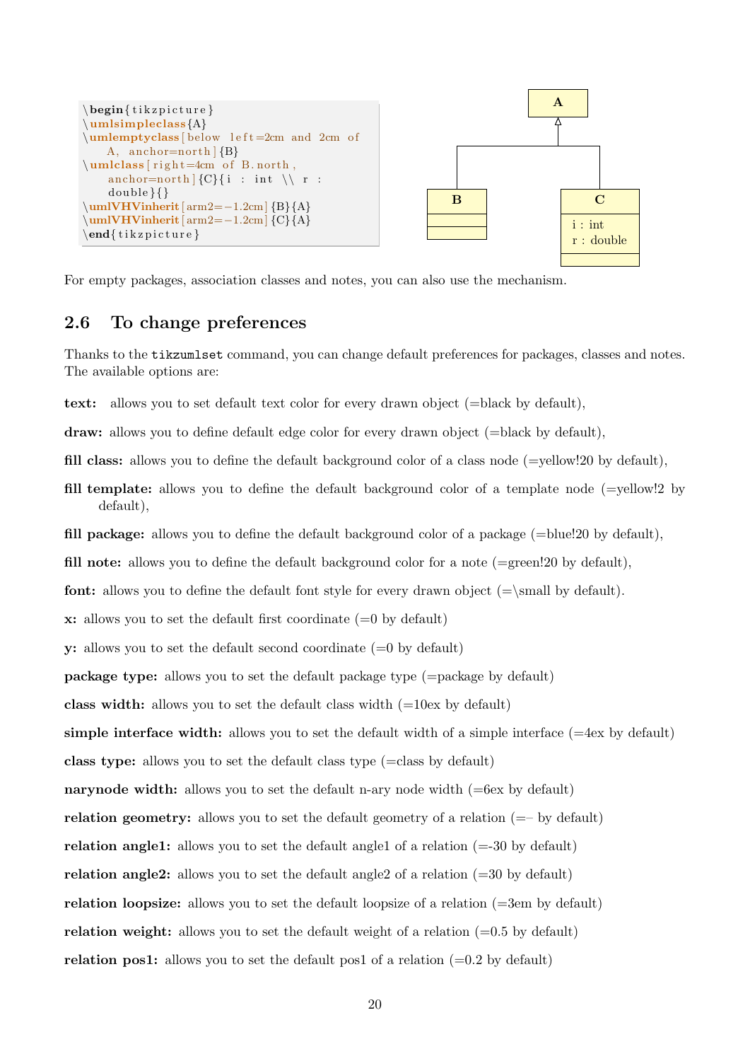```
\begin{tikzpicture}
\umlsimpleclass{A}
\umlemptyclass[below left=2cm and 2cm of
    A, anchor=north]{B}
\umlclass[right=4cm of B.north,
    anchor=north]{C}{i : int \\ r :
    double}{}
\umlVHVinherit[arm2=-1.2cm]{B}{A}
\umlVHVinherit[arm2=-1.2cm]{C}{A}
\end{tikzpicture}
```

For empty packages, association classes and notes, you can also use the mechanism.

## 2.6 To change preferences

Thanks to the `tikzumlset` command, you can change default preferences for packages, classes and notes. The available options are:

**text:** allows you to set default text color for every drawn object (=black by default),

**draw:** allows you to define default edge color for every drawn object (=black by default),

**fill class:** allows you to define the default background color of a class node (=yellow!20 by default),

**fill template:** allows you to define the default background color of a template node (=yellow!2 by default),

**fill package:** allows you to define the default background color of a package (=blue!20 by default),

**fill note:** allows you to define the default background color for a note (=green!20 by default),

**font:** allows you to define the default font style for every drawn object (=\small by default).

**x:** allows you to set the default first coordinate (=0 by default)

**y:** allows you to set the default second coordinate (=0 by default)

**package type:** allows you to set the default package type (=package by default)

**class width:** allows you to set the default class width (=10ex by default)

**simple interface width:** allows you to set the default width of a simple interface (=4ex by default)

**class type:** allows you to set the default class type (=class by default)

**narynode width:** allows you to set the default n-ary node width (=6ex by default)

**relation geometry:** allows you to set the default geometry of a relation (=– by default)

**relation angle1:** allows you to set the default angle1 of a relation (=-30 by default)

**relation angle2:** allows you to set the default angle2 of a relation (=30 by default)

**relation loopsize:** allows you to set the default loopsize of a relation (=3em by default)

**relation weight:** allows you to set the default weight of a relation (=0.5 by default)

**relation pos1:** allows you to set the default pos1 of a relation (=0.2 by default)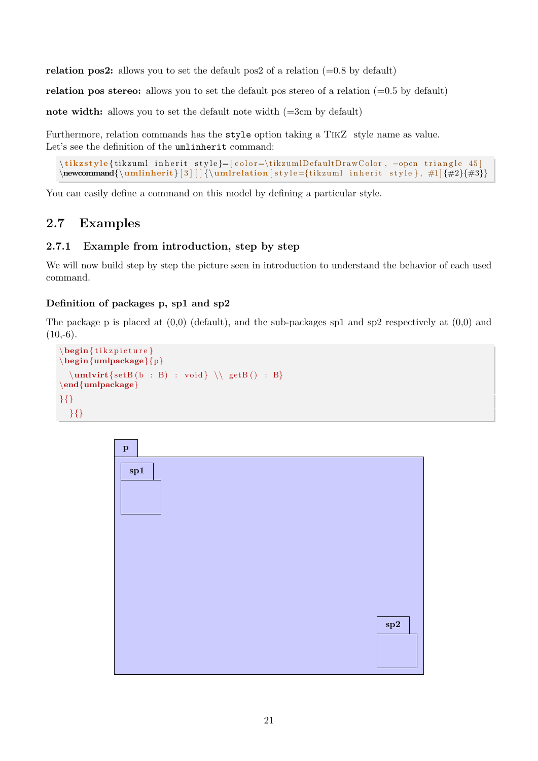**relation pos2:** allows you to set the default pos2 of a relation (=0.8 by default)

**relation pos stereo:** allows you to set the default pos stereo of a relation (=0.5 by default)

**note width:** allows you to set the default note width (=3cm by default)

Furthermore, relation commands has the `style` option taking a TikZ style name as value.
Let's see the definition of the `umlinherit` command:

```
\tikzstyle{tikzuml inherit style}=[color=\tikzumlDefaultDrawColor, -open triangle 45]
\newcommand{\umlinherit}[3][]{\umlrelation[style={tikzuml inherit style}, #1]{#2}{#3}}
```

You can easily define a command on this model by defining a particular style.

## 2.7 Examples

### 2.7.1 Example from introduction, step by step

We will now build step by step the picture seen in introduction to understand the behavior of each used command.

#### Definition of packages p, sp1 and sp2

The package p is placed at (0,0) (default), and the sub-packages sp1 and sp2 respectively at (0,0) and (10,-6).

```
\begin{tikzpicture}
\begin{umlpackage}{p}

  \umlvirt{setB(b : B) : void} \\ getB() : B}
\end{umlpackage}

}{}

  }{}
```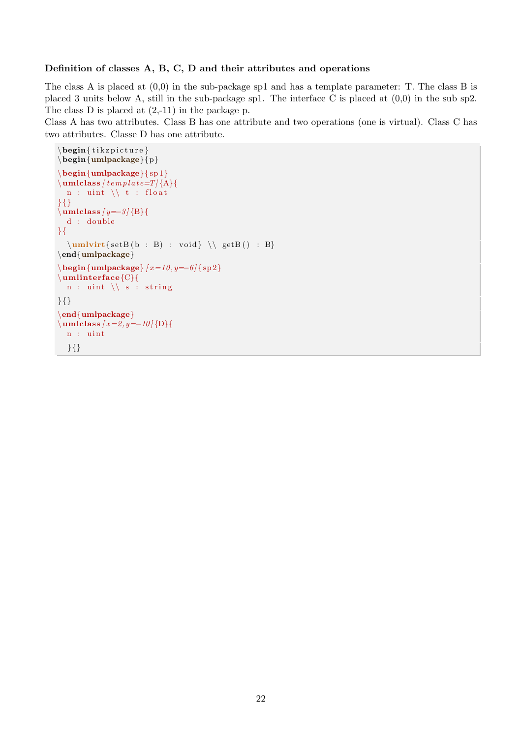**Definition of classes A, B, C, D and their attributes and operations**

The class A is placed at (0,0) in the sub-package sp1 and has a template parameter: T. The class B is placed 3 units below A, still in the sub-package sp1. The interface C is placed at (0,0) in the sub sp2. The class D is placed at (2,-11) in the package p.
Class A has two attributes. Class B has one attribute and two operations (one is virtual). Class C has two attributes. Classe D has one attribute.

```
\begin{tikzpicture}
\begin{umlpackage}{p}
\begin{umlpackage}{sp1}
\umlclass[template=T]{A}{
  n : uint \\ t : float
}{}
\umlclass[y=-3]{B}{
  d : double
}{
  \umlvirt{setB(b : B) : void} \\ getB() : B}
\end{umlpackage}
\begin{umlpackage}[x=10,y=-6]{sp2}
\umlinterface{C}{
  n : uint \\ s : string
}{}
\end{umlpackage}
\umlclass[x=2,y=-10]{D}{
  n : uint
  }{}
```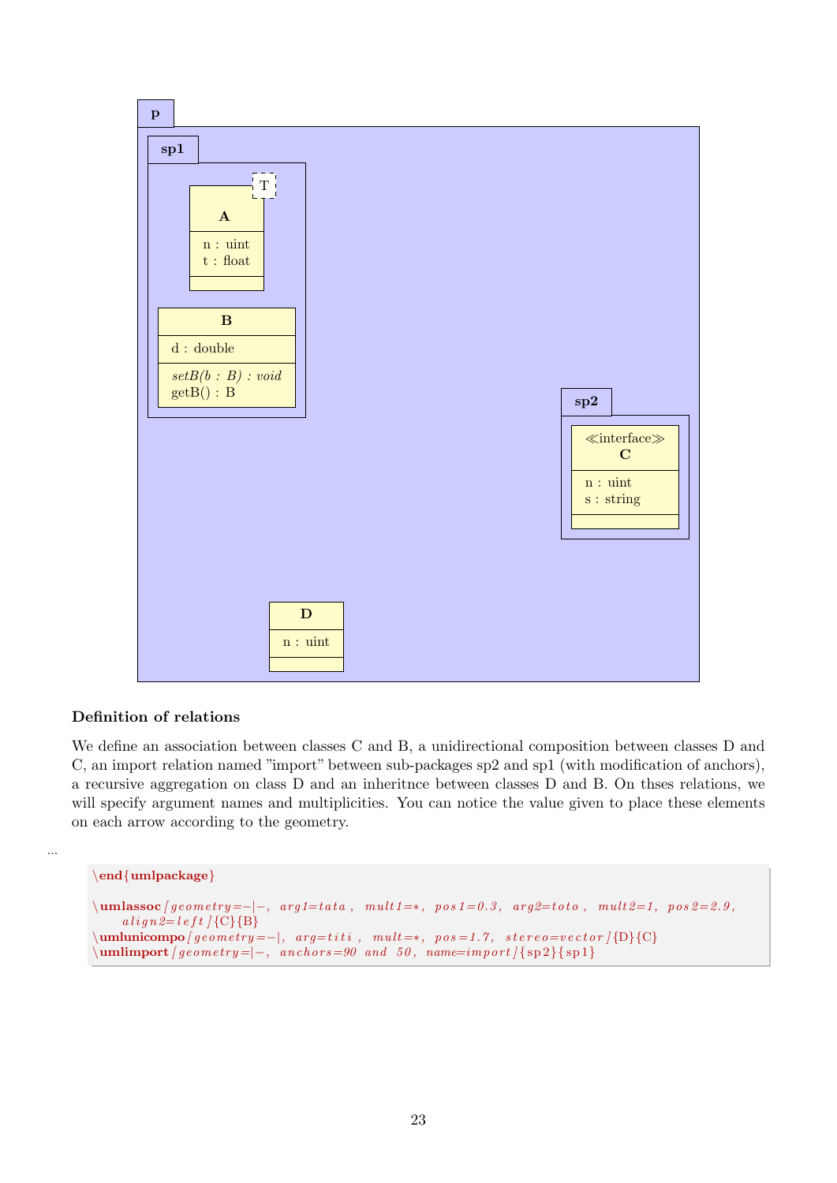p

sp1

T

**A**

n : uint
t : float

**B**

d : double

*setB(b : B) : void*
getB() : B

sp2

≪interface≫
**C**

n : uint
s : string

**D**

n : uint

### Definition of relations

We define an association between classes C and B, a unidirectional composition between classes D and C, an import relation named "import" between sub-packages sp2 and sp1 (with modification of anchors), a recursive aggregation on class D and an inheritnce between classes D and B. On thses relations, we will specify argument names and multiplicities. You can notice the value given to place these elements on each arrow according to the geometry.

...

```
\end{umlpackage}

\umlassoc[geometry=-|-, arg1=tata, mult1=*, pos1=0.3, arg2=toto, mult2=1, pos2=2.9,
    align2=left]{C}{B}
\umlunicompo[geometry=-|, arg=titi, mult=*, pos=1.7, stereo=vector]{D}{C}
\umlimport[geometry=|-, anchors=90 and 50, name=import]{sp2}{sp1}
```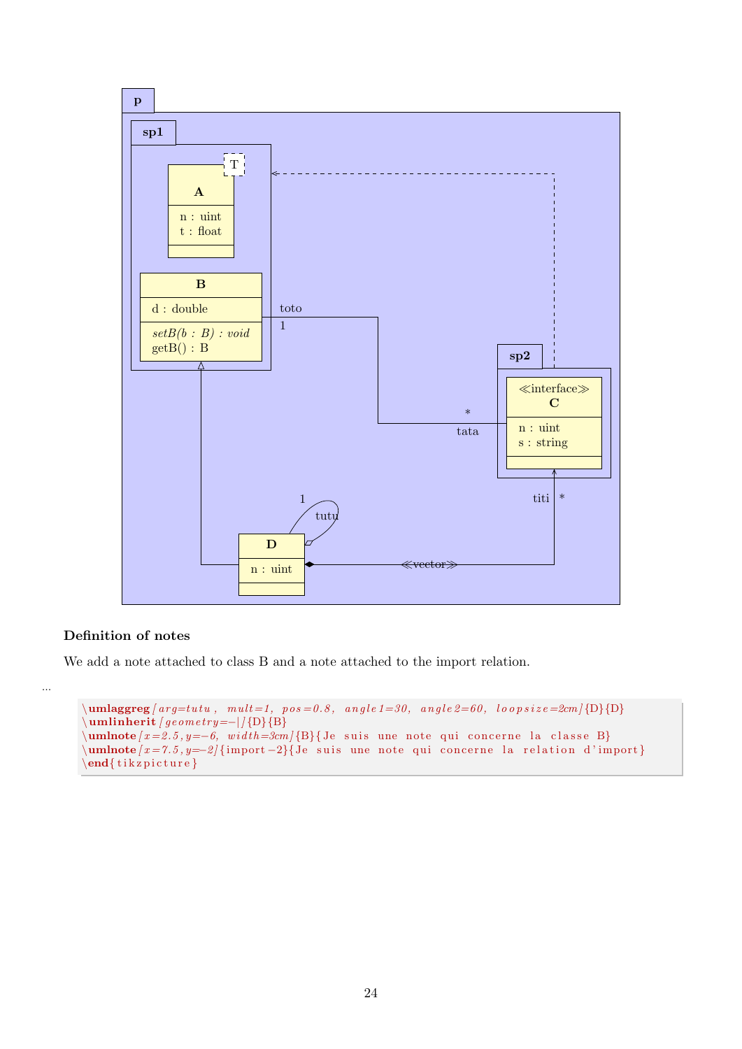**Definition of notes**

We add a note attached to class B and a note attached to the import relation.

...

```
\umlaggreg[arg=tutu, mult=1, pos=0.8, angle1=30, angle2=60, loopsize=2cm]{D}{D}
\umlinherit[geometry=-|]{D}{B}
\umlnote[x=2.5,y=-6, width=3cm]{B}{Je suis une note qui concerne la classe B}
\umlnote[x=7.5,y=-2]{import-2}{Je suis une note qui concerne la relation d'import}
\end{tikzpicture}
```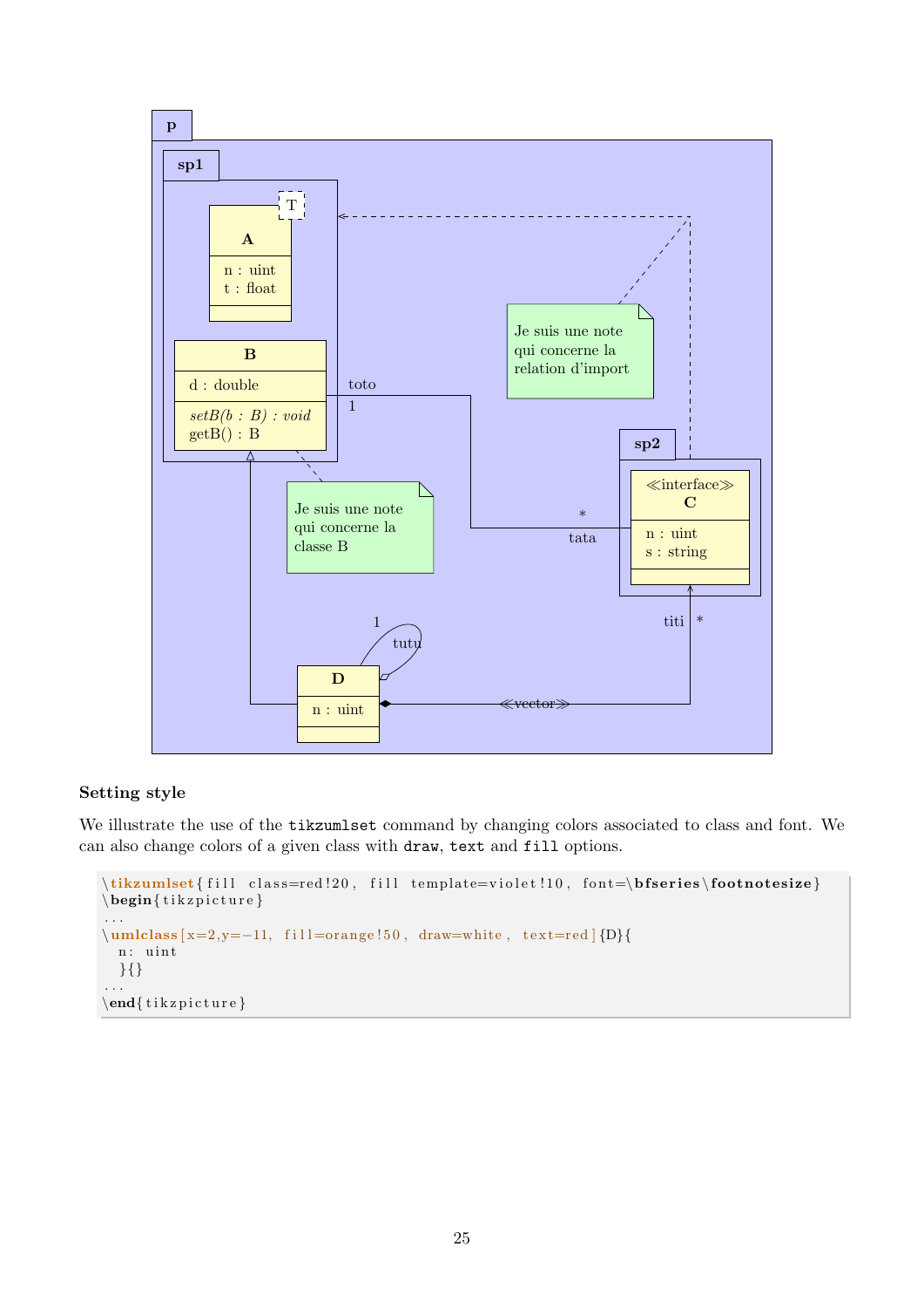### Setting style

We illustrate the use of the `tikzumlset` command by changing colors associated to class and font. We can also change colors of a given class with `draw`, `text` and `fill` options.

```
\tikzumlset{fill class=red!20, fill template=violet!10, font=\bfseries\footnotesize}
\begin{tikzpicture}
...
\umlclass[x=2,y=-11, fill=orange!50, draw=white, text=red]{D}{
  n: uint
  }{}
...
\end{tikzpicture}
```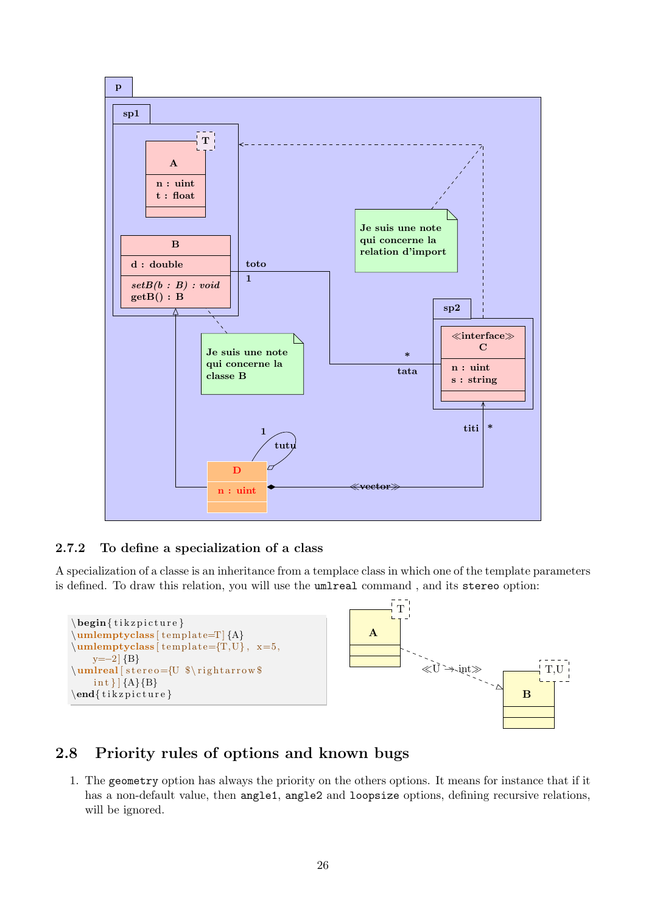### 2.7.2 To define a specialization of a class

A specialization of a classe is an inheritance from a templace class in which one of the template parameters is defined. To draw this relation, you will use the `umlreal` command , and its `stereo` option:

```
\begin{tikzpicture}
\umlemptyclass[template=T]{A}
\umlemptyclass[template={T,U}, x=5,
    y=-2]{B}
\umlreal[stereo={U $\rightarrow$
    int}]{A}{B}
\end{tikzpicture}
```

## 2.8 Priority rules of options and known bugs

1. The `geometry` option has always the priority on the others options. It means for instance that if it has a non-default value, then `angle1`, `angle2` and `loopsize` options, defining recursive relations, will be ignored.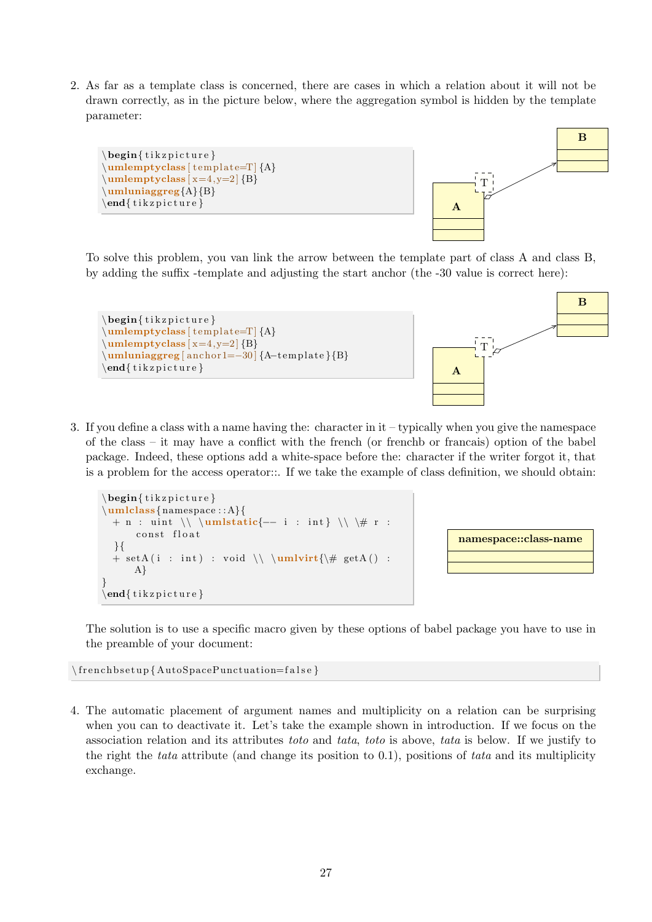2. As far as a template class is concerned, there are cases in which a relation about it will not be drawn correctly, as in the picture below, where the aggregation symbol is hidden by the template parameter:

```
\begin{tikzpicture}
\umlemptyclass[template=T]{A}
\umlemptyclass[x=4,y=2]{B}
\umluniaggreg{A}{B}
\end{tikzpicture}
```

To solve this problem, you van link the arrow between the template part of class A and class B, by adding the suffix -template and adjusting the start anchor (the -30 value is correct here):

```
\begin{tikzpicture}
\umlemptyclass[template=T]{A}
\umlemptyclass[x=4,y=2]{B}
\umluniaggreg[anchor1=-30]{A-template}{B}
\end{tikzpicture}
```

3. If you define a class with a name having the: character in it – typically when you give the namespace of the class – it may have a conflict with the french (or frenchb or francais) option of the babel package. Indeed, these options add a white-space before the: character if the writer forgot it, that is a problem for the access operator::. If we take the example of class definition, we should obtain:

```
\begin{tikzpicture}
\umlclass{namespace::A}{
  + n : uint \\ \umlstatic{-- i : int} \\ \# r :
      const float
  }{
  + setA(i : int) : void \\ \umlvirt{\# getA() :
      A}
}
\end{tikzpicture}
```

The solution is to use a specific macro given by these options of babel package you have to use in the preamble of your document:

```
\frenchbsetup{AutoSpacePunctuation=false}
```

4. The automatic placement of argument names and multiplicity on a relation can be surprising when you can to deactivate it. Let's take the example shown in introduction. If we focus on the association relation and its attributes *toto* and *tata*, *toto* is above, *tata* is below. If we justify to the right the *tata* attribute (and change its position to 0.1), positions of *tata* and its multiplicity exchange.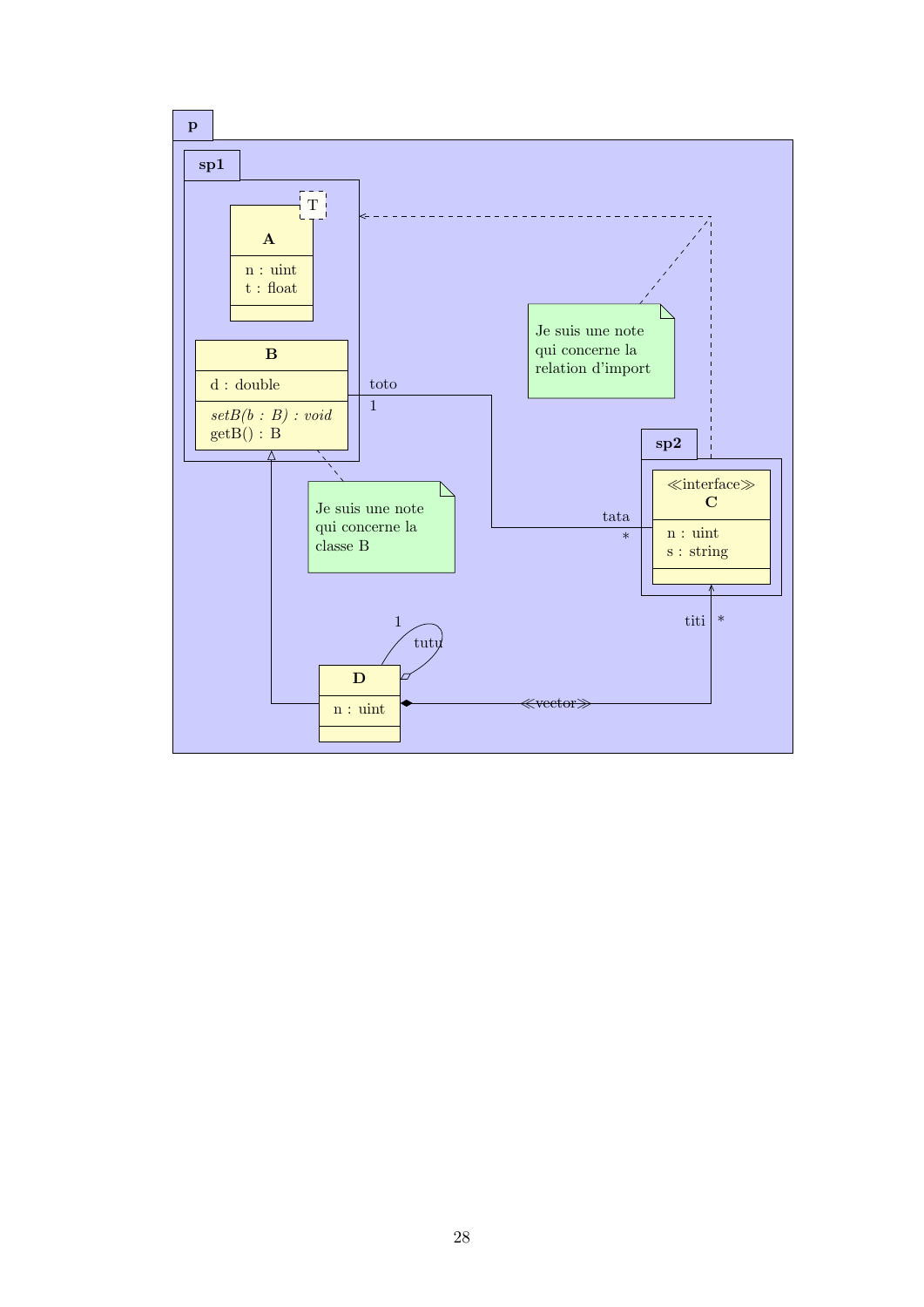**p**

**sp1**

T

**A**

n : uint
t : float

**B**

d : double

*setB(b : B) : void*
getB() : B

toto
1

Je suis une note qui concerne la relation d'import

**sp2**

≪interface≫
**C**

n : uint
s : string

tata
*

Je suis une note qui concerne la classe B

1
tutu

titi *

**D**

n : uint

≪vector≫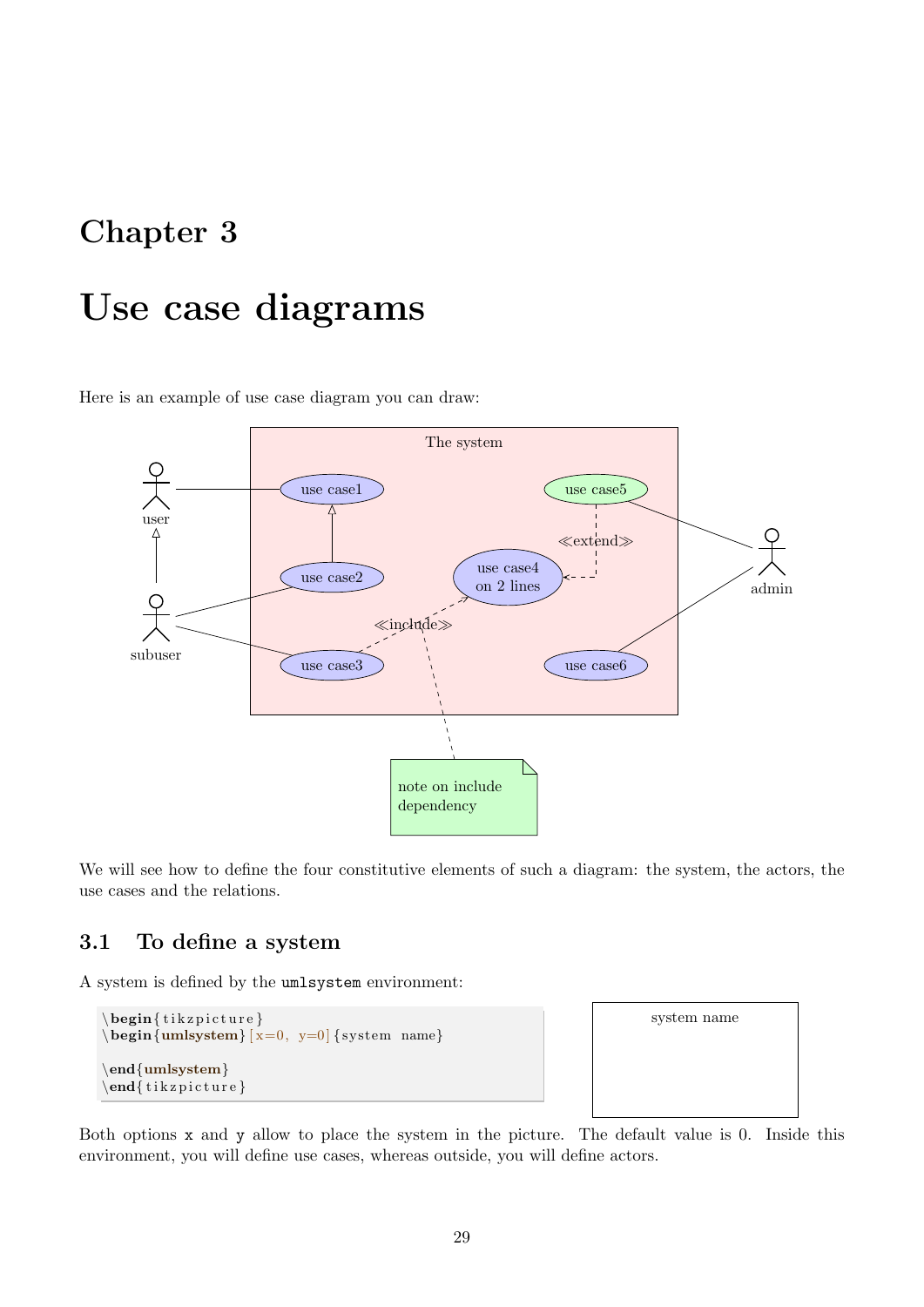# Chapter 3

# Use case diagrams

Here is an example of use case diagram you can draw:

We will see how to define the four constitutive elements of such a diagram: the system, the actors, the use cases and the relations.

## 3.1 To define a system

A system is defined by the `umlsystem` environment:

```
\begin{tikzpicture}
\begin{umlsystem}[x=0, y=0]{system name}

\end{umlsystem}
\end{tikzpicture}
```

Both options `x` and `y` allow to place the system in the picture. The default value is 0. Inside this environment, you will define use cases, whereas outside, you will define actors.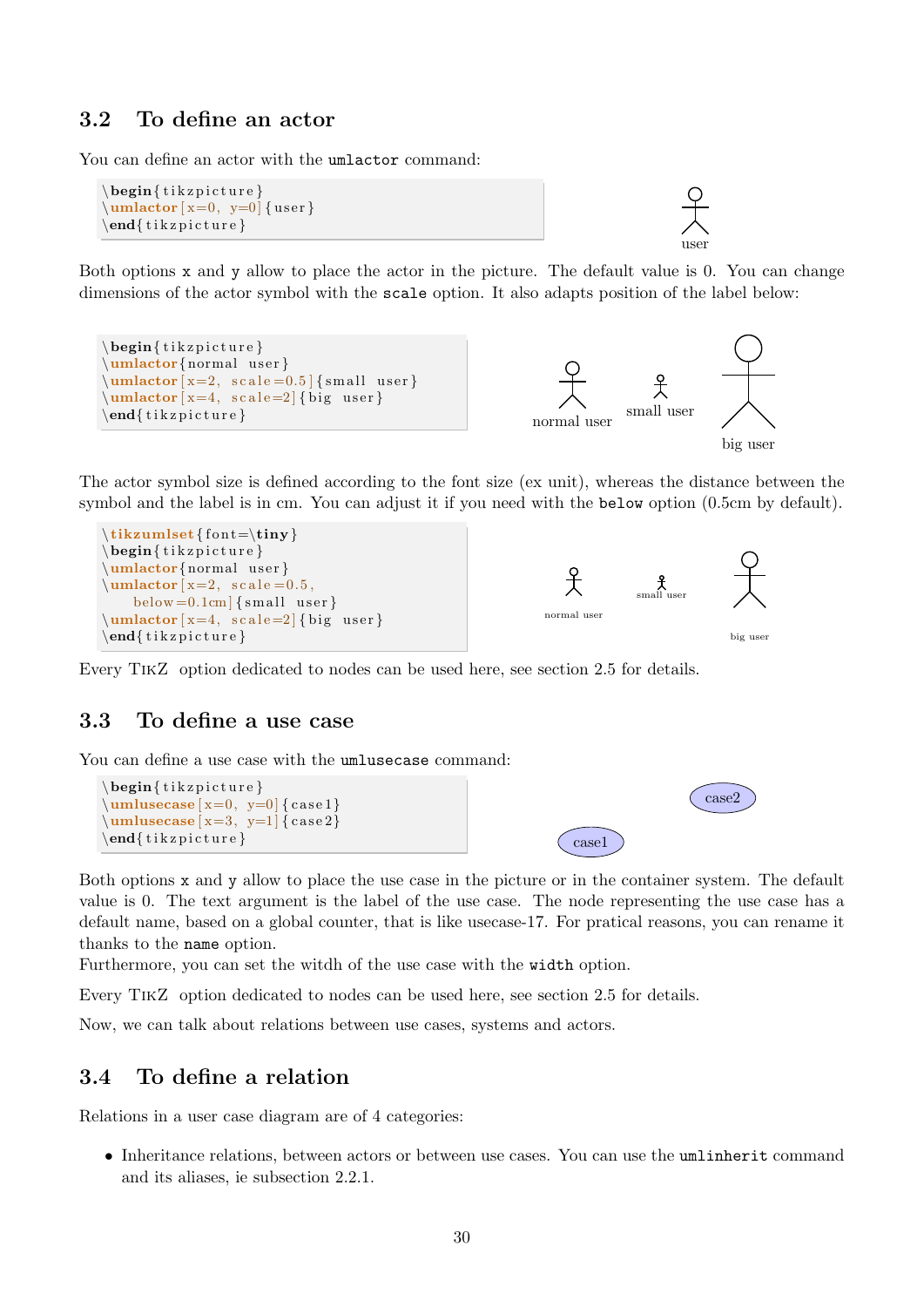## 3.2 To define an actor

You can define an actor with the `umlactor` command:

```
\begin{tikzpicture}
\umlactor[x=0, y=0]{user}
\end{tikzpicture}
```

user

Both options `x` and `y` allow to place the actor in the picture. The default value is 0. You can change dimensions of the actor symbol with the `scale` option. It also adapts position of the label below:

```
\begin{tikzpicture}
\umlactor{normal user}
\umlactor[x=2, scale=0.5]{small user}
\umlactor[x=4, scale=2]{big user}
\end{tikzpicture}
```

normal user small user big user

The actor symbol size is defined according to the font size (ex unit), whereas the distance between the symbol and the label is in cm. You can adjust it if you need with the `below` option (0.5cm by default).

```
\tikzumlset{font=\tiny}
\begin{tikzpicture}
\umlactor{normal user}
\umlactor[x=2, scale=0.5,
    below=0.1cm]{small user}
\umlactor[x=4, scale=2]{big user}
\end{tikzpicture}
```

normal user small user big user

Every TikZ option dedicated to nodes can be used here, see section 2.5 for details.

## 3.3 To define a use case

You can define a use case with the `umlusecase` command:

```
\begin{tikzpicture}
\umlusecase[x=0, y=0]{case1}
\umlusecase[x=3, y=1]{case2}
\end{tikzpicture}
```

case2

case1

Both options `x` and `y` allow to place the use case in the picture or in the container system. The default value is 0. The text argument is the label of the use case. The node representing the use case has a default name, based on a global counter, that is like usecase-17. For pratical reasons, you can rename it thanks to the `name` option.
Furthermore, you can set the witdh of the use case with the `width` option.

Every TikZ option dedicated to nodes can be used here, see section 2.5 for details.

Now, we can talk about relations between use cases, systems and actors.

## 3.4 To define a relation

Relations in a user case diagram are of 4 categories:

- Inheritance relations, between actors or between use cases. You can use the `umlinherit` command and its aliases, ie subsection 2.2.1.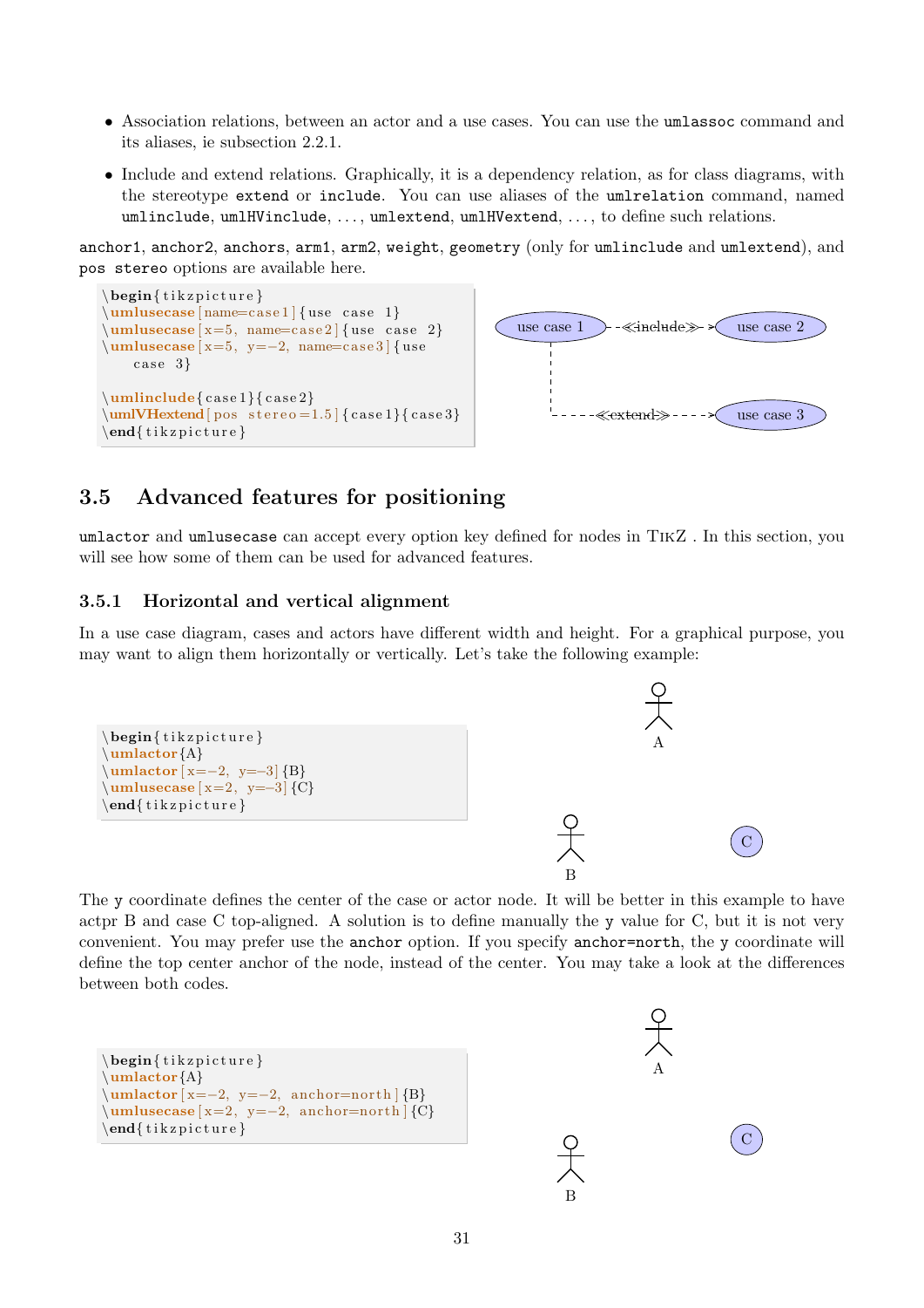- Association relations, between an actor and a use cases. You can use the `umlassoc` command and its aliases, ie subsection 2.2.1.
- Include and extend relations. Graphically, it is a dependency relation, as for class diagrams, with the stereotype `extend` or `include`. You can use aliases of the `umlrelation` command, named `umlinclude`, `umlHVinclude`, ..., `umlextend`, `umlHVextend`, ..., to define such relations.

`anchor1`, `anchor2`, `anchors`, `arm1`, `arm2`, `weight`, `geometry` (only for `umlinclude` and `umlextend`), and `pos stereo` options are available here.

```
\begin{tikzpicture}
\umlusecase[name=case1]{use case 1}
\umlusecase[x=5, name=case2]{use case 2}
\umlusecase[x=5, y=-2, name=case3]{use
    case 3}

\umlinclude{case1}{case2}
\umlVHextend[pos stereo=1.5]{case1}{case3}
\end{tikzpicture}
```

## 3.5 Advanced features for positioning

`umlactor` and `umlusecase` can accept every option key defined for nodes in TikZ . In this section, you will see how some of them can be used for advanced features.

### 3.5.1 Horizontal and vertical alignment

In a use case diagram, cases and actors have different width and height. For a graphical purpose, you may want to align them horizontally or vertically. Let's take the following example:

```
\begin{tikzpicture}
\umlactor{A}
\umlactor[x=-2, y=-3]{B}
\umlusecase[x=2, y=-3]{C}
\end{tikzpicture}
```

The `y` coordinate defines the center of the case or actor node. It will be better in this example to have actpr B and case C top-aligned. A solution is to define manually the `y` value for C, but it is not very convenient. You may prefer use the `anchor` option. If you specify `anchor=north`, the `y` coordinate will define the top center anchor of the node, instead of the center. You may take a look at the differences between both codes.

```
\begin{tikzpicture}
\umlactor{A}
\umlactor[x=-2, y=-2, anchor=north]{B}
\umlusecase[x=2, y=-2, anchor=north]{C}
\end{tikzpicture}
```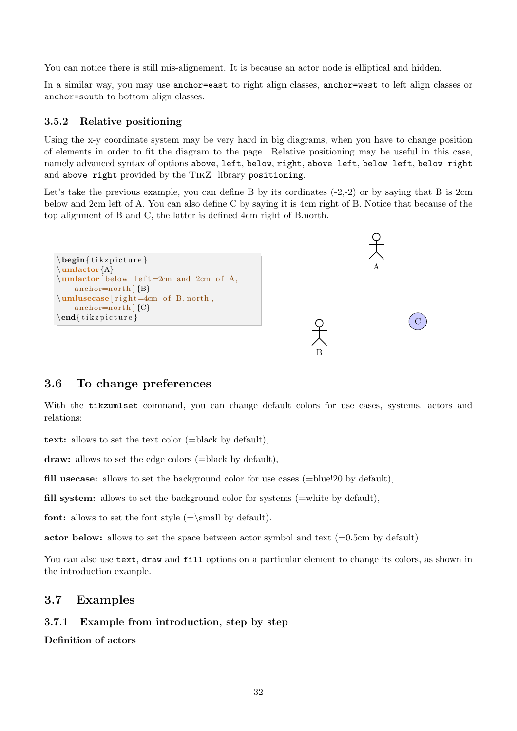You can notice there is still mis-alignement. It is because an actor node is elliptical and hidden.

In a similar way, you may use `anchor=east` to right align classes, `anchor=west` to left align classes or `anchor=south` to bottom align classes.

### 3.5.2 Relative positioning

Using the x-y coordinate system may be very hard in big diagrams, when you have to change position of elements in order to fit the diagram to the page. Relative positioning may be useful in this case, namely advanced syntax of options `above`, `left`, `below`, `right`, `above left`, `below left`, `below right` and `above right` provided by the TikZ library `positioning`.

Let's take the previous example, you can define B by its cordinates (-2,-2) or by saying that B is 2cm below and 2cm left of A. You can also define C by saying it is 4cm right of B. Notice that because of the top alignment of B and C, the latter is defined 4cm right of B.north.

```
\begin{tikzpicture}
\umlactor{A}
\umlactor[below left=2cm and 2cm of A,
    anchor=north]{B}
\umlusecase[right=4cm of B.north,
    anchor=north]{C}
\end{tikzpicture}
```

## 3.6 To change preferences

With the `tikzumlset` command, you can change default colors for use cases, systems, actors and relations:

**text:** allows to set the text color (=black by default),

**draw:** allows to set the edge colors (=black by default),

**fill usecase:** allows to set the background color for use cases (=blue!20 by default),

**fill system:** allows to set the background color for systems (=white by default),

**font:** allows to set the font style (=\small by default).

**actor below:** allows to set the space between actor symbol and text (=0.5cm by default)

You can also use `text`, `draw` and `fill` options on a particular element to change its colors, as shown in the introduction example.

## 3.7 Examples

### 3.7.1 Example from introduction, step by step

**Definition of actors**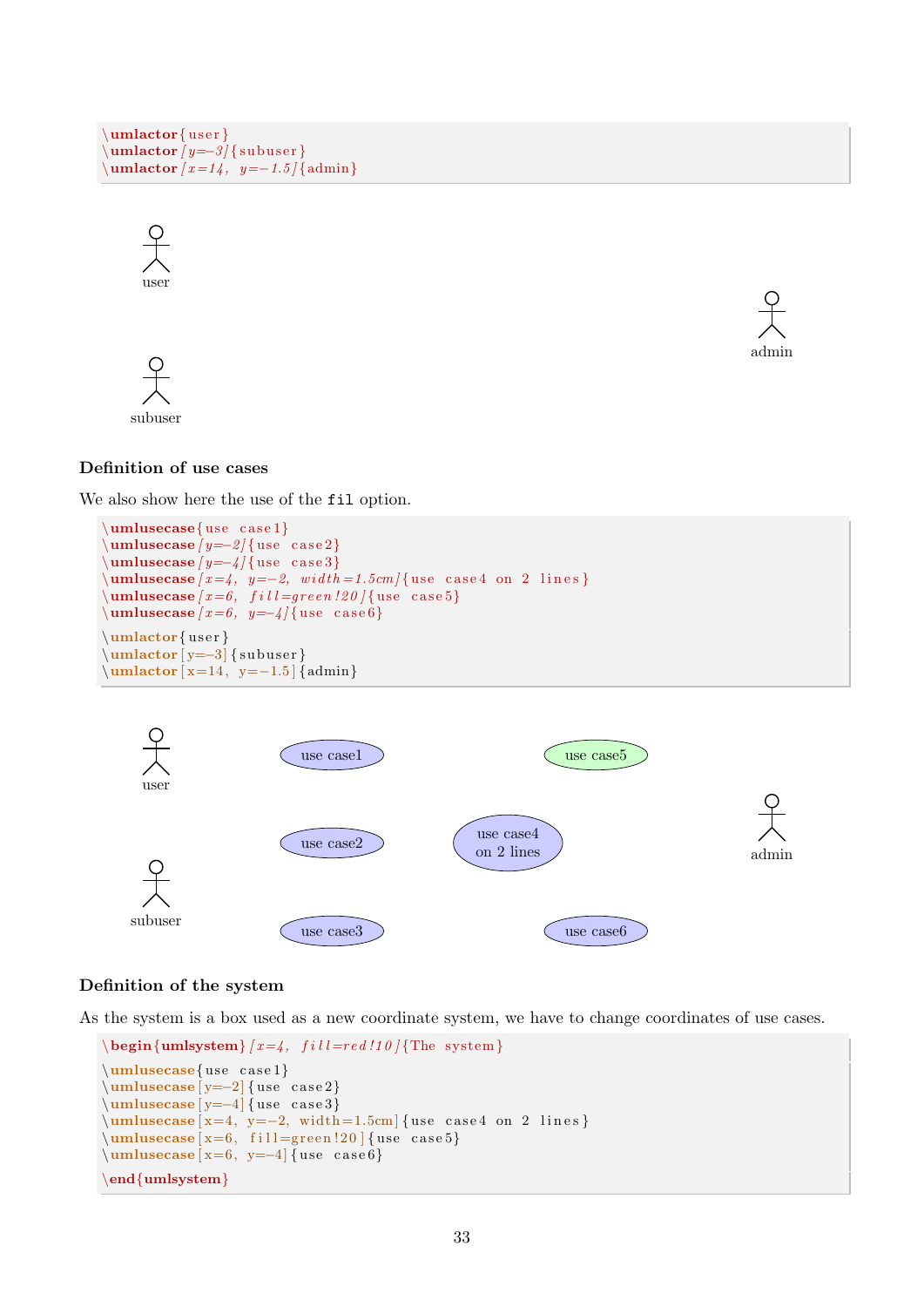```
\umlactor{user}
\umlactor[y=-3]{subuser}
\umlactor[x=14, y=-1.5]{admin}
```

user

admin

subuser

### Definition of use cases

We also show here the use of the `fil` option.

```
\umlusecase{use case1}
\umlusecase[y=-2]{use case2}
\umlusecase[y=-4]{use case3}
\umlusecase[x=4, y=-2, width=1.5cm]{use case4 on 2 lines}
\umlusecase[x=6, fill=green!20]{use case5}
\umlusecase[x=6, y=-4]{use case6}

\umlactor{user}
\umlactor[y=-3]{subuser}
\umlactor[x=14, y=-1.5]{admin}
```

user   use case1   use case5

use case2   use case4 on 2 lines   admin

subuser

use case3   use case6

### Definition of the system

As the system is a box used as a new coordinate system, we have to change coordinates of use cases.

```
\begin{umlsystem}[x=4, fill=red!10]{The system}

\umlusecase{use case1}
\umlusecase[y=-2]{use case2}
\umlusecase[y=-4]{use case3}
\umlusecase[x=4, y=-2, width=1.5cm]{use case4 on 2 lines}
\umlusecase[x=6, fill=green!20]{use case5}
\umlusecase[x=6, y=-4]{use case6}

\end{umlsystem}
```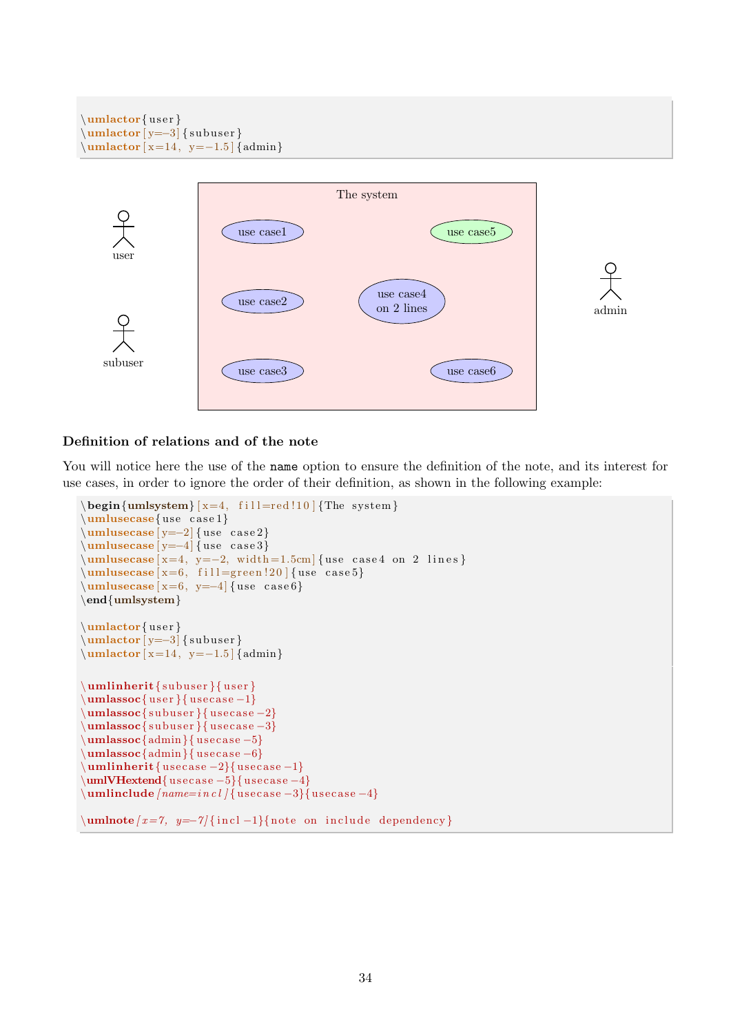```
\umlactor{user}
\umlactor[y=-3]{subuser}
\umlactor[x=14, y=-1.5]{admin}
```

### Definition of relations and of the note

You will notice here the use of the `name` option to ensure the definition of the note, and its interest for use cases, in order to ignore the order of their definition, as shown in the following example:

```
\begin{umlsystem}[x=4, fill=red!10]{The system}
\umlusecase{use case1}
\umlusecase[y=-2]{use case2}
\umlusecase[y=-4]{use case3}
\umlusecase[x=4, y=-2, width=1.5cm]{use case4 on 2 lines}
\umlusecase[x=6, fill=green!20]{use case5}
\umlusecase[x=6, y=-4]{use case6}
\end{umlsystem}

\umlactor{user}
\umlactor[y=-3]{subuser}
\umlactor[x=14, y=-1.5]{admin}

\umlinherit{subuser}{user}
\umlassoc{user}{usecase-1}
\umlassoc{subuser}{usecase-2}
\umlassoc{subuser}{usecase-3}
\umlassoc{admin}{usecase-5}
\umlassoc{admin}{usecase-6}
\umlinherit{usecase-2}{usecase-1}
\umlVHextend{usecase-5}{usecase-4}
\umlinclude[name=incl]{usecase-3}{usecase-4}

\umlnote[x=7, y=-7]{incl-1}{note on include dependency}
```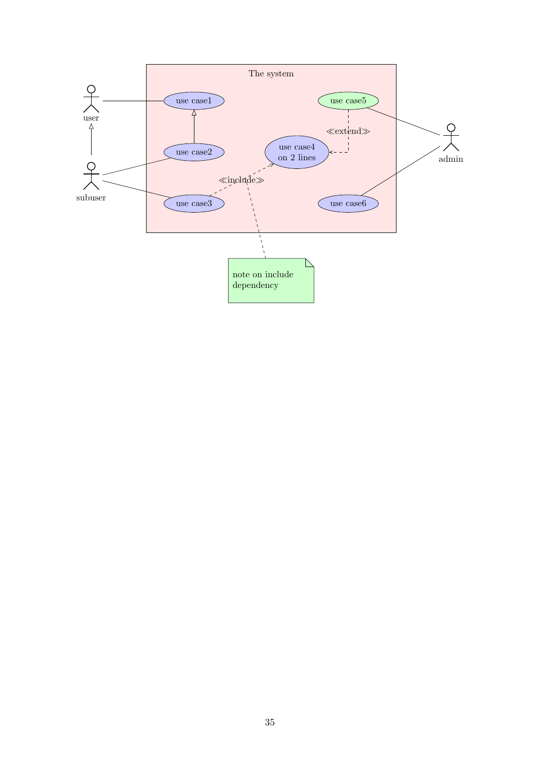The system

use case1

use case2

use case3

use case4
on 2 lines

use case5

use case6

≪extend≫

≪include≫

user

subuser

admin

note on include
dependency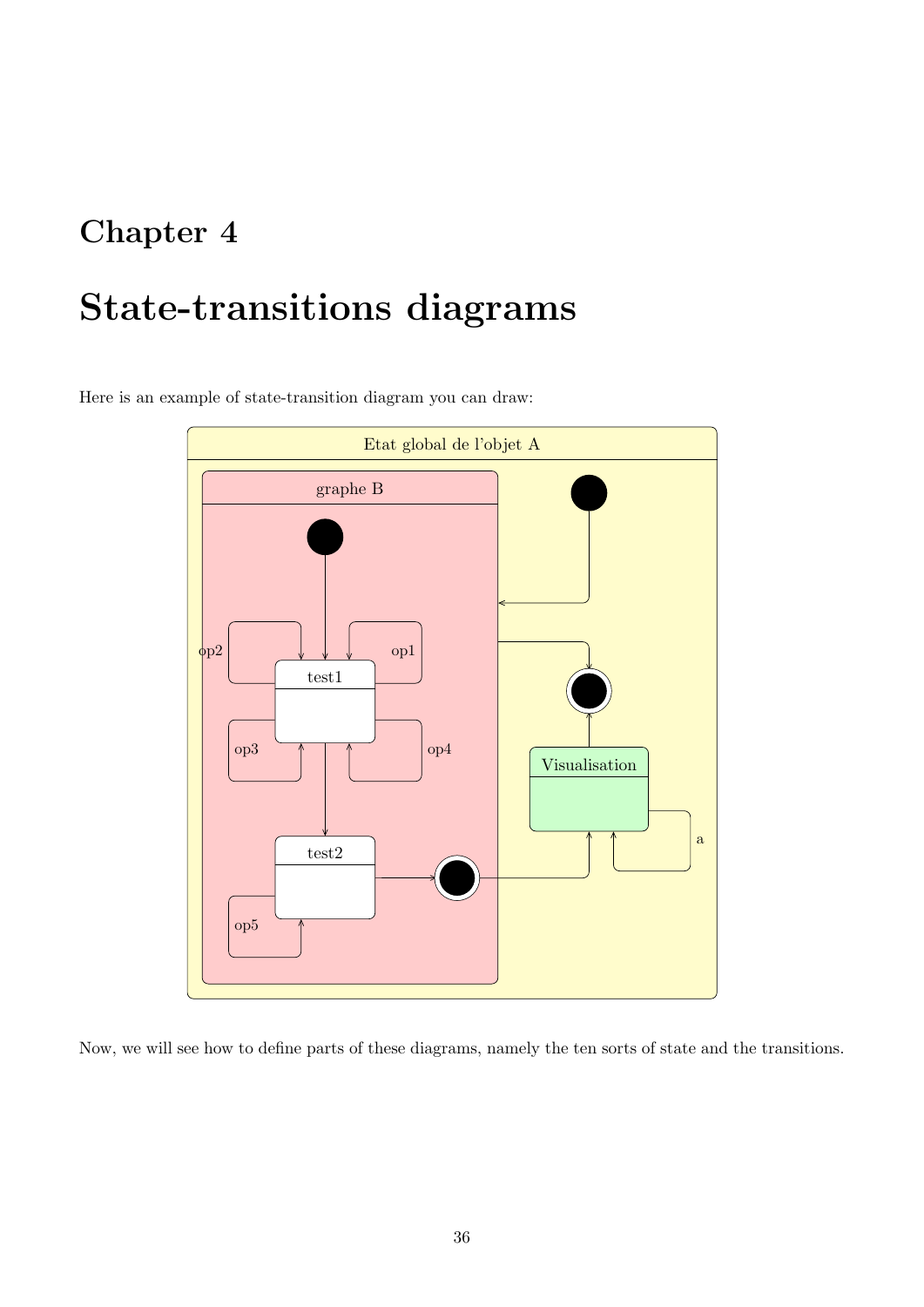# Chapter 4

# State-transitions diagrams

Here is an example of state-transition diagram you can draw:

Etat global de l'objet A

graphe B

op2 op1

test1

op3 op4

Visualisation

a

test2

op5

Now, we will see how to define parts of these diagrams, namely the ten sorts of state and the transitions.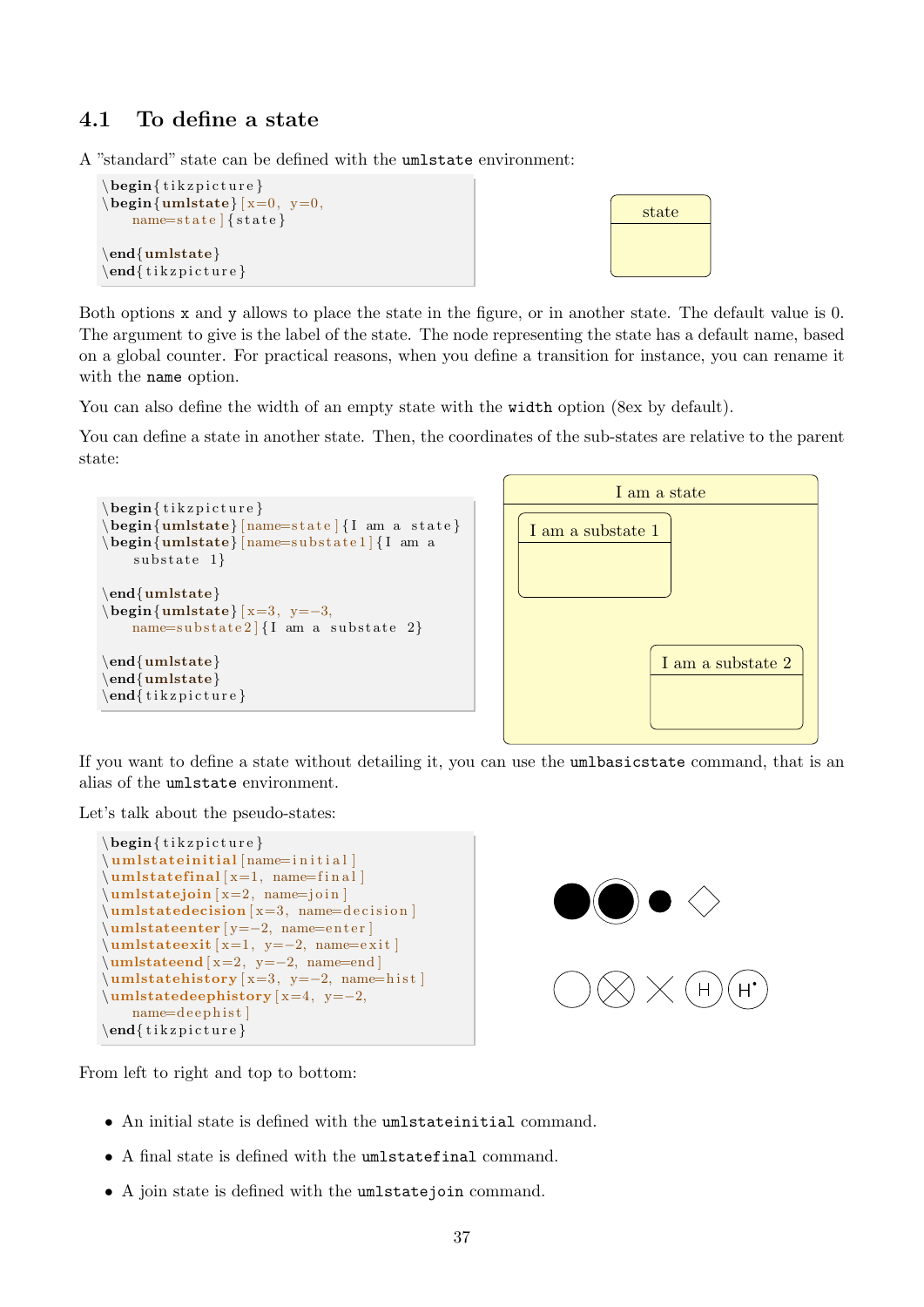## 4.1 To define a state

A "standard" state can be defined with the umlstate environment:

```
\begin{tikzpicture}
\begin{umlstate}[x=0, y=0,
    name=state]{state}

\end{umlstate}
\end{tikzpicture}
```

Both options x and y allows to place the state in the figure, or in another state. The default value is 0. The argument to give is the label of the state. The node representing the state has a default name, based on a global counter. For practical reasons, when you define a transition for instance, you can rename it with the name option.

You can also define the width of an empty state with the width option (8ex by default).

You can define a state in another state. Then, the coordinates of the sub-states are relative to the parent state:

```
\begin{tikzpicture}
\begin{umlstate}[name=state]{I am a state}
\begin{umlstate}[name=substate1]{I am a
    substate 1}

\end{umlstate}
\begin{umlstate}[x=3, y=-3,
    name=substate2]{I am a substate 2}

\end{umlstate}
\end{umlstate}
\end{tikzpicture}
```

If you want to define a state without detailing it, you can use the umlbasicstate command, that is an alias of the umlstate environment.

Let's talk about the pseudo-states:

```
\begin{tikzpicture}
\umlstateinitial[name=initial]
\umlstatefinal[x=1, name=final]
\umlstatejoin[x=2, name=join]
\umlstatedecision[x=3, name=decision]
\umlstateenter[y=-2, name=enter]
\umlstateexit[x=1, y=-2, name=exit]
\umlstateend[x=2, y=-2, name=end]
\umlstatehistory[x=3, y=-2, name=hist]
\umlstatedeephistory[x=4, y=-2,
    name=deephist]
\end{tikzpicture}
```

From left to right and top to bottom:

- An initial state is defined with the umlstateinitial command.
- A final state is defined with the umlstatefinal command.
- A join state is defined with the umlstatejoin command.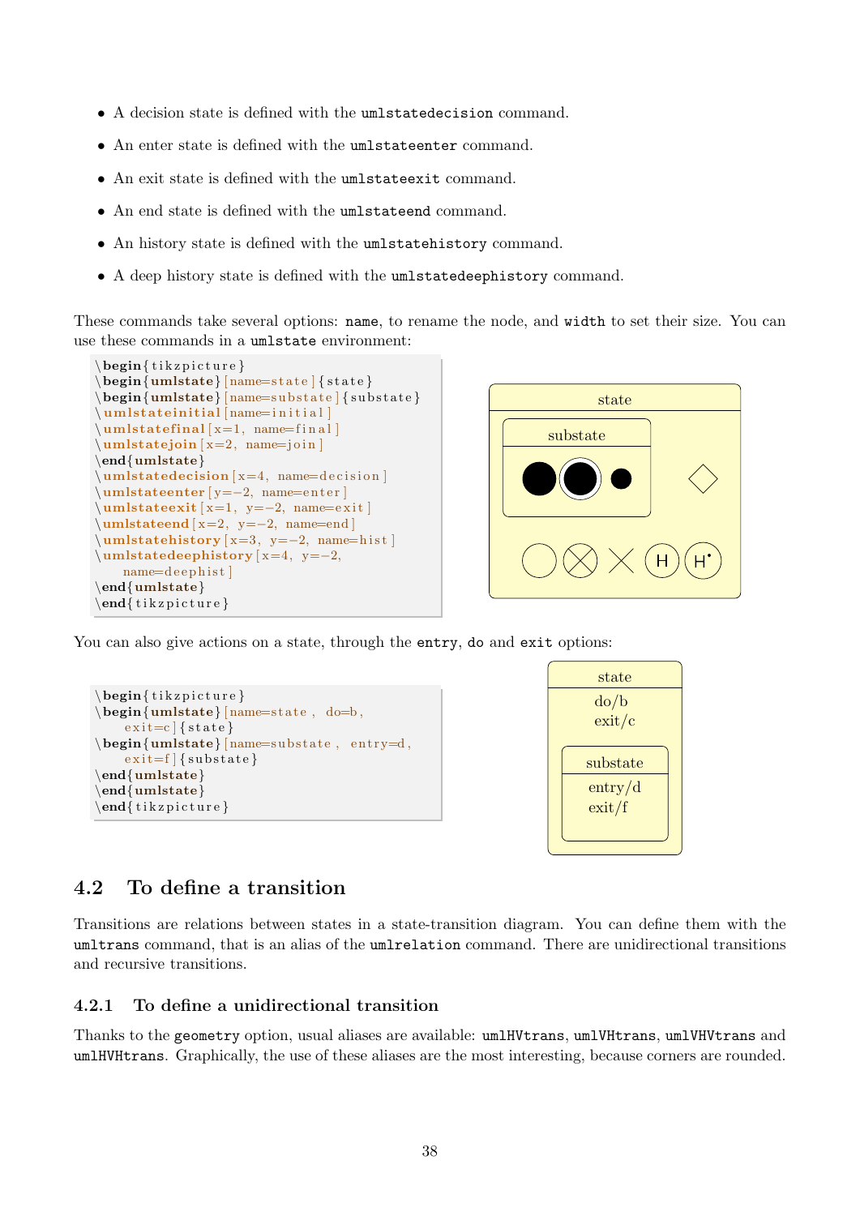- A decision state is defined with the `umlstatedecision` command.
- An enter state is defined with the `umlstateenter` command.
- An exit state is defined with the `umlstateexit` command.
- An end state is defined with the `umlstateend` command.
- An history state is defined with the `umlstatehistory` command.
- A deep history state is defined with the `umlstatedeephistory` command.

These commands take several options: `name`, to rename the node, and `width` to set their size. You can use these commands in a `umlstate` environment:

```
\begin{tikzpicture}
\begin{umlstate}[name=state]{state}
\begin{umlstate}[name=substate]{substate}
\umlstateinitial[name=initial]
\umlstatefinal[x=1, name=final]
\umlstatejoin[x=2, name=join]
\end{umlstate}
\umlstatedecision[x=4, name=decision]
\umlstateenter[y=-2, name=enter]
\umlstateexit[x=1, y=-2, name=exit]
\umlstateend[x=2, y=-2, name=end]
\umlstatehistory[x=3, y=-2, name=hist]
\umlstatedeephistory[x=4, y=-2,
    name=deephist]
\end{umlstate}
\end{tikzpicture}
```

You can also give actions on a state, through the `entry`, `do` and `exit` options:

```
\begin{tikzpicture}
\begin{umlstate}[name=state, do=b,
    exit=c]{state}
\begin{umlstate}[name=substate, entry=d,
    exit=f]{substate}
\end{umlstate}
\end{umlstate}
\end{tikzpicture}
```

## 4.2 To define a transition

Transitions are relations between states in a state-transition diagram. You can define them with the `umltrans` command, that is an alias of the `umlrelation` command. There are unidirectional transitions and recursive transitions.

### 4.2.1 To define a unidirectional transition

Thanks to the `geometry` option, usual aliases are available: `umlHVtrans`, `umlVHtrans`, `umlVHVtrans` and `umlHVHtrans`. Graphically, the use of these aliases are the most interesting, because corners are rounded.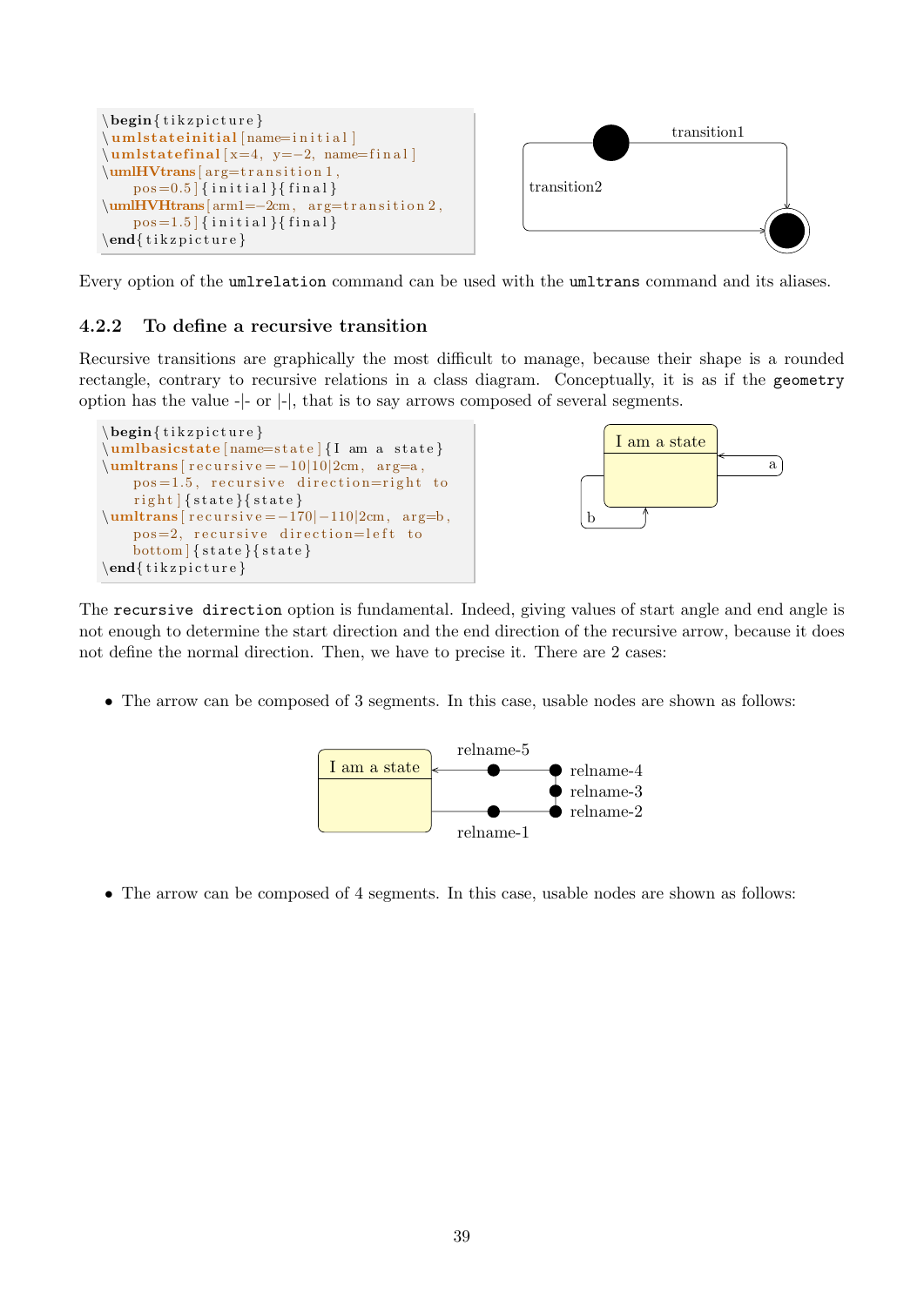```
\begin{tikzpicture}
\umlstateinitial[name=initial]
\umlstatefinal[x=4, y=-2, name=final]
\umlHVtrans[arg=transition1,
    pos=0.5]{initial}{final}
\umlHVHtrans[arm1=-2cm, arg=transition2,
    pos=1.5]{initial}{final}
\end{tikzpicture}
```

Every option of the umlrelation command can be used with the umltrans command and its aliases.

### 4.2.2 To define a recursive transition

Recursive transitions are graphically the most difficult to manage, because their shape is a rounded rectangle, contrary to recursive relations in a class diagram. Conceptually, it is as if the geometry option has the value -|- or |-|, that is to say arrows composed of several segments.

```
\begin{tikzpicture}
\umlbasicstate[name=state]{I am a state}
\umltrans[recursive=-10|10|2cm, arg=a,
    pos=1.5, recursive direction=right to
    right]{state}{state}
\umltrans[recursive=-170|-110|2cm, arg=b,
    pos=2, recursive direction=left to
    bottom]{state}{state}
\end{tikzpicture}
```

The recursive direction option is fundamental. Indeed, giving values of start angle and end angle is not enough to determine the start direction and the end direction of the recursive arrow, because it does not define the normal direction. Then, we have to precise it. There are 2 cases:

- The arrow can be composed of 3 segments. In this case, usable nodes are shown as follows:

- The arrow can be composed of 4 segments. In this case, usable nodes are shown as follows: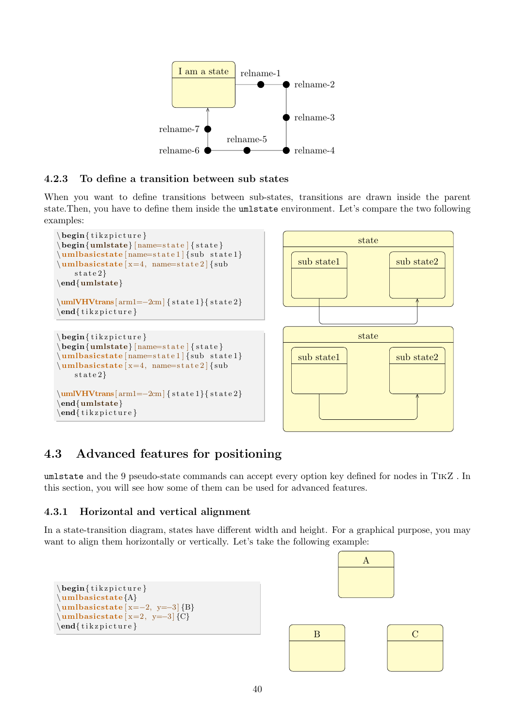### 4.2.3 To define a transition between sub states

When you want to define transitions between sub-states, transitions are drawn inside the parent state.Then, you have to define them inside the umlstate environment. Let's compare the two following examples:

```
\begin{tikzpicture}
\begin{umlstate}[name=state]{state}
\umlbasicstate[name=state1]{sub state1}
\umlbasicstate[x=4, name=state2]{sub
    state2}
\end{umlstate}

\umlVHVtrans[arm1=-2cm]{state1}{state2}
\end{tikzpicture}
```

```
\begin{tikzpicture}
\begin{umlstate}[name=state]{state}
\umlbasicstate[name=state1]{sub state1}
\umlbasicstate[x=4, name=state2]{sub
    state2}

\umlVHVtrans[arm1=-2cm]{state1}{state2}
\end{umlstate}
\end{tikzpicture}
```

## 4.3 Advanced features for positioning

umlstate and the 9 pseudo-state commands can accept every option key defined for nodes in TikZ . In this section, you will see how some of them can be used for advanced features.

### 4.3.1 Horizontal and vertical alignment

In a state-transition diagram, states have different width and height. For a graphical purpose, you may want to align them horizontally or vertically. Let's take the following example:

```
\begin{tikzpicture}
\umlbasicstate{A}
\umlbasicstate[x=-2, y=-3]{B}
\umlbasicstate[x=2, y=-3]{C}
\end{tikzpicture}
```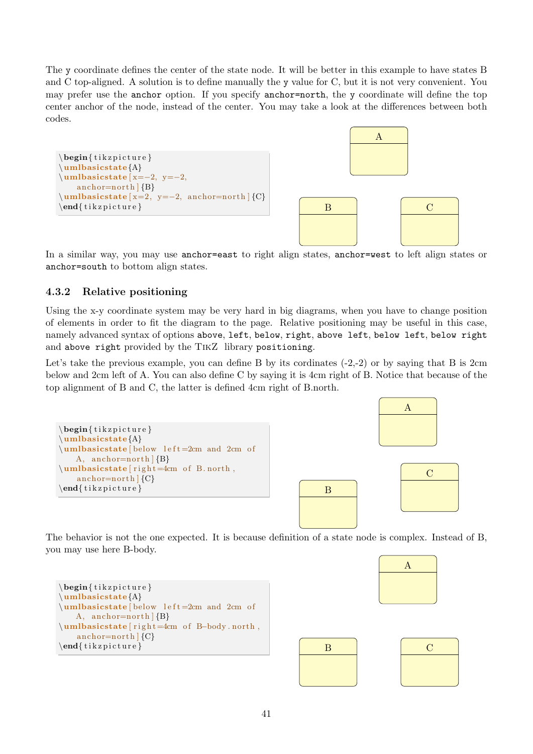The y coordinate defines the center of the state node. It will be better in this example to have states B and C top-aligned. A solution is to define manually the y value for C, but it is not very convenient. You may prefer use the anchor option. If you specify anchor=north, the y coordinate will define the top center anchor of the node, instead of the center. You may take a look at the differences between both codes.

```
\begin{tikzpicture}
\umlbasicstate{A}
\umlbasicstate[x=-2, y=-2,
    anchor=north]{B}
\umlbasicstate[x=2, y=-2, anchor=north]{C}
\end{tikzpicture}
```

In a similar way, you may use anchor=east to right align states, anchor=west to left align states or anchor=south to bottom align states.

### 4.3.2 Relative positioning

Using the x-y coordinate system may be very hard in big diagrams, when you have to change position of elements in order to fit the diagram to the page. Relative positioning may be useful in this case, namely advanced syntax of options above, left, below, right, above left, below left, below right and above right provided by the TikZ library positioning.

Let's take the previous example, you can define B by its cordinates (-2,-2) or by saying that B is 2cm below and 2cm left of A. You can also define C by saying it is 4cm right of B. Notice that because of the top alignment of B and C, the latter is defined 4cm right of B.north.

```
\begin{tikzpicture}
\umlbasicstate{A}
\umlbasicstate[below left=2cm and 2cm of
    A, anchor=north]{B}
\umlbasicstate[right=4cm of B.north,
    anchor=north]{C}
\end{tikzpicture}
```

The behavior is not the one expected. It is because definition of a state node is complex. Instead of B, you may use here B-body.

```
\begin{tikzpicture}
\umlbasicstate{A}
\umlbasicstate[below left=2cm and 2cm of
    A, anchor=north]{B}
\umlbasicstate[right=4cm of B-body.north,
    anchor=north]{C}
\end{tikzpicture}
```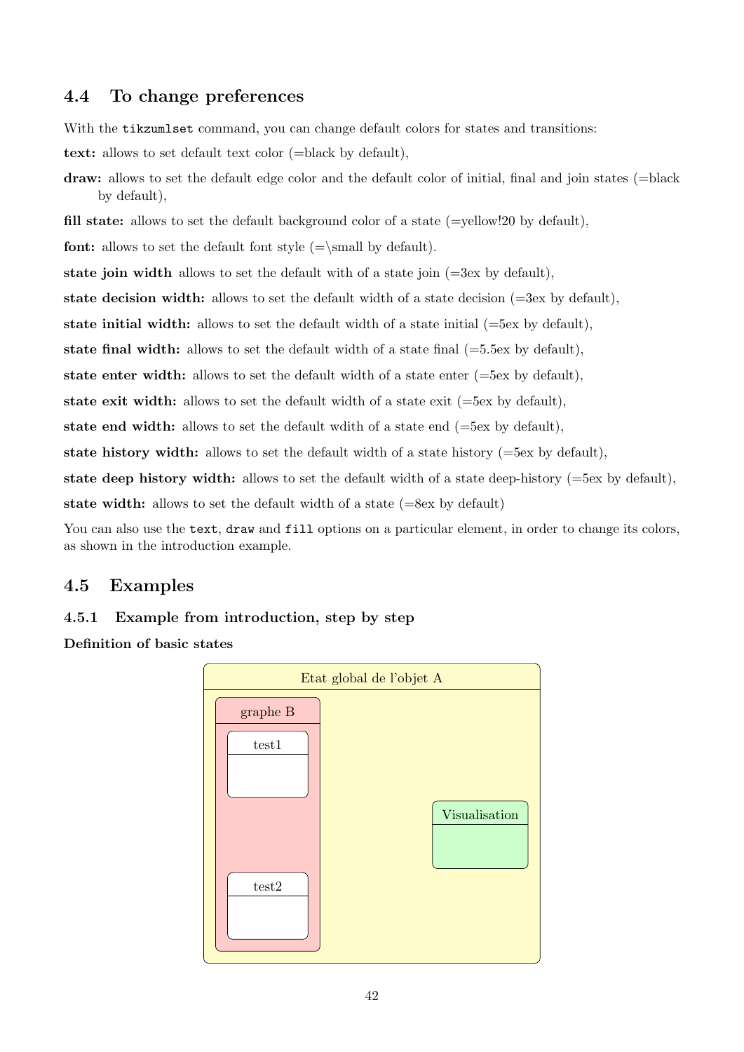## 4.4 To change preferences

With the `tikzumlset` command, you can change default colors for states and transitions:

**text:** allows to set default text color (=black by default),

**draw:** allows to set the default edge color and the default color of initial, final and join states (=black by default),

**fill state:** allows to set the default background color of a state (=yellow!20 by default),

**font:** allows to set the default font style (=\small by default).

**state join width** allows to set the default with of a state join (=3ex by default),

**state decision width:** allows to set the default width of a state decision (=3ex by default),

**state initial width:** allows to set the default width of a state initial (=5ex by default),

**state final width:** allows to set the default width of a state final (=5.5ex by default),

**state enter width:** allows to set the default width of a state enter (=5ex by default),

**state exit width:** allows to set the default width of a state exit (=5ex by default),

**state end width:** allows to set the default wdith of a state end (=5ex by default),

**state history width:** allows to set the default width of a state history (=5ex by default),

**state deep history width:** allows to set the default width of a state deep-history (=5ex by default),

**state width:** allows to set the default width of a state (=8ex by default)

You can also use the `text`, `draw` and `fill` options on a particular element, in order to change its colors, as shown in the introduction example.

## 4.5 Examples

### 4.5.1 Example from introduction, step by step

**Definition of basic states**

Etat global de l'objet A

graphe B

test1

test2

Visualisation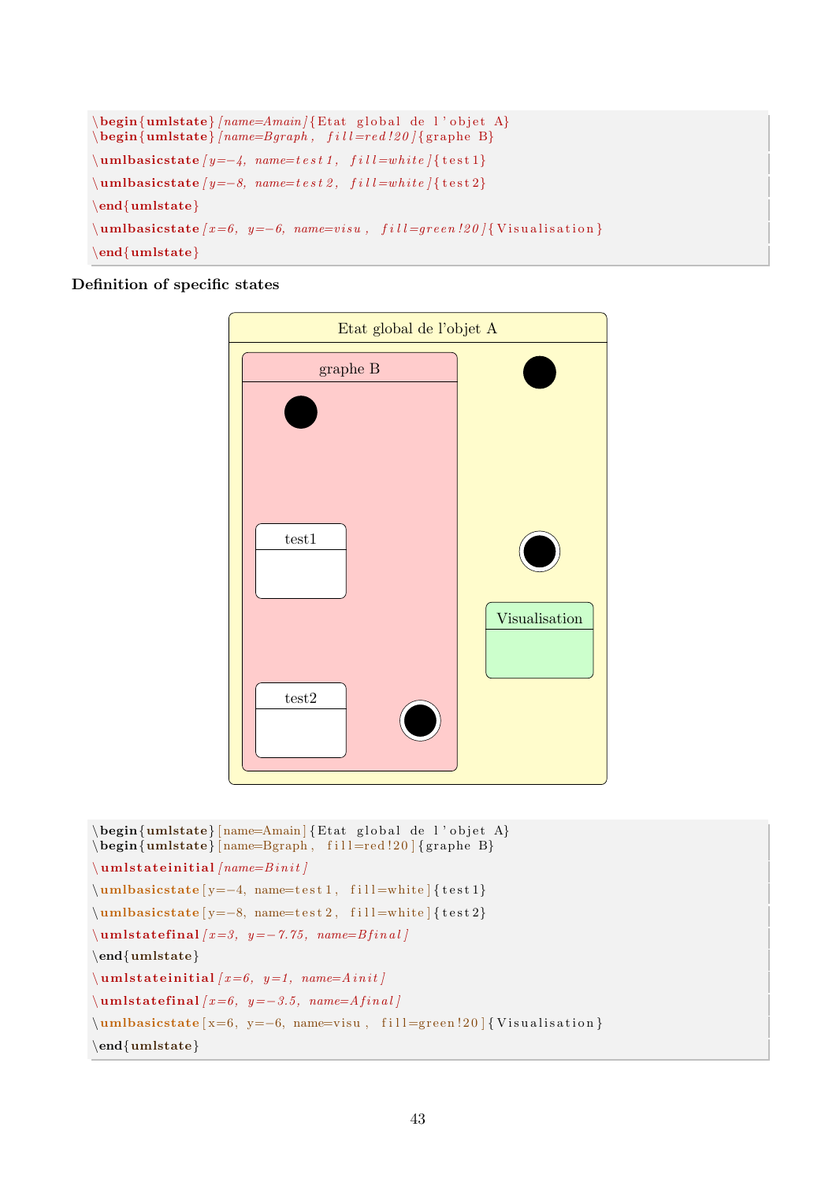```
\begin{umlstate}[name=Amain]{Etat global de l'objet A}
\begin{umlstate}[name=Bgraph, fill=red!20]{graphe B}
\umlbasicstate[y=-4, name=test1, fill=white]{test1}
\umlbasicstate[y=-8, name=test2, fill=white]{test2}
\end{umlstate}
\umlbasicstate[x=6, y=-6, name=visu, fill=green!20]{Visualisation}
\end{umlstate}
```

**Definition of specific states**

```
\begin{umlstate}[name=Amain]{Etat global de l'objet A}
\begin{umlstate}[name=Bgraph, fill=red!20]{graphe B}
\umlstateinitial[name=Binit]
\umlbasicstate[y=-4, name=test1, fill=white]{test1}
\umlbasicstate[y=-8, name=test2, fill=white]{test2}
\umlstatefinal[x=3, y=-7.75, name=Bfinal]
\end{umlstate}
\umlstateinitial[x=6, y=1, name=Ainit]
\umlstatefinal[x=6, y=-3.5, name=Afinal]
\umlbasicstate[x=6, y=-6, name=visu, fill=green!20]{Visualisation}
\end{umlstate}
```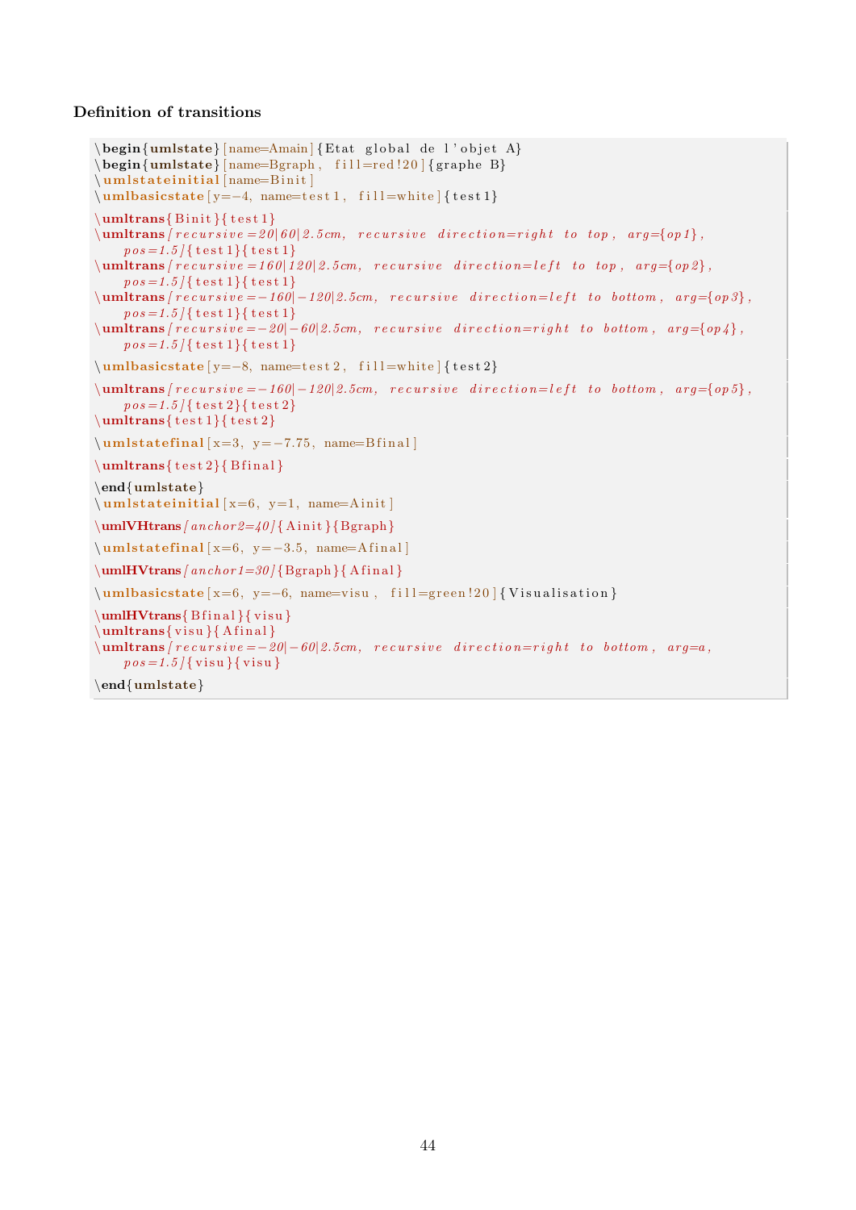### Definition of transitions

```
\begin{umlstate}[name=Amain]{Etat global de l'objet A}
\begin{umlstate}[name=Bgraph, fill=red!20]{graphe B}
\umlstateinitial[name=Binit]
\umlbasicstate[y=-4, name=test1, fill=white]{test1}
\umltrans{Binit}{test1}
\umltrans[recursive=20|60|2.5cm, recursive direction=right to top, arg={op1},
    pos=1.5]{test1}{test1}
\umltrans[recursive=160|120|2.5cm, recursive direction=left to top, arg={op2},
    pos=1.5]{test1}{test1}
\umltrans[recursive=-160|-120|2.5cm, recursive direction=left to bottom, arg={op3},
    pos=1.5]{test1}{test1}
\umltrans[recursive=-20|-60|2.5cm, recursive direction=right to bottom, arg={op4},
    pos=1.5]{test1}{test1}
\umlbasicstate[y=-8, name=test2, fill=white]{test2}
\umltrans[recursive=-160|-120|2.5cm, recursive direction=left to bottom, arg={op5},
    pos=1.5]{test2}{test2}
\umltrans{test1}{test2}
\umlstatefinal[x=3, y=-7.75, name=Bfinal]
\umltrans{test2}{Bfinal}
\end{umlstate}
\umlstateinitial[x=6, y=1, name=Ainit]
\umlVHtrans[anchor2=40]{Ainit}{Bgraph}
\umlstatefinal[x=6, y=-3.5, name=Afinal]
\umlHVtrans[anchor1=30]{Bgraph}{Afinal}
\umlbasicstate[x=6, y=-6, name=visu, fill=green!20]{Visualisation}
\umlHVtrans{Bfinal}{visu}
\umltrans{visu}{Afinal}
\umltrans[recursive=-20|-60|2.5cm, recursive direction=right to bottom, arg=a,
    pos=1.5]{visu}{visu}
\end{umlstate}
```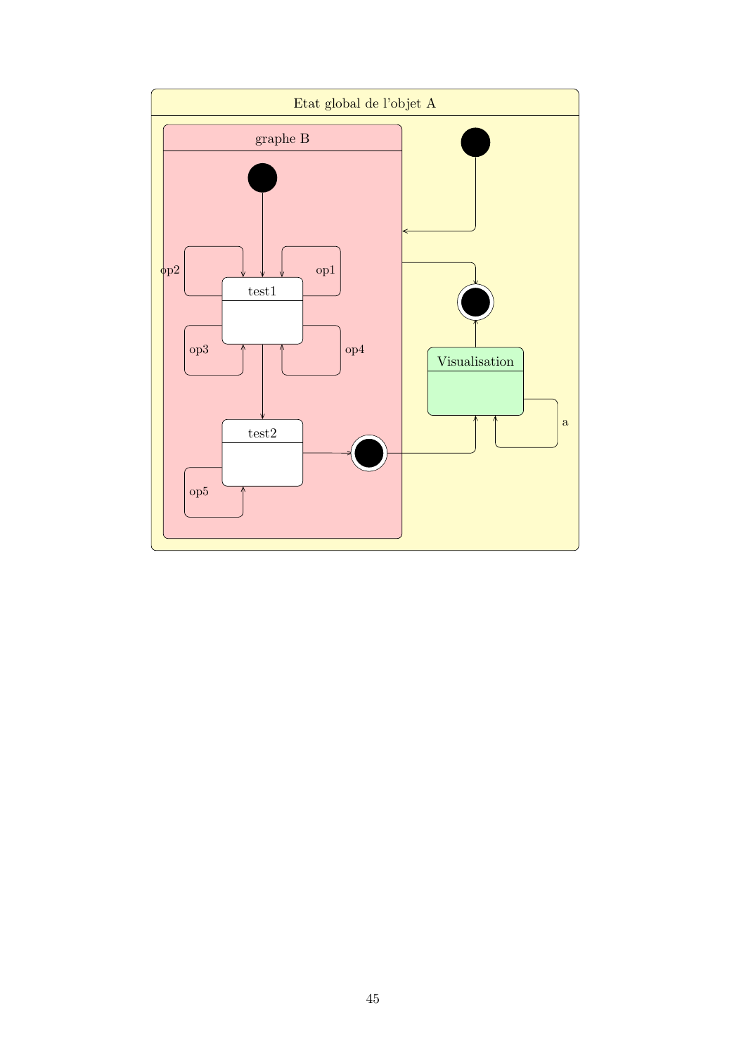Etat global de l'objet A

graphe B

test1

op1

op2

op3

op4

test2

op5

Visualisation

a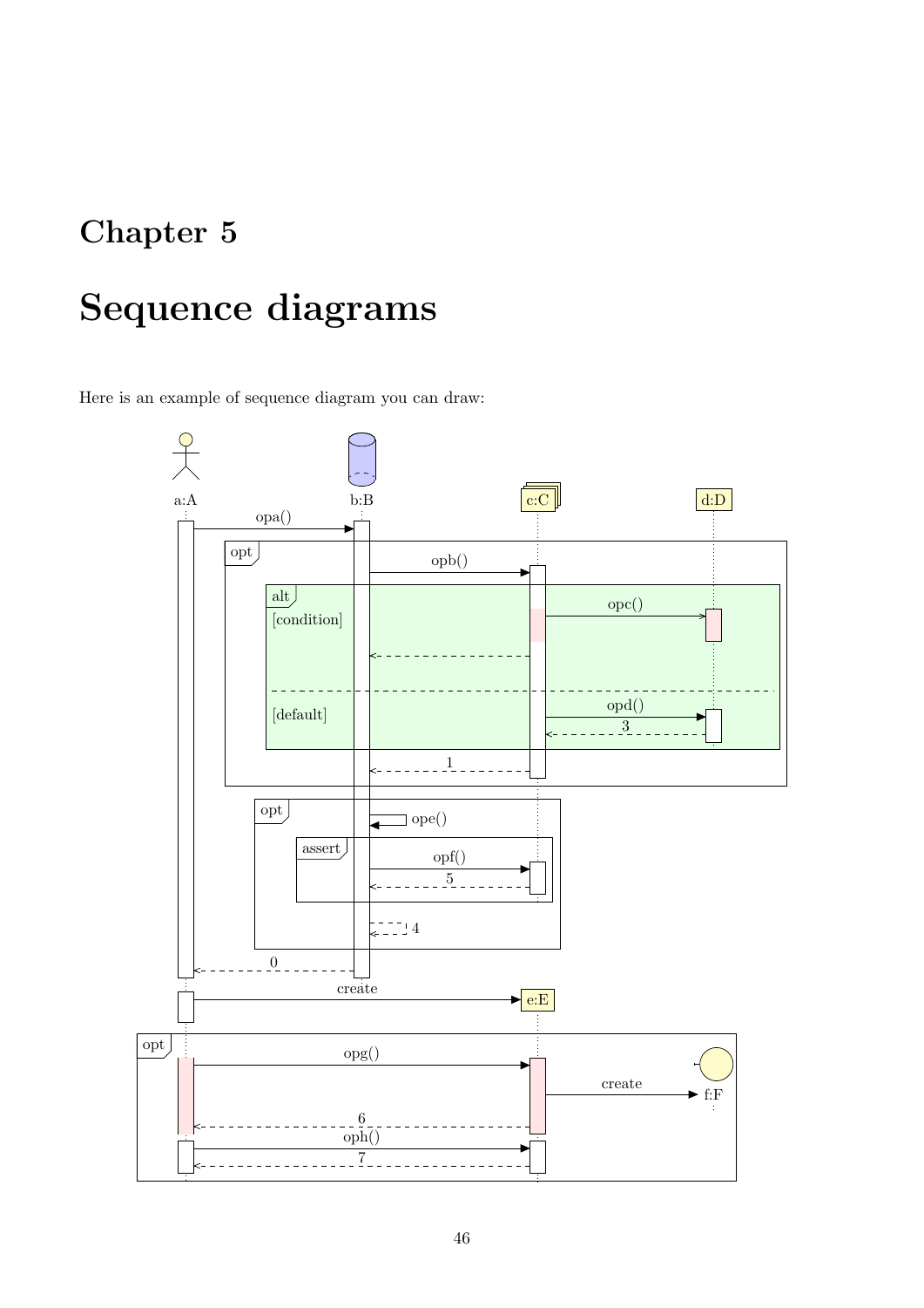# Chapter 5

# Sequence diagrams

Here is an example of sequence diagram you can draw: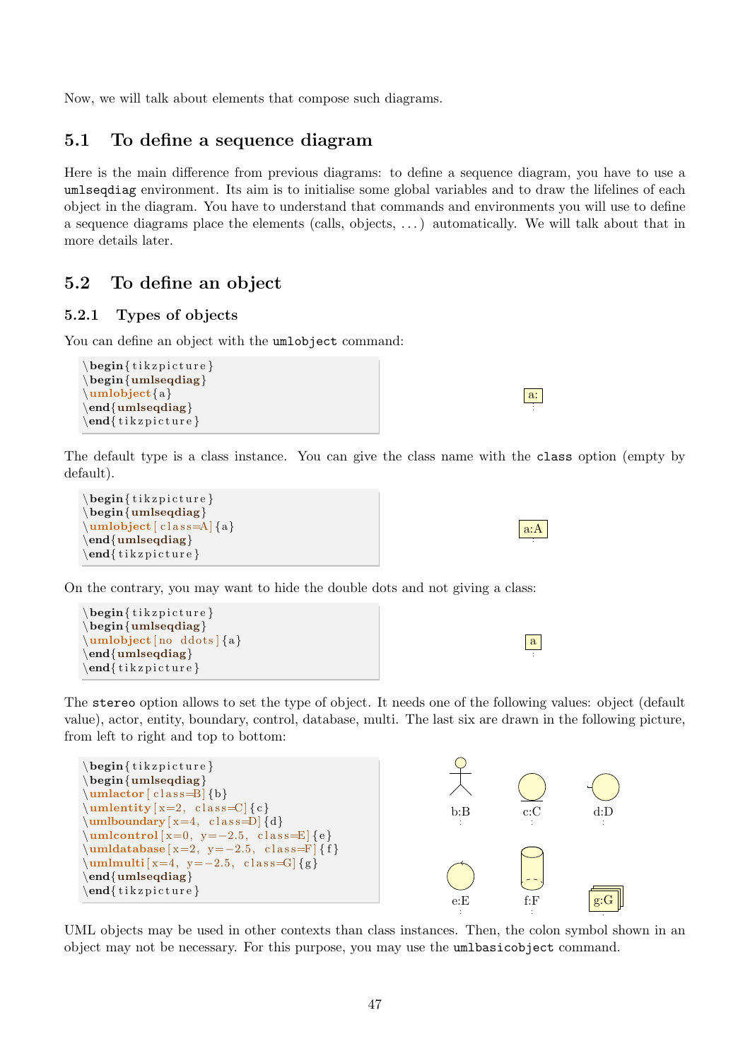Now, we will talk about elements that compose such diagrams.

## 5.1 To define a sequence diagram

Here is the main difference from previous diagrams: to define a sequence diagram, you have to use a umlseqdiag environment. Its aim is to initialise some global variables and to draw the lifelines of each object in the diagram. You have to understand that commands and environments you will use to define a sequence diagrams place the elements (calls, objects, . . . ) automatically. We will talk about that in more details later.

## 5.2 To define an object

### 5.2.1 Types of objects

You can define an object with the umlobject command:

```
\begin{tikzpicture}
\begin{umlseqdiag}
\umlobject{a}
\end{umlseqdiag}
\end{tikzpicture}
```

a:

The default type is a class instance. You can give the class name with the class option (empty by default).

```
\begin{tikzpicture}
\begin{umlseqdiag}
\umlobject[class=A]{a}
\end{umlseqdiag}
\end{tikzpicture}
```

a:A

On the contrary, you may want to hide the double dots and not giving a class:

```
\begin{tikzpicture}
\begin{umlseqdiag}
\umlobject[no ddots]{a}
\end{umlseqdiag}
\end{tikzpicture}
```

a

The stereo option allows to set the type of object. It needs one of the following values: object (default value), actor, entity, boundary, control, database, multi. The last six are drawn in the following picture, from left to right and top to bottom:

```
\begin{tikzpicture}
\begin{umlseqdiag}
\umlactor[class=B]{b}
\umlentity[x=2, class=C]{c}
\umlboundary[x=4, class=D]{d}
\umlcontrol[x=0, y=-2.5, class=E]{e}
\umldatabase[x=2, y=-2.5, class=F]{f}
\umlmulti[x=4, y=-2.5, class=G]{g}
\end{umlseqdiag}
\end{tikzpicture}
```

b:B c:C d:D

e:E f:F g:G

UML objects may be used in other contexts than class instances. Then, the colon symbol shown in an object may not be necessary. For this purpose, you may use the umlbasicobject command.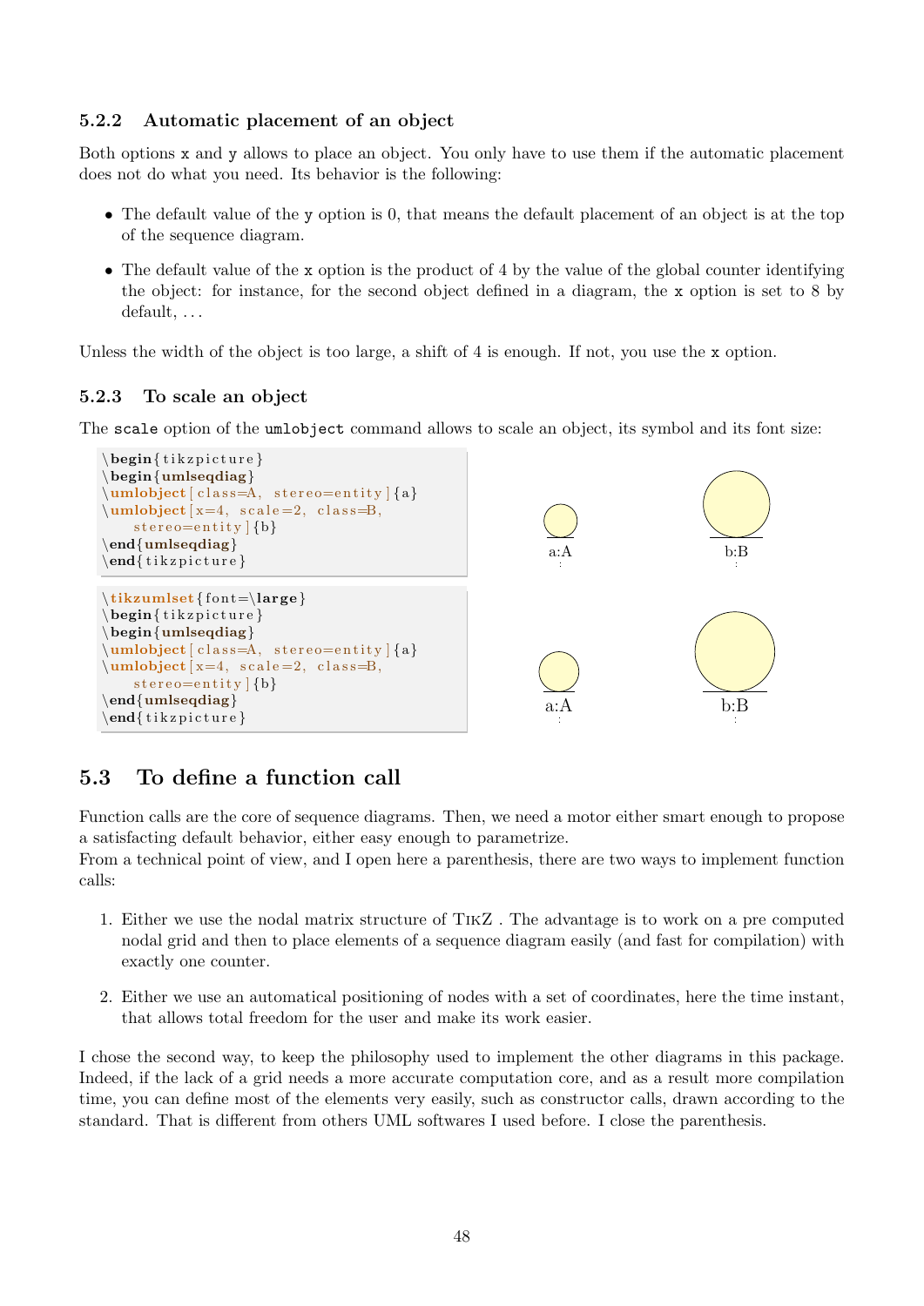### 5.2.2 Automatic placement of an object

Both options `x` and `y` allows to place an object. You only have to use them if the automatic placement does not do what you need. Its behavior is the following:

- The default value of the `y` option is 0, that means the default placement of an object is at the top of the sequence diagram.
- The default value of the `x` option is the product of 4 by the value of the global counter identifying the object: for instance, for the second object defined in a diagram, the `x` option is set to 8 by default, ...

Unless the width of the object is too large, a shift of 4 is enough. If not, you use the `x` option.

### 5.2.3 To scale an object

The `scale` option of the `umlobject` command allows to scale an object, its symbol and its font size:

```
\begin{tikzpicture}
\begin{umlseqdiag}
\umlobject[class=A, stereo=entity]{a}
\umlobject[x=4, scale=2, class=B,
    stereo=entity]{b}
\end{umlseqdiag}
\end{tikzpicture}
```

a:A b:B

```
\tikzumlset{font=\large}
\begin{tikzpicture}
\begin{umlseqdiag}
\umlobject[class=A, stereo=entity]{a}
\umlobject[x=4, scale=2, class=B,
    stereo=entity]{b}
\end{umlseqdiag}
\end{tikzpicture}
```

a:A b:B

## 5.3 To define a function call

Function calls are the core of sequence diagrams. Then, we need a motor either smart enough to propose a satisfacting default behavior, either easy enough to parametrize.
From a technical point of view, and I open here a parenthesis, there are two ways to implement function calls:

1. Either we use the nodal matrix structure of TikZ . The advantage is to work on a pre computed nodal grid and then to place elements of a sequence diagram easily (and fast for compilation) with exactly one counter.
2. Either we use an automatical positioning of nodes with a set of coordinates, here the time instant, that allows total freedom for the user and make its work easier.

I chose the second way, to keep the philosophy used to implement the other diagrams in this package. Indeed, if the lack of a grid needs a more accurate computation core, and as a result more compilation time, you can define most of the elements very easily, such as constructor calls, drawn according to the standard. That is different from others UML softwares I used before. I close the parenthesis.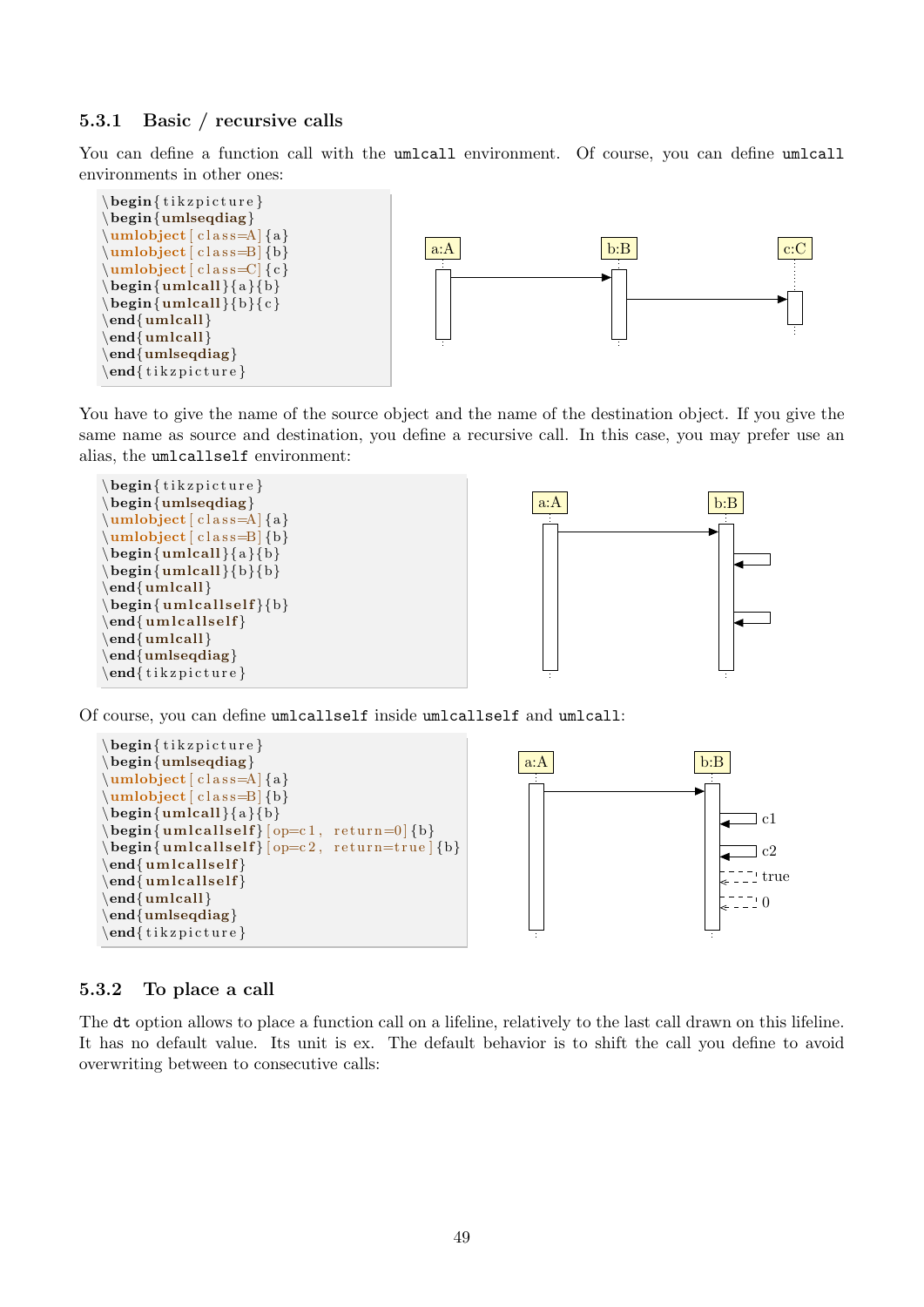### 5.3.1 Basic / recursive calls

You can define a function call with the `umlcall` environment. Of course, you can define `umlcall` environments in other ones:

```
\begin{tikzpicture}
\begin{umlseqdiag}
\umlobject[class=A]{a}
\umlobject[class=B]{b}
\umlobject[class=C]{c}
\begin{umlcall}{a}{b}
\begin{umlcall}{b}{c}
\end{umlcall}
\end{umlcall}
\end{umlseqdiag}
\end{tikzpicture}
```

You have to give the name of the source object and the name of the destination object. If you give the same name as source and destination, you define a recursive call. In this case, you may prefer use an alias, the `umlcallself` environment:

```
\begin{tikzpicture}
\begin{umlseqdiag}
\umlobject[class=A]{a}
\umlobject[class=B]{b}
\begin{umlcall}{a}{b}
\begin{umlcall}{b}{b}
\end{umlcall}
\begin{umlcallself}{b}
\end{umlcallself}
\end{umlcall}
\end{umlseqdiag}
\end{tikzpicture}
```

Of course, you can define `umlcallself` inside `umlcallself` and `umlcall`:

```
\begin{tikzpicture}
\begin{umlseqdiag}
\umlobject[class=A]{a}
\umlobject[class=B]{b}
\begin{umlcall}{a}{b}
\begin{umlcallself}[op=c1, return=0]{b}
\begin{umlcallself}[op=c2, return=true]{b}
\end{umlcallself}
\end{umlcallself}
\end{umlcall}
\end{umlseqdiag}
\end{tikzpicture}
```

### 5.3.2 To place a call

The `dt` option allows to place a function call on a lifeline, relatively to the last call drawn on this lifeline. It has no default value. Its unit is ex. The default behavior is to shift the call you define to avoid overwriting between to consecutive calls: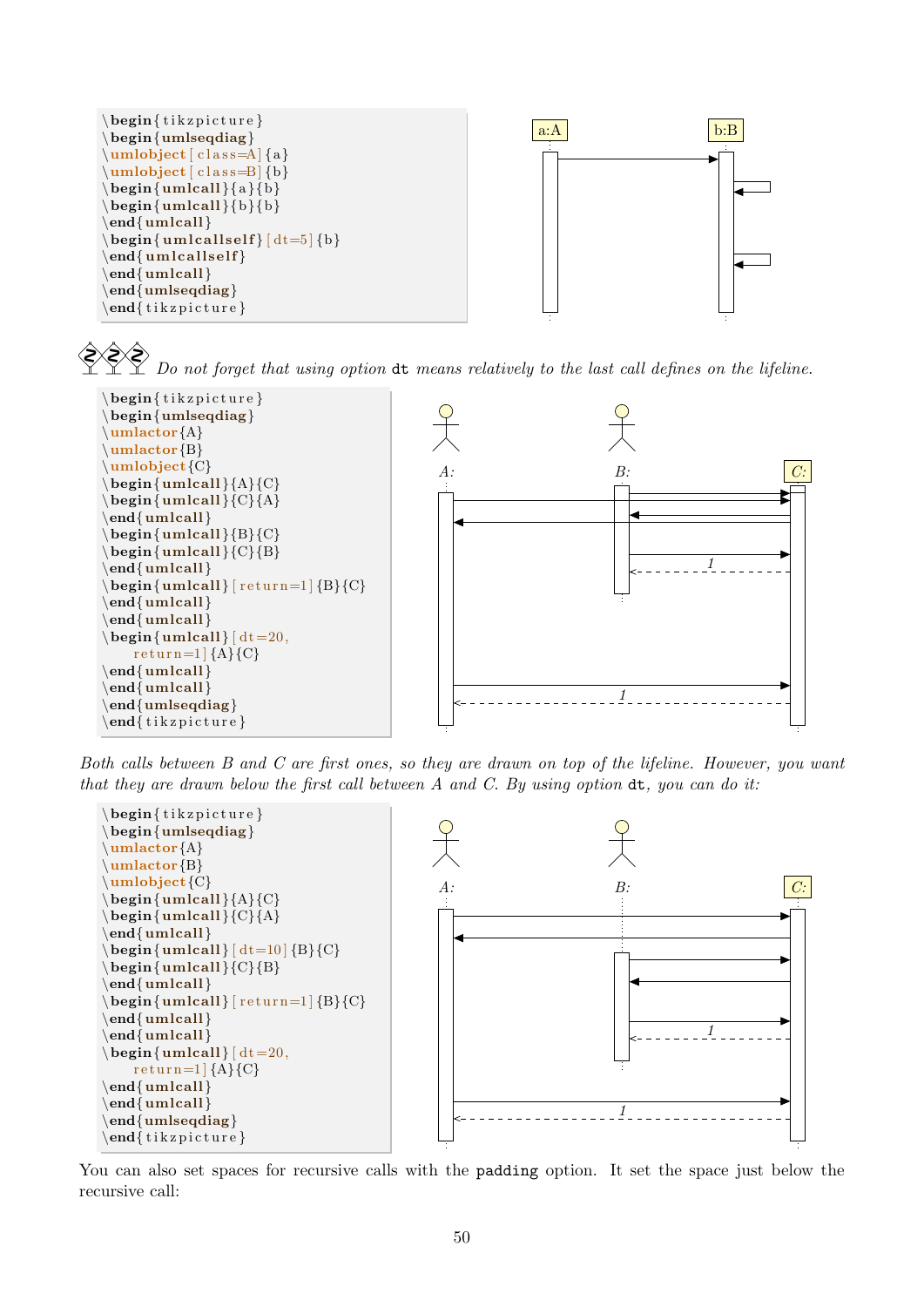```
\begin{tikzpicture}
\begin{umlseqdiag}
\umlobject[class=A]{a}
\umlobject[class=B]{b}
\begin{umlcall}{a}{b}
\begin{umlcall}{b}{b}
\end{umlcall}
\begin{umlcallself}[dt=5]{b}
\end{umlcallself}
\end{umlcall}
\end{umlseqdiag}
\end{tikzpicture}
```

*Do not forget that using option* `dt` *means relatively to the last call defines on the lifeline.*

```
\begin{tikzpicture}
\begin{umlseqdiag}
\umlactor{A}
\umlactor{B}
\umlobject{C}
\begin{umlcall}{A}{C}
\begin{umlcall}{C}{A}
\end{umlcall}
\begin{umlcall}{B}{C}
\begin{umlcall}{C}{B}
\end{umlcall}
\begin{umlcall}[return=1]{B}{C}
\end{umlcall}
\end{umlcall}
\begin{umlcall}[dt=20,
    return=1]{A}{C}
\end{umlcall}
\end{umlcall}
\end{umlseqdiag}
\end{tikzpicture}
```

*Both calls between B and C are first ones, so they are drawn on top of the lifeline. However, you want that they are drawn below the first call between A and C. By using option* `dt`*, you can do it:*

```
\begin{tikzpicture}
\begin{umlseqdiag}
\umlactor{A}
\umlactor{B}
\umlobject{C}
\begin{umlcall}{A}{C}
\begin{umlcall}{C}{A}
\end{umlcall}
\begin{umlcall}[dt=10]{B}{C}
\begin{umlcall}{C}{B}
\end{umlcall}
\begin{umlcall}[return=1]{B}{C}
\end{umlcall}
\end{umlcall}
\begin{umlcall}[dt=20,
    return=1]{A}{C}
\end{umlcall}
\end{umlcall}
\end{umlseqdiag}
\end{tikzpicture}
```

You can also set spaces for recursive calls with the `padding` option. It set the space just below the recursive call: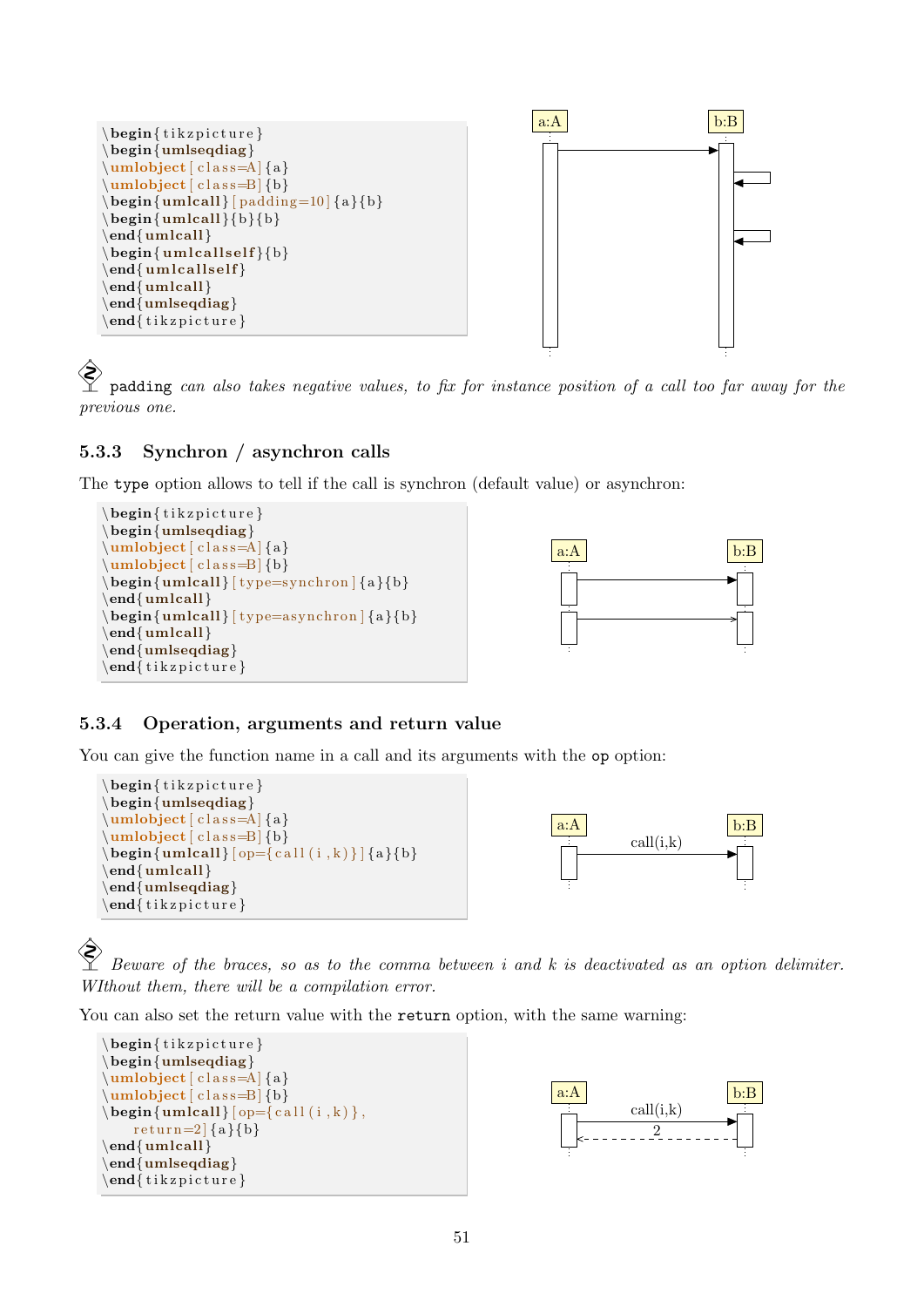```
\begin{tikzpicture}
\begin{umlseqdiag}
\umlobject[class=A]{a}
\umlobject[class=B]{b}
\begin{umlcall}[padding=10]{a}{b}
\begin{umlcall}{b}{b}
\end{umlcall}
\begin{umlcallself}{b}
\end{umlcallself}
\end{umlcall}
\end{umlseqdiag}
\end{tikzpicture}
```

`padding` *can also takes negative values, to fix for instance position of a call too far away for the previous one.*

### 5.3.3 Synchron / asynchron calls

The `type` option allows to tell if the call is synchron (default value) or asynchron:

```
\begin{tikzpicture}
\begin{umlseqdiag}
\umlobject[class=A]{a}
\umlobject[class=B]{b}
\begin{umlcall}[type=synchron]{a}{b}
\end{umlcall}
\begin{umlcall}[type=asynchron]{a}{b}
\end{umlcall}
\end{umlseqdiag}
\end{tikzpicture}
```

### 5.3.4 Operation, arguments and return value

You can give the function name in a call and its arguments with the `op` option:

```
\begin{tikzpicture}
\begin{umlseqdiag}
\umlobject[class=A]{a}
\umlobject[class=B]{b}
\begin{umlcall}[op={call(i,k)}]{a}{b}
\end{umlcall}
\end{umlseqdiag}
\end{tikzpicture}
```

*Beware of the braces, so as to the comma between i and k is deactivated as an option delimiter. WIthout them, there will be a compilation error.*

You can also set the return value with the `return` option, with the same warning:

```
\begin{tikzpicture}
\begin{umlseqdiag}
\umlobject[class=A]{a}
\umlobject[class=B]{b}
\begin{umlcall}[op={call(i,k)},
    return=2]{a}{b}
\end{umlcall}
\end{umlseqdiag}
\end{tikzpicture}
```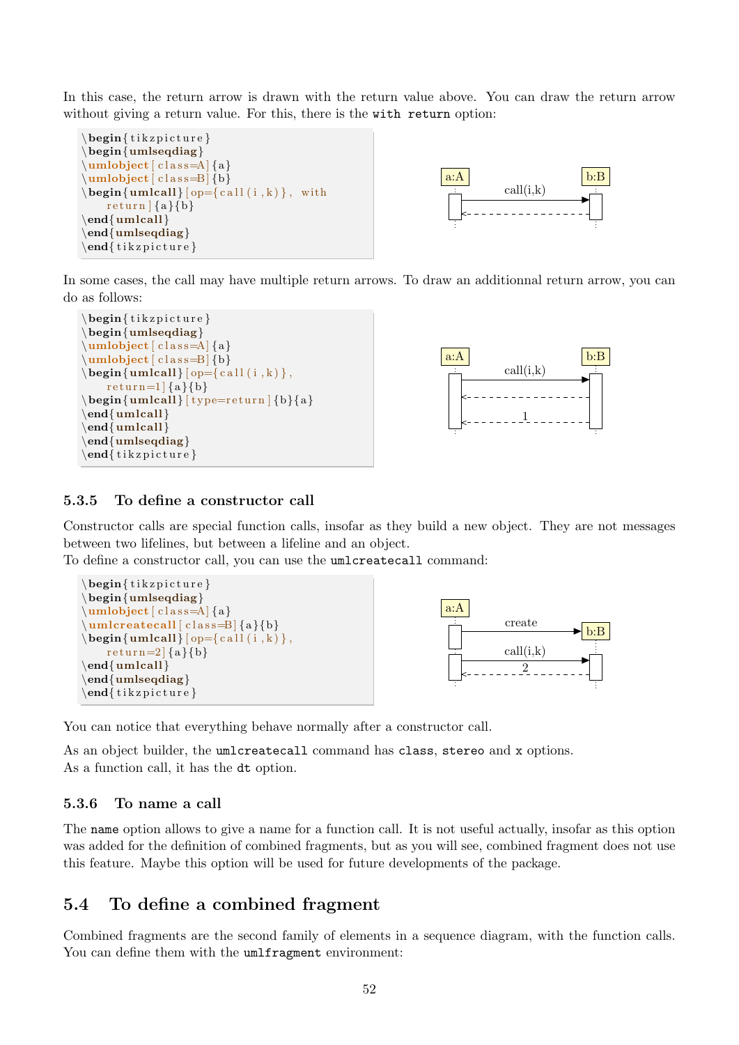In this case, the return arrow is drawn with the return value above. You can draw the return arrow without giving a return value. For this, there is the `with return` option:

```
\begin{tikzpicture}
\begin{umlseqdiag}
\umlobject[class=A]{a}
\umlobject[class=B]{b}
\begin{umlcall}[op={call(i,k)}, with
    return]{a}{b}
\end{umlcall}
\end{umlseqdiag}
\end{tikzpicture}
```

In some cases, the call may have multiple return arrows. To draw an additionnal return arrow, you can do as follows:

```
\begin{tikzpicture}
\begin{umlseqdiag}
\umlobject[class=A]{a}
\umlobject[class=B]{b}
\begin{umlcall}[op={call(i,k)},
    return=1]{a}{b}
\begin{umlcall}[type=return]{b}{a}
\end{umlcall}
\end{umlcall}
\end{umlseqdiag}
\end{tikzpicture}
```

### 5.3.5 To define a constructor call

Constructor calls are special function calls, insofar as they build a new object. They are not messages between two lifelines, but between a lifeline and an object.
To define a constructor call, you can use the `umlcreatecall` command:

```
\begin{tikzpicture}
\begin{umlseqdiag}
\umlobject[class=A]{a}
\umlcreatecall[class=B]{a}{b}
\begin{umlcall}[op={call(i,k)},
    return=2]{a}{b}
\end{umlcall}
\end{umlseqdiag}
\end{tikzpicture}
```

You can notice that everything behave normally after a constructor call.

As an object builder, the `umlcreatecall` command has `class`, `stereo` and `x` options.
As a function call, it has the `dt` option.

### 5.3.6 To name a call

The `name` option allows to give a name for a function call. It is not useful actually, insofar as this option was added for the definition of combined fragments, but as you will see, combined fragment does not use this feature. Maybe this option will be used for future developments of the package.

## 5.4 To define a combined fragment

Combined fragments are the second family of elements in a sequence diagram, with the function calls. You can define them with the `umlfragment` environment: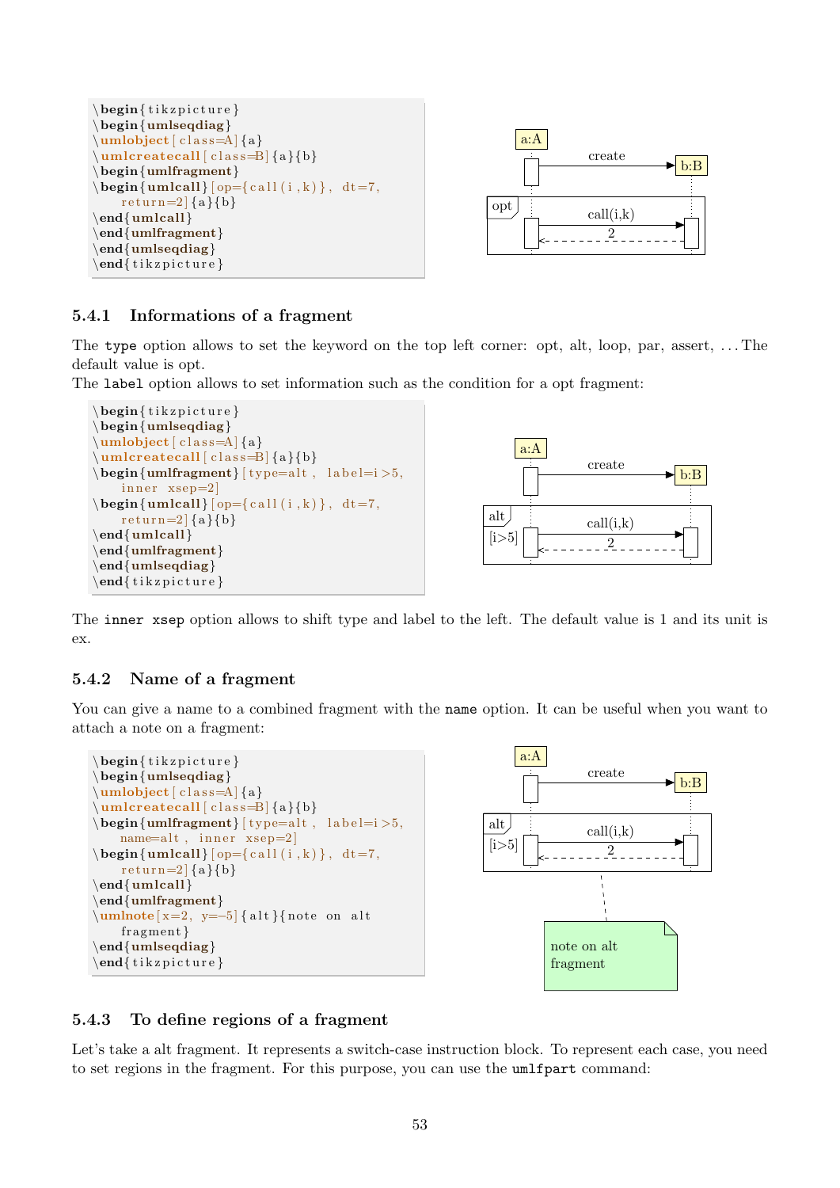```
\begin{tikzpicture}
\begin{umlseqdiag}
\umlobject[class=A]{a}
\umlcreatecall[class=B]{a}{b}
\begin{umlfragment}
\begin{umlcall}[op={call(i,k)}, dt=7,
    return=2]{a}{b}
\end{umlcall}
\end{umlfragment}
\end{umlseqdiag}
\end{tikzpicture}
```

### 5.4.1 Informations of a fragment

The `type` option allows to set the keyword on the top left corner: opt, alt, loop, par, assert, ... The default value is opt.

The `label` option allows to set information such as the condition for a opt fragment:

```
\begin{tikzpicture}
\begin{umlseqdiag}
\umlobject[class=A]{a}
\umlcreatecall[class=B]{a}{b}
\begin{umlfragment}[type=alt, label=i>5,
    inner xsep=2]
\begin{umlcall}[op={call(i,k)}, dt=7,
    return=2]{a}{b}
\end{umlcall}
\end{umlfragment}
\end{umlseqdiag}
\end{tikzpicture}
```

The `inner xsep` option allows to shift type and label to the left. The default value is 1 and its unit is ex.

### 5.4.2 Name of a fragment

You can give a name to a combined fragment with the `name` option. It can be useful when you want to attach a note on a fragment:

```
\begin{tikzpicture}
\begin{umlseqdiag}
\umlobject[class=A]{a}
\umlcreatecall[class=B]{a}{b}
\begin{umlfragment}[type=alt, label=i>5,
    name=alt, inner xsep=2]
\begin{umlcall}[op={call(i,k)}, dt=7,
    return=2]{a}{b}
\end{umlcall}
\end{umlfragment}
\umlnote[x=2, y=-5]{alt}{note on alt
    fragment}
\end{umlseqdiag}
\end{tikzpicture}
```

### 5.4.3 To define regions of a fragment

Let's take a alt fragment. It represents a switch-case instruction block. To represent each case, you need to set regions in the fragment. For this purpose, you can use the `umlfpart` command: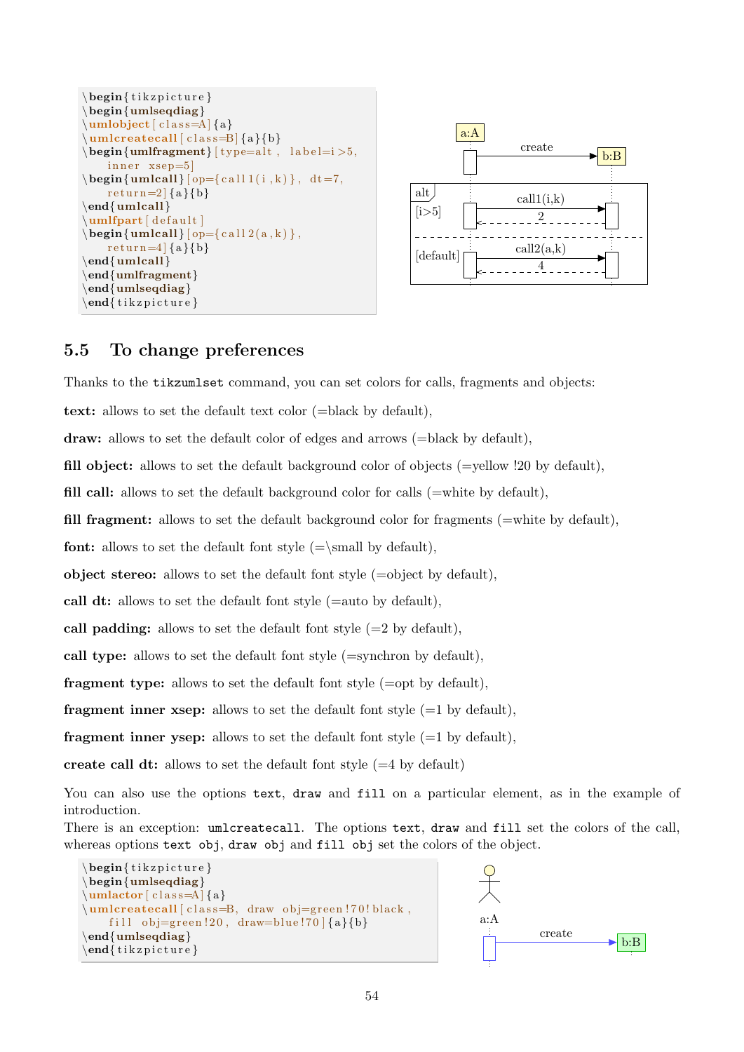```
\begin{tikzpicture}
\begin{umlseqdiag}
\umlobject[class=A]{a}
\umlcreatecall[class=B]{a}{b}
\begin{umlfragment}[type=alt, label=i>5,
    inner xsep=5]
\begin{umlcall}[op={call1(i,k)}, dt=7,
    return=2]{a}{b}
\end{umlcall}
\umlfpart[default]
\begin{umlcall}[op={call2(a,k)},
    return=4]{a}{b}
\end{umlcall}
\end{umlfragment}
\end{umlseqdiag}
\end{tikzpicture}
```

## 5.5 To change preferences

Thanks to the `tikzumlset` command, you can set colors for calls, fragments and objects:

**text:** allows to set the default text color (=black by default),

**draw:** allows to set the default color of edges and arrows (=black by default),

**fill object:** allows to set the default background color of objects (=yellow !20 by default),

**fill call:** allows to set the default background color for calls (=white by default),

**fill fragment:** allows to set the default background color for fragments (=white by default),

**font:** allows to set the default font style (=\small by default),

**object stereo:** allows to set the default font style (=object by default),

**call dt:** allows to set the default font style (=auto by default),

**call padding:** allows to set the default font style (=2 by default),

**call type:** allows to set the default font style (=synchron by default),

**fragment type:** allows to set the default font style (=opt by default),

**fragment inner xsep:** allows to set the default font style (=1 by default),

**fragment inner ysep:** allows to set the default font style (=1 by default),

**create call dt:** allows to set the default font style (=4 by default)

You can also use the options `text`, `draw` and `fill` on a particular element, as in the example of introduction.
There is an exception: `umlcreatecall`. The options `text`, `draw` and `fill` set the colors of the call, whereas options `text obj`, `draw obj` and `fill obj` set the colors of the object.

```
\begin{tikzpicture}
\begin{umlseqdiag}
\umlactor[class=A]{a}
\umlcreatecall[class=B, draw obj=green!70!black,
    fill obj=green!20, draw=blue!70]{a}{b}
\end{umlseqdiag}
\end{tikzpicture}
```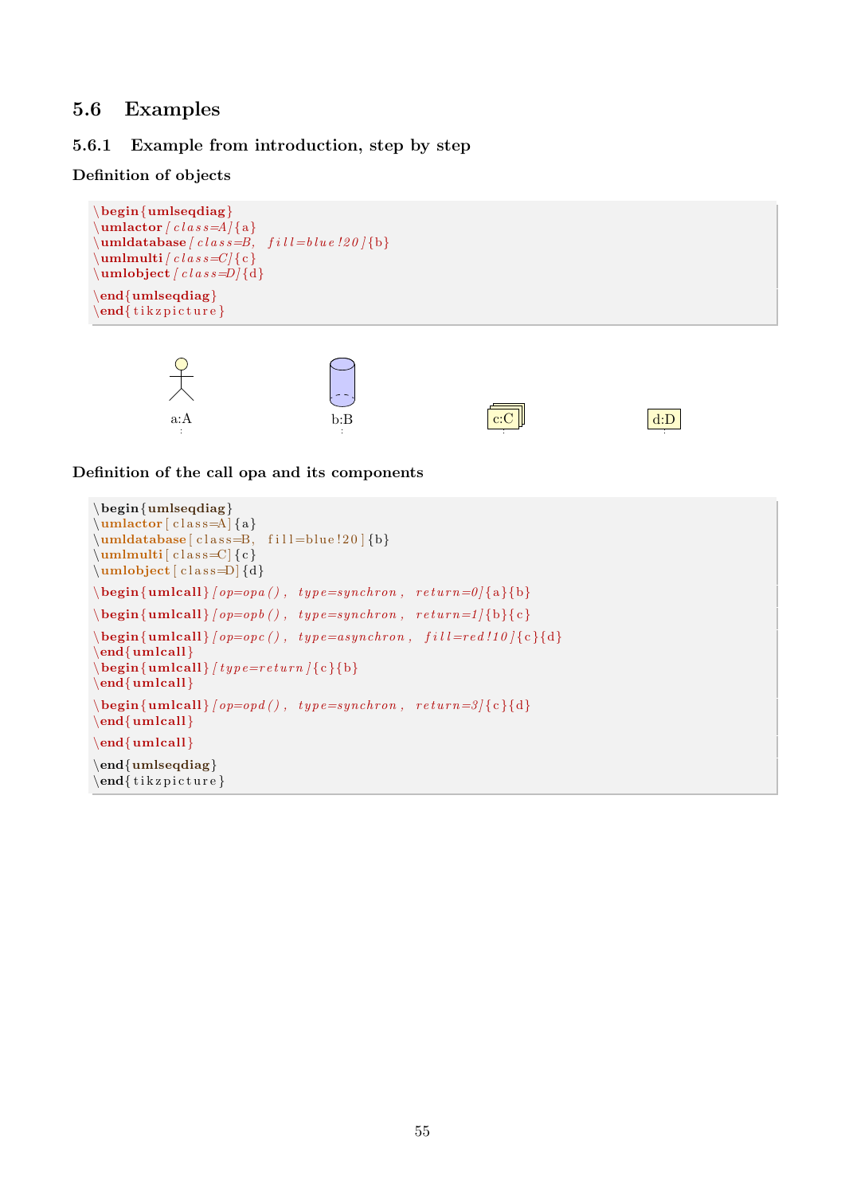## 5.6 Examples

### 5.6.1 Example from introduction, step by step

**Definition of objects**

```
\begin{umlseqdiag}
\umlactor[class=A]{a}
\umldatabase[class=B, fill=blue!20]{b}
\umlmulti[class=C]{c}
\umlobject[class=D]{d}
\end{umlseqdiag}
\end{tikzpicture}
```

a:A    b:B    c:C    d:D

**Definition of the call opa and its components**

```
\begin{umlseqdiag}
\umlactor[class=A]{a}
\umldatabase[class=B, fill=blue!20]{b}
\umlmulti[class=C]{c}
\umlobject[class=D]{d}
\begin{umlcall}[op=opa(), type=synchron, return=0]{a}{b}
\begin{umlcall}[op=opb(), type=synchron, return=1]{b}{c}
\begin{umlcall}[op=opc(), type=asynchron, fill=red!10]{c}{d}
\end{umlcall}
\begin{umlcall}[type=return]{c}{b}
\end{umlcall}
\begin{umlcall}[op=opd(), type=synchron, return=3]{c}{d}
\end{umlcall}
\end{umlcall}
\end{umlseqdiag}
\end{tikzpicture}
```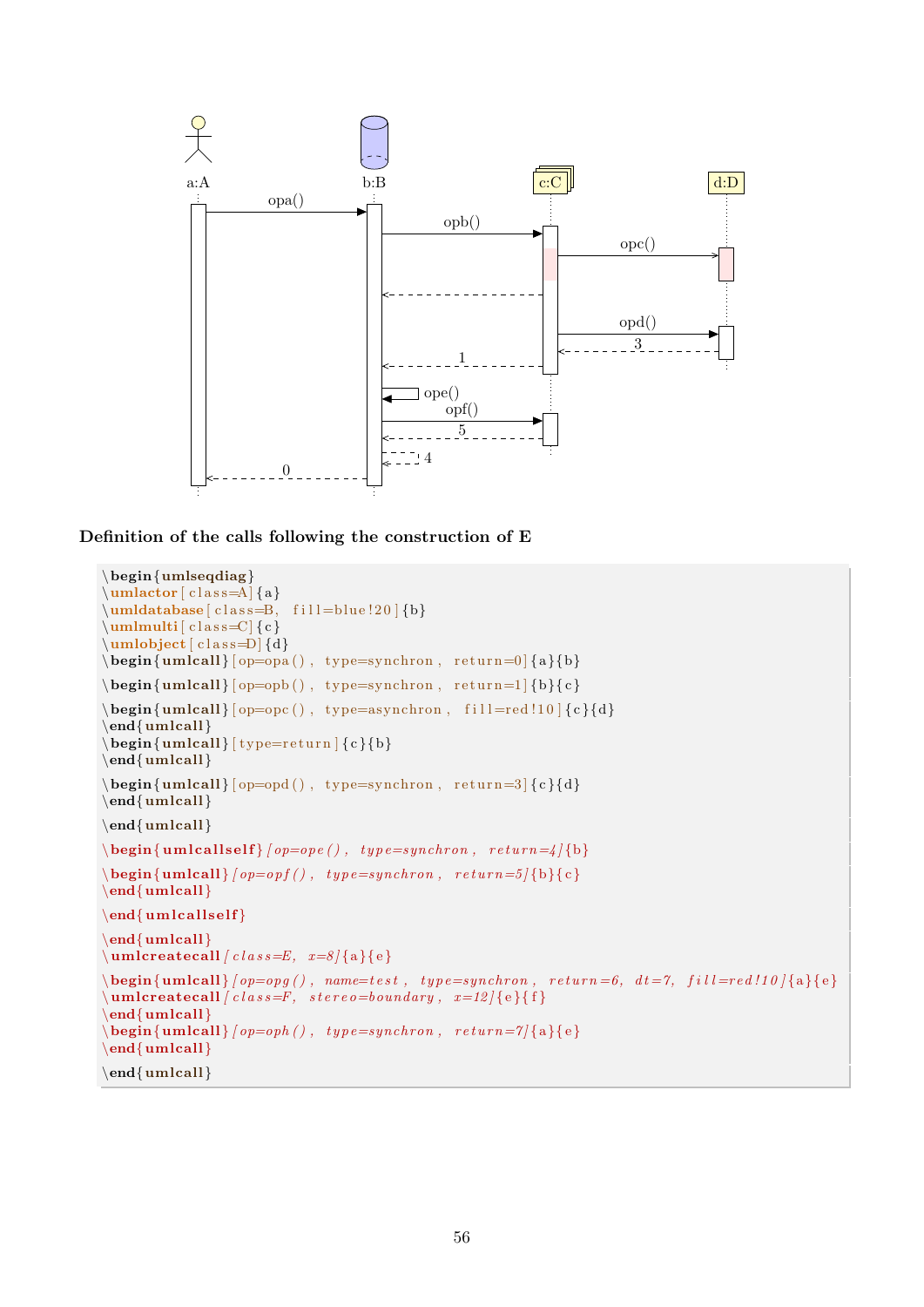**Definition of the calls following the construction of E**

```
\begin{umlseqdiag}
\umlactor[class=A]{a}
\umldatabase[class=B, fill=blue!20]{b}
\umlmulti[class=C]{c}
\umlobject[class=D]{d}
\begin{umlcall}[op=opa(), type=synchron, return=0]{a}{b}
\begin{umlcall}[op=opb(), type=synchron, return=1]{b}{c}
\begin{umlcall}[op=opc(), type=asynchron, fill=red!10]{c}{d}
\end{umlcall}
\begin{umlcall}[type=return]{c}{b}
\end{umlcall}
\begin{umlcall}[op=opd(), type=synchron, return=3]{c}{d}
\end{umlcall}
\end{umlcall}
\begin{umlcallself}[op=ope(), type=synchron, return=4]{b}
\begin{umlcall}[op=opf(), type=synchron, return=5]{b}{c}
\end{umlcall}
\end{umlcallself}
\end{umlcall}
\umlcreatecall[class=E, x=8]{a}{e}
\begin{umlcall}[op=opg(), name=test, type=synchron, return=6, dt=7, fill=red!10]{a}{e}
\umlcreatecall[class=F, stereo=boundary, x=12]{e}{f}
\end{umlcall}
\begin{umlcall}[op=oph(), type=synchron, return=7]{a}{e}
\end{umlcall}
\end{umlcall}
```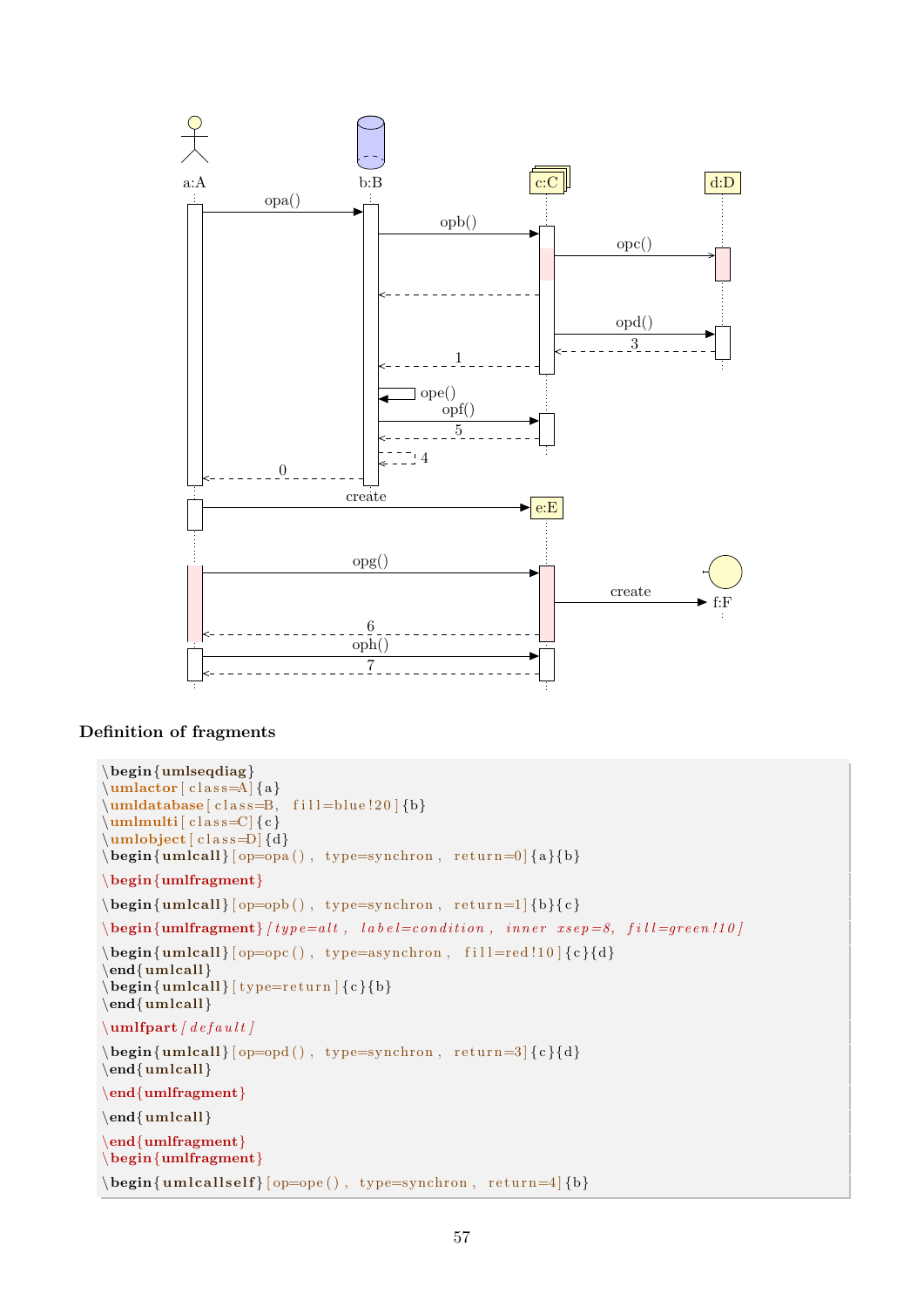**Definition of fragments**

```
\begin{umlseqdiag}
\umlactor[class=A]{a}
\umldatabase[class=B, fill=blue!20]{b}
\umlmulti[class=C]{c}
\umlobject[class=D]{d}
\begin{umlcall}[op=opa(), type=synchron, return=0]{a}{b}
\begin{umlfragment}
\begin{umlcall}[op=opb(), type=synchron, return=1]{b}{c}
\begin{umlfragment}[type=alt, label=condition, inner xsep=8, fill=green!10]
\begin{umlcall}[op=opc(), type=asynchron, fill=red!10]{c}{d}
\end{umlcall}
\begin{umlcall}[type=return]{c}{b}
\end{umlcall}
\umlfpart[default]
\begin{umlcall}[op=opd(), type=synchron, return=3]{c}{d}
\end{umlcall}
\end{umlfragment}
\end{umlcall}
\end{umlfragment}
\begin{umlfragment}
\begin{umlcallself}[op=ope(), type=synchron, return=4]{b}
```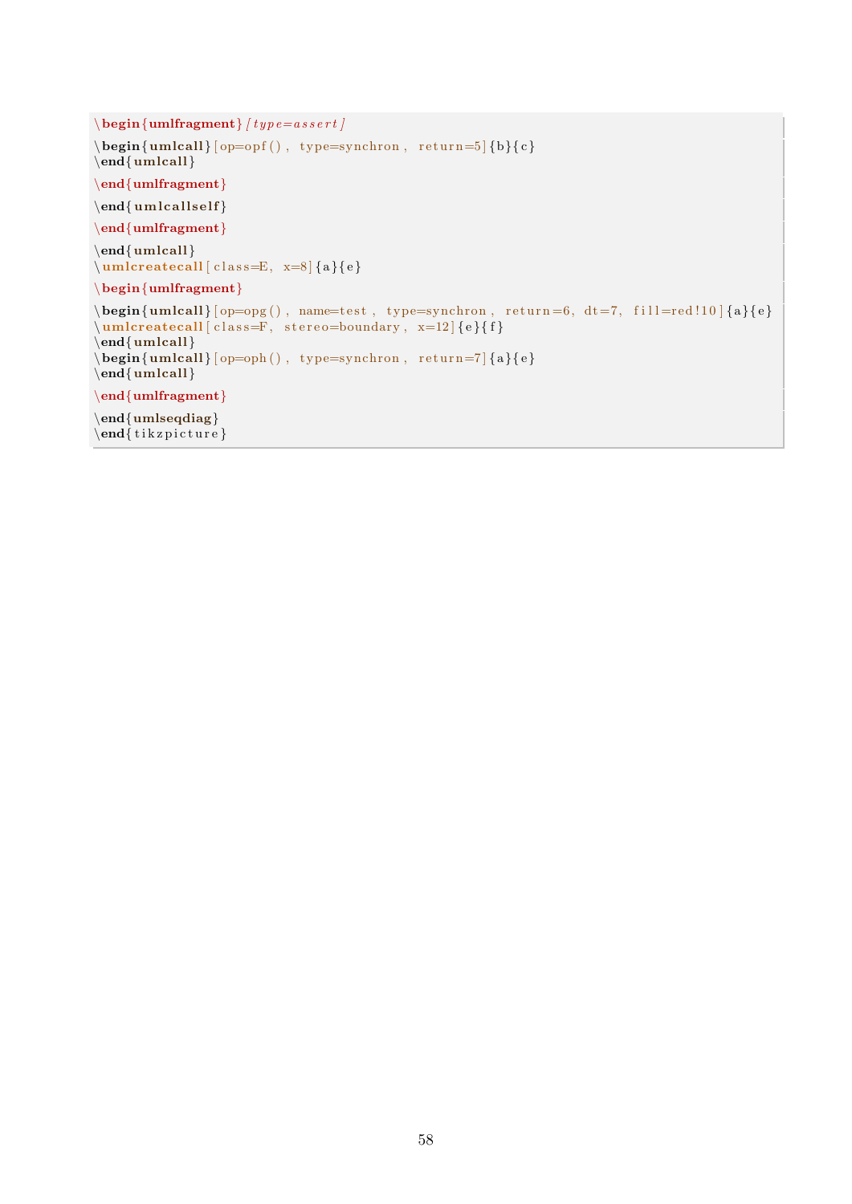```
\begin{umlfragment}[type=assert]
\begin{umlcall}[op=opf(), type=synchron, return=5]{b}{c}
\end{umlcall}
\end{umlfragment}
\end{umlcallself}
\end{umlfragment}
\end{umlcall}
\umlcreatecall[class=E, x=8]{a}{e}
\begin{umlfragment}
\begin{umlcall}[op=opg(), name=test, type=synchron, return=6, dt=7, fill=red!10]{a}{e}
\umlcreatecall[class=F, stereo=boundary, x=12]{e}{f}
\end{umlcall}
\begin{umlcall}[op=oph(), type=synchron, return=7]{a}{e}
\end{umlcall}
\end{umlfragment}
\end{umlseqdiag}
\end{tikzpicture}
```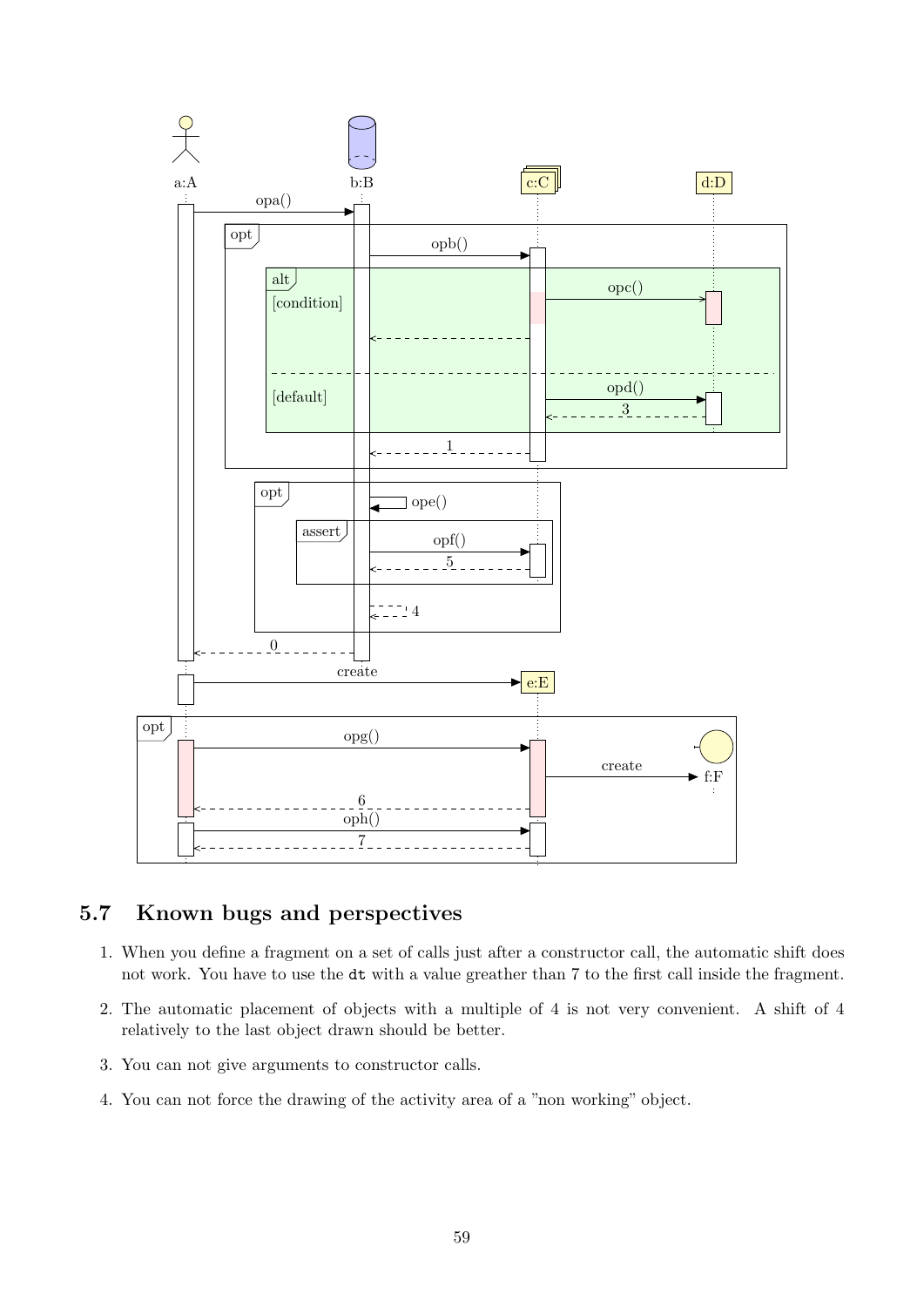## 5.7 Known bugs and perspectives

1. When you define a fragment on a set of calls just after a constructor call, the automatic shift does not work. You have to use the `dt` with a value greather than 7 to the first call inside the fragment.
2. The automatic placement of objects with a multiple of 4 is not very convenient. A shift of 4 relatively to the last object drawn should be better.
3. You can not give arguments to constructor calls.
4. You can not force the drawing of the activity area of a "non working" object.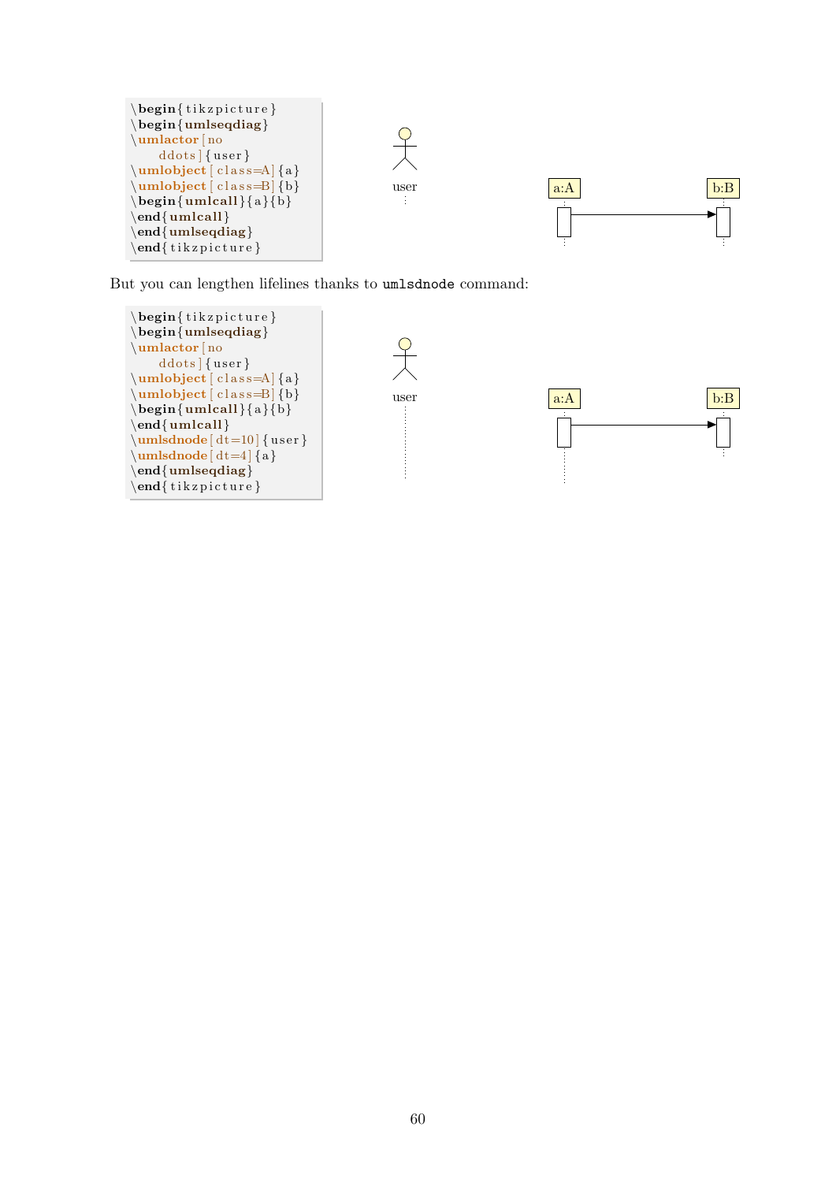```
\begin{tikzpicture}
\begin{umlseqdiag}
\umlactor[no
    ddots]{user}
\umlobject[class=A]{a}
\umlobject[class=B]{b}
\begin{umlcall}{a}{b}
\end{umlcall}
\end{umlseqdiag}
\end{tikzpicture}
```

But you can lengthen lifelines thanks to `umlsdnode` command:

```
\begin{tikzpicture}
\begin{umlseqdiag}
\umlactor[no
    ddots]{user}
\umlobject[class=A]{a}
\umlobject[class=B]{b}
\begin{umlcall}{a}{b}
\end{umlcall}
\umlsdnode[dt=10]{user}
\umlsdnode[dt=4]{a}
\end{umlseqdiag}
\end{tikzpicture}
```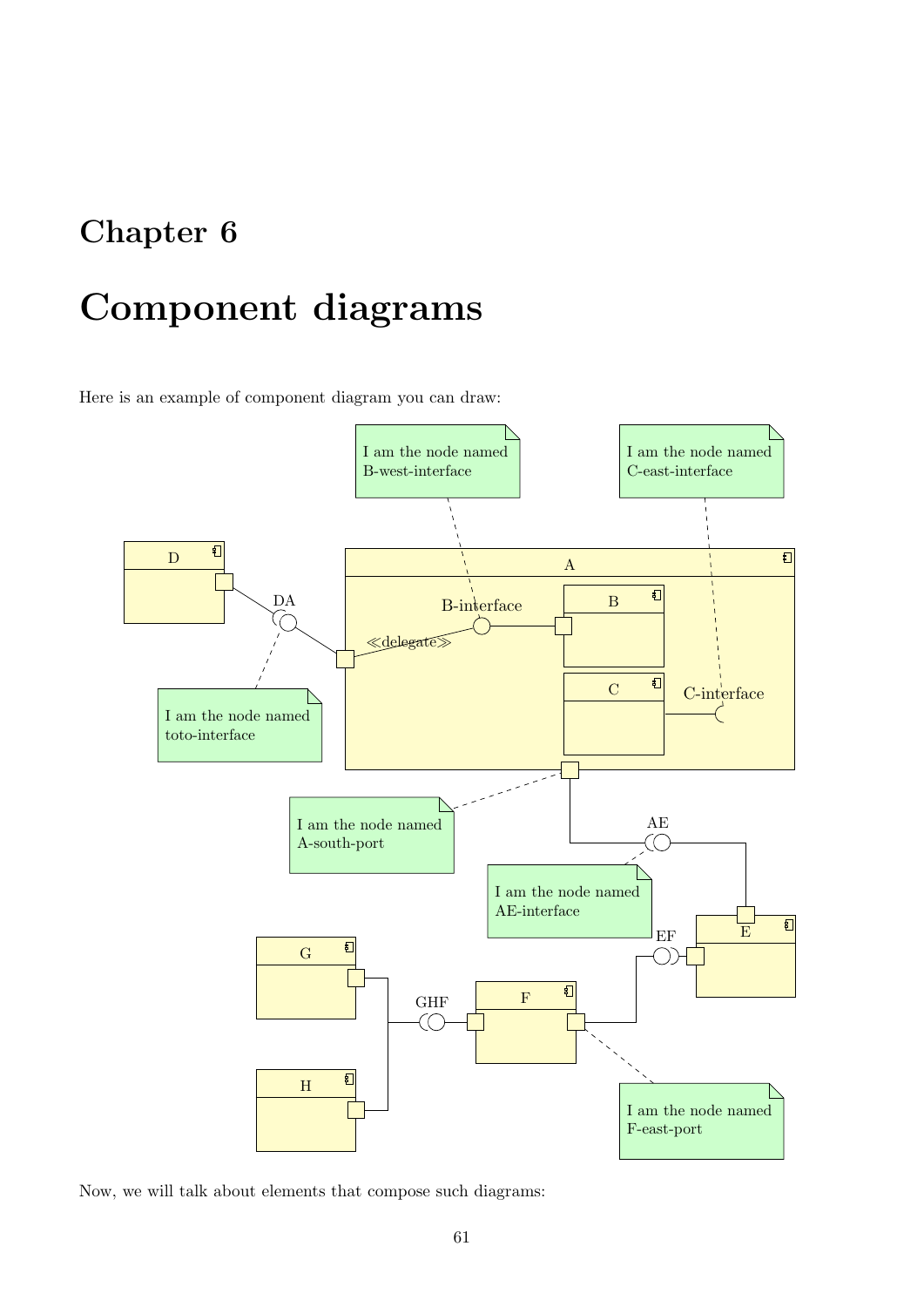# Chapter 6

# Component diagrams

Here is an example of component diagram you can draw:

Now, we will talk about elements that compose such diagrams: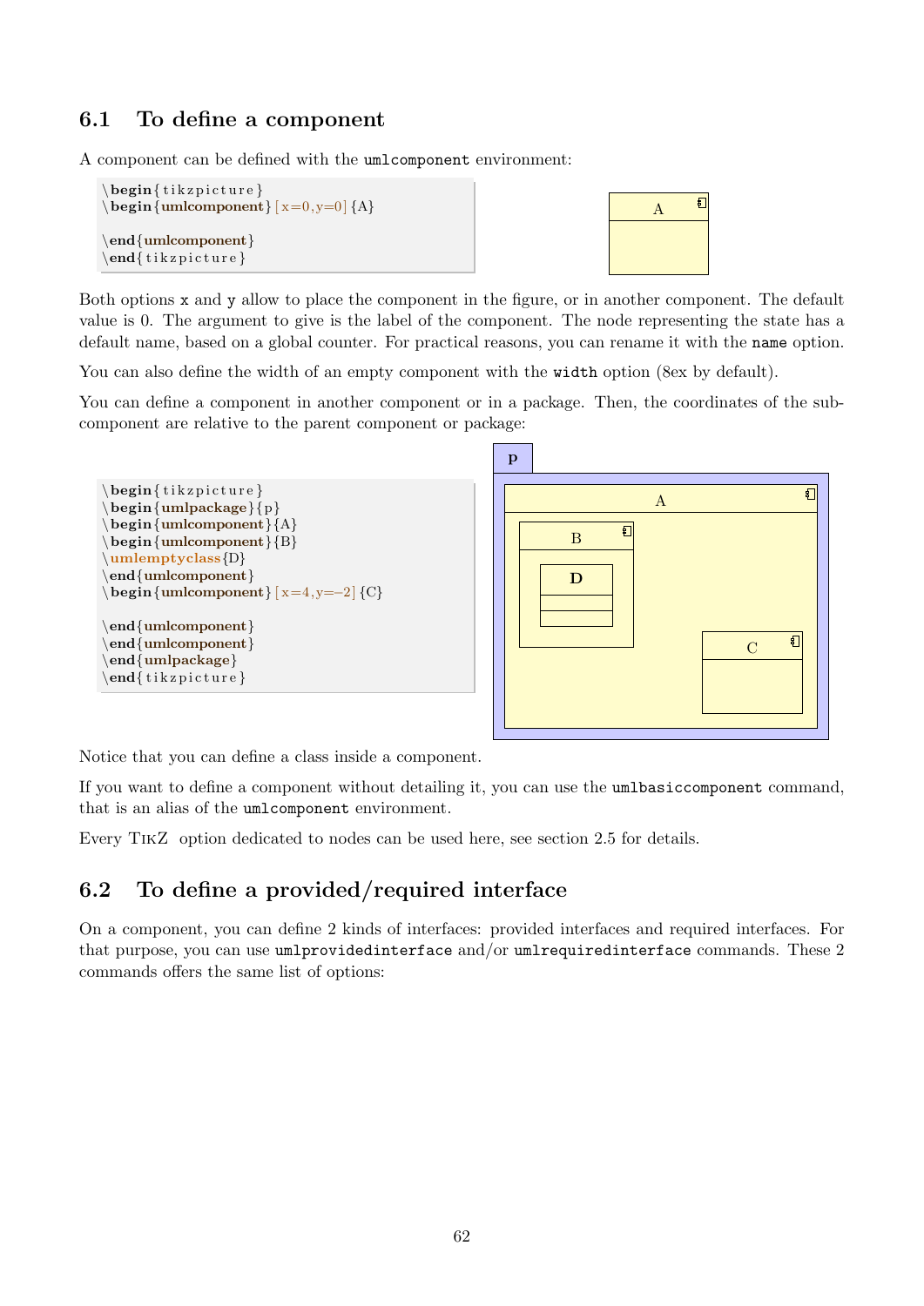## 6.1 To define a component

A component can be defined with the `umlcomponent` environment:

```
\begin{tikzpicture}
\begin{umlcomponent}[x=0,y=0]{A}

\end{umlcomponent}
\end{tikzpicture}
```

Both options `x` and `y` allow to place the component in the figure, or in another component. The default value is 0. The argument to give is the label of the component. The node representing the state has a default name, based on a global counter. For practical reasons, you can rename it with the `name` option.

You can also define the width of an empty component with the `width` option (8ex by default).

You can define a component in another component or in a package. Then, the coordinates of the sub-component are relative to the parent component or package:

```
\begin{tikzpicture}
\begin{umlpackage}{p}
\begin{umlcomponent}{A}
\begin{umlcomponent}{B}
\umlemptyclass{D}
\end{umlcomponent}
\begin{umlcomponent}[x=4,y=-2]{C}

\end{umlcomponent}
\end{umlcomponent}
\end{umlpackage}
\end{tikzpicture}
```

Notice that you can define a class inside a component.

If you want to define a component without detailing it, you can use the `umlbasiccomponent` command, that is an alias of the `umlcomponent` environment.

Every TikZ option dedicated to nodes can be used here, see section 2.5 for details.

## 6.2 To define a provided/required interface

On a component, you can define 2 kinds of interfaces: provided interfaces and required interfaces. For that purpose, you can use `umlprovidedinterface` and/or `umlrequiredinterface` commands. These 2 commands offers the same list of options: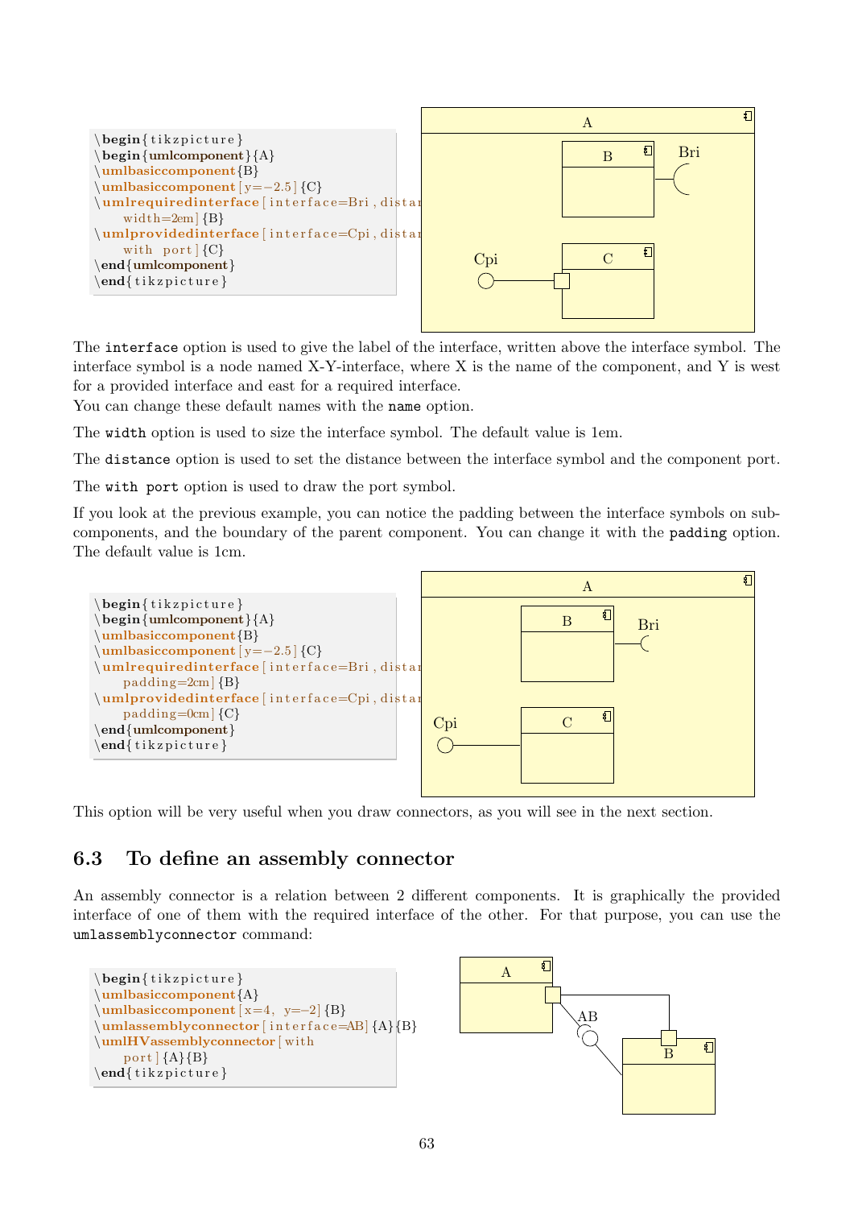```
\begin{tikzpicture}
\begin{umlcomponent}{A}
\umlbasiccomponent{B}
\umlbasiccomponent[y=-2.5]{C}
\umlrequiredinterface[interface=Bri, distan
    width=2em]{B}
\umlprovidedinterface[interface=Cpi, distan
    with port]{C}
\end{umlcomponent}
\end{tikzpicture}
```

The `interface` option is used to give the label of the interface, written above the interface symbol. The interface symbol is a node named X-Y-interface, where X is the name of the component, and Y is west for a provided interface and east for a required interface.
You can change these default names with the `name` option.

The `width` option is used to size the interface symbol. The default value is 1em.

The `distance` option is used to set the distance between the interface symbol and the component port.

The `with port` option is used to draw the port symbol.

If you look at the previous example, you can notice the padding between the interface symbols on sub-components, and the boundary of the parent component. You can change it with the `padding` option. The default value is 1cm.

```
\begin{tikzpicture}
\begin{umlcomponent}{A}
\umlbasiccomponent{B}
\umlbasiccomponent[y=-2.5]{C}
\umlrequiredinterface[interface=Bri, distan
    padding=2cm]{B}
\umlprovidedinterface[interface=Cpi, distan
    padding=0cm]{C}
\end{umlcomponent}
\end{tikzpicture}
```

This option will be very useful when you draw connectors, as you will see in the next section.

## 6.3 To define an assembly connector

An assembly connector is a relation between 2 different components. It is graphically the provided interface of one of them with the required interface of the other. For that purpose, you can use the `umlassemblyconnector` command:

```
\begin{tikzpicture}
\umlbasiccomponent{A}
\umlbasiccomponent[x=4, y=-2]{B}
\umlassemblyconnector[interface=AB]{A}{B}
\umlHVassemblyconnector[with
    port]{A}{B}
\end{tikzpicture}
```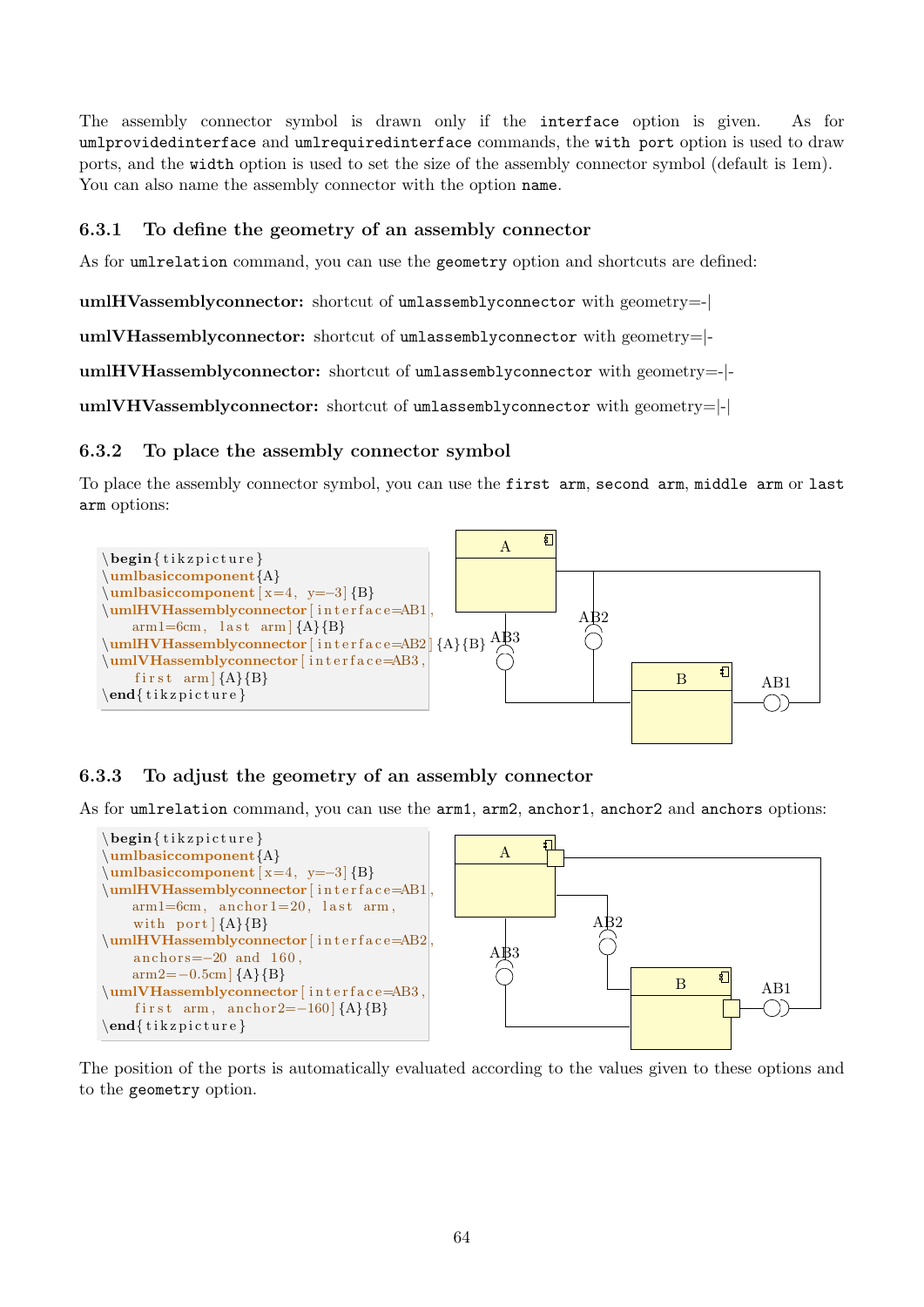The assembly connector symbol is drawn only if the `interface` option is given. As for `umlprovidedinterface` and `umlrequiredinterface` commands, the `with port` option is used to draw ports, and the `width` option is used to set the size of the assembly connector symbol (default is 1em). You can also name the assembly connector with the option `name`.

### 6.3.1 To define the geometry of an assembly connector

As for `umlrelation` command, you can use the `geometry` option and shortcuts are defined:

**umlHVassemblyconnector:** shortcut of `umlassemblyconnector` with geometry=-|

**umlVHassemblyconnector:** shortcut of `umlassemblyconnector` with geometry=|-

**umlHVHassemblyconnector:** shortcut of `umlassemblyconnector` with geometry=-|-

**umlVHVassemblyconnector:** shortcut of `umlassemblyconnector` with geometry=|-|

### 6.3.2 To place the assembly connector symbol

To place the assembly connector symbol, you can use the `first arm`, `second arm`, `middle arm` or `last arm` options:

```
\begin{tikzpicture}
\umlbasiccomponent{A}
\umlbasiccomponent[x=4, y=-3]{B}
\umlHVHassemblyconnector[interface=AB1,
    arm1=6cm, last arm]{A}{B}
\umlHVHassemblyconnector[interface=AB2]{A}{B}
\umlVHassemblyconnector[interface=AB3,
    first arm]{A}{B}
\end{tikzpicture}
```

### 6.3.3 To adjust the geometry of an assembly connector

As for `umlrelation` command, you can use the `arm1`, `arm2`, `anchor1`, `anchor2` and `anchors` options:

```
\begin{tikzpicture}
\umlbasiccomponent{A}
\umlbasiccomponent[x=4, y=-3]{B}
\umlHVHassemblyconnector[interface=AB1,
    arm1=6cm, anchor1=20, last arm,
    with port]{A}{B}
\umlHVHassemblyconnector[interface=AB2,
    anchors=-20 and 160,
    arm2=-0.5cm]{A}{B}
\umlVHassemblyconnector[interface=AB3,
    first arm, anchor2=-160]{A}{B}
\end{tikzpicture}
```

The position of the ports is automatically evaluated according to the values given to these options and to the `geometry` option.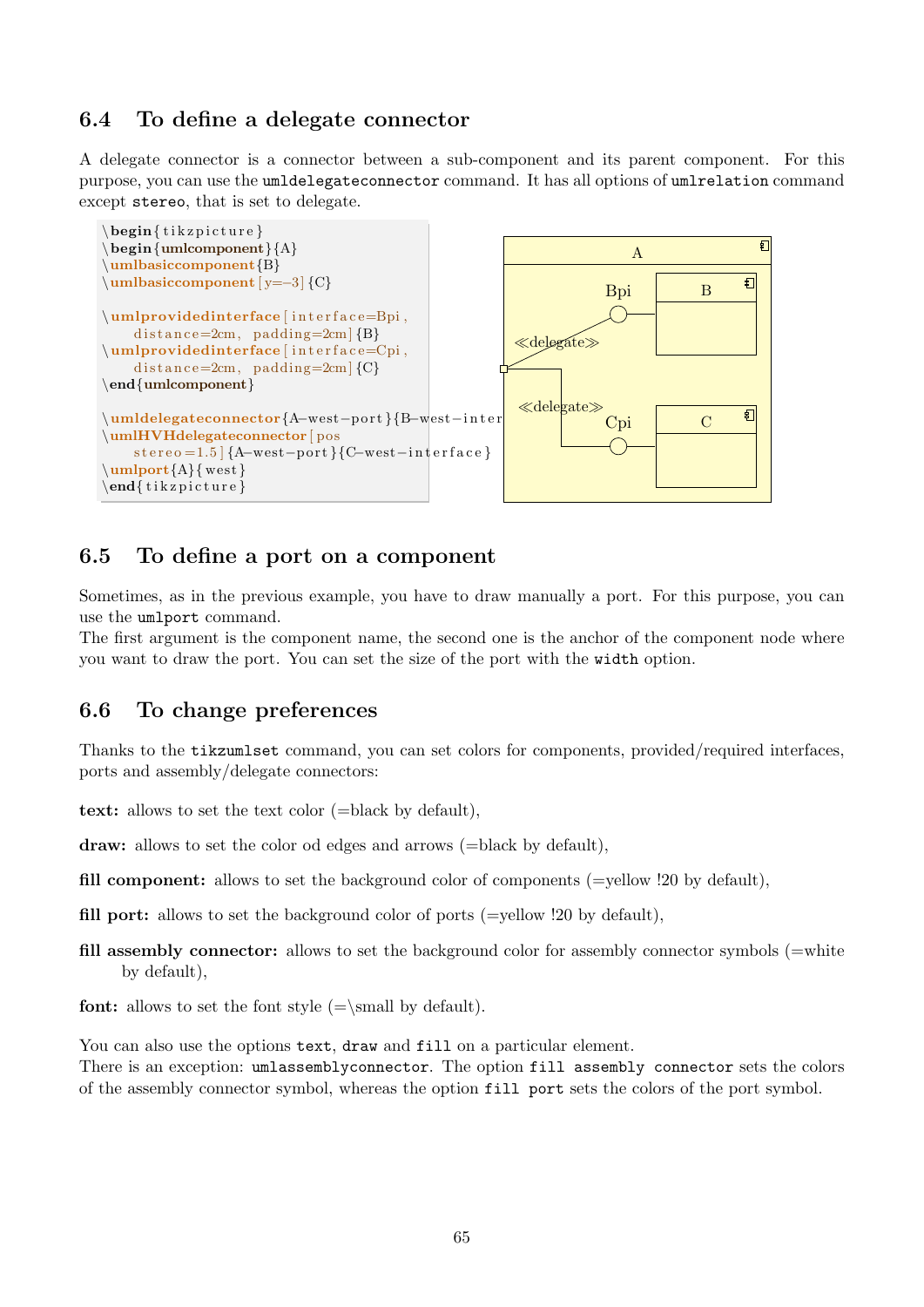## 6.4 To define a delegate connector

A delegate connector is a connector between a sub-component and its parent component. For this purpose, you can use the `umldelegateconnector` command. It has all options of `umlrelation` command except `stereo`, that is set to delegate.

```
\begin{tikzpicture}
\begin{umlcomponent}{A}
\umlbasiccomponent{B}
\umlbasiccomponent[y=-3]{C}

\umlprovidedinterface[interface=Bpi,
    distance=2cm, padding=2cm]{B}
\umlprovidedinterface[interface=Cpi,
    distance=2cm, padding=2cm]{C}
\end{umlcomponent}

\umldelegateconnector{A-west-port}{B-west-inter
\umlHVHdelegateconnector[pos
    stereo=1.5]{A-west-port}{C-west-interface}
\umlport{A}{west}
\end{tikzpicture}
```

## 6.5 To define a port on a component

Sometimes, as in the previous example, you have to draw manually a port. For this purpose, you can use the `umlport` command.
The first argument is the component name, the second one is the anchor of the component node where you want to draw the port. You can set the size of the port with the `width` option.

## 6.6 To change preferences

Thanks to the `tikzumlset` command, you can set colors for components, provided/required interfaces, ports and assembly/delegate connectors:

**text:** allows to set the text color (=black by default),

**draw:** allows to set the color od edges and arrows (=black by default),

**fill component:** allows to set the background color of components (=yellow !20 by default),

**fill port:** allows to set the background color of ports (=yellow !20 by default),

**fill assembly connector:** allows to set the background color for assembly connector symbols (=white by default),

**font:** allows to set the font style (=\small by default).

You can also use the options `text`, `draw` and `fill` on a particular element.
There is an exception: `umlassemblyconnector`. The option `fill assembly connector` sets the colors of the assembly connector symbol, whereas the option `fill port` sets the colors of the port symbol.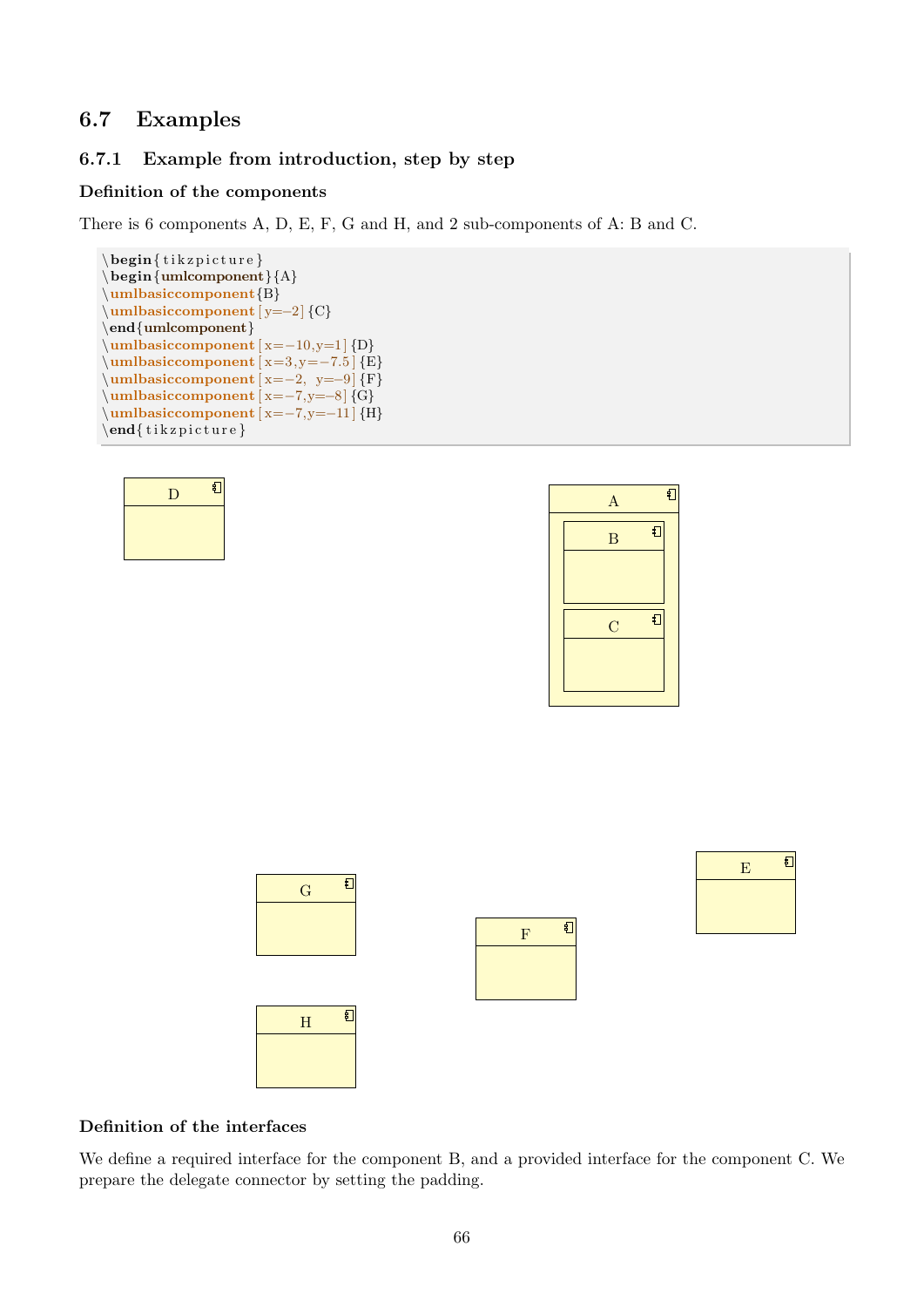## 6.7 Examples

### 6.7.1 Example from introduction, step by step

#### Definition of the components

There is 6 components A, D, E, F, G and H, and 2 sub-components of A: B and C.

```
\begin{tikzpicture}
\begin{umlcomponent}{A}
\umlbasiccomponent{B}
\umlbasiccomponent[y=-2]{C}
\end{umlcomponent}
\umlbasiccomponent[x=-10,y=1]{D}
\umlbasiccomponent[x=3,y=-7.5]{E}
\umlbasiccomponent[x=-2, y=-9]{F}
\umlbasiccomponent[x=-7,y=-8]{G}
\umlbasiccomponent[x=-7,y=-11]{H}
\end{tikzpicture}
```

#### Definition of the interfaces

We define a required interface for the component B, and a provided interface for the component C. We prepare the delegate connector by setting the padding.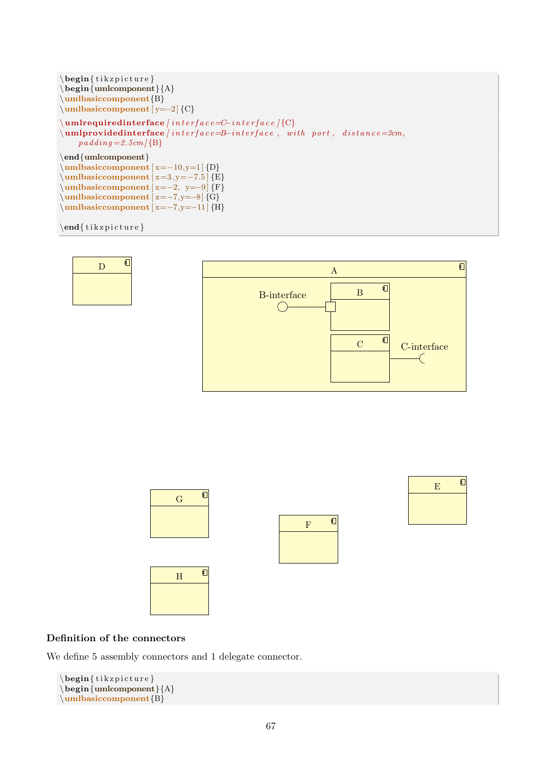```
\begin{tikzpicture}
\begin{umlcomponent}{A}
\umlbasiccomponent{B}
\umlbasiccomponent[y=-2]{C}
\umlrequiredinterface[interface=C-interface]{C}
\umlprovidedinterface[interface=B-interface, with port, distance=3cm,
    padding=2.5cm]{B}
\end{umlcomponent}
\umlbasiccomponent[x=-10,y=1]{D}
\umlbasiccomponent[x=3,y=-7.5]{E}
\umlbasiccomponent[x=-2, y=-9]{F}
\umlbasiccomponent[x=-7,y=-8]{G}
\umlbasiccomponent[x=-7,y=-11]{H}

\end{tikzpicture}
```

### Definition of the connectors

We define 5 assembly connectors and 1 delegate connector.

```
\begin{tikzpicture}
\begin{umlcomponent}{A}
\umlbasiccomponent{B}
```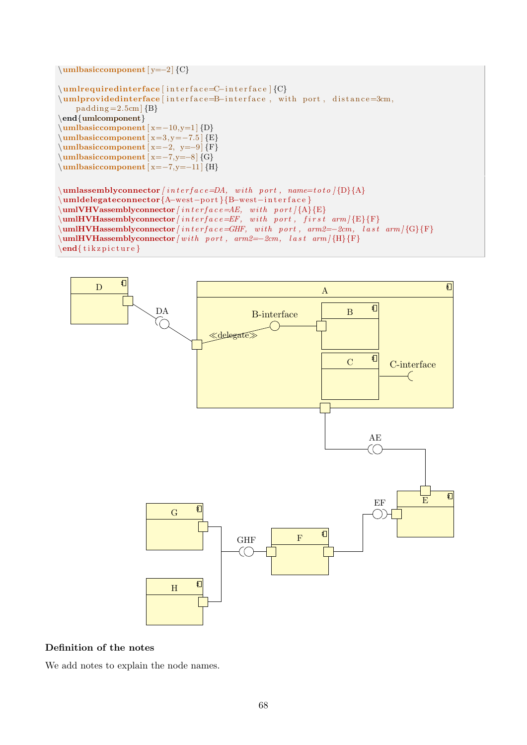```
\umlbasiccomponent[y=-2]{C}

\umlrequiredinterface[interface=C-interface]{C}
\umlprovidedinterface[interface=B-interface, with port, distance=3cm,
    padding=2.5cm]{B}
\end{umlcomponent}
\umlbasiccomponent[x=-10,y=1]{D}
\umlbasiccomponent[x=3,y=-7.5]{E}
\umlbasiccomponent[x=-2, y=-9]{F}
\umlbasiccomponent[x=-7,y=-8]{G}
\umlbasiccomponent[x=-7,y=-11]{H}

\umlassemblyconnector[interface=DA, with port, name=toto]{D}{A}
\umldelegateconnector{A-west-port}{B-west-interface}
\umlVHVassemblyconnector[interface=AE, with port]{A}{E}
\umlHVHassemblyconnector[interface=EF, with port, first arm]{E}{F}
\umlHVHassemblyconnector[interface=GHF, with port, arm2=-2cm, last arm]{G}{F}
\umlHVHassemblyconnector[with port, arm2=-2cm, last arm]{H}{F}
\end{tikzpicture}
```

### Definition of the notes

We add notes to explain the node names.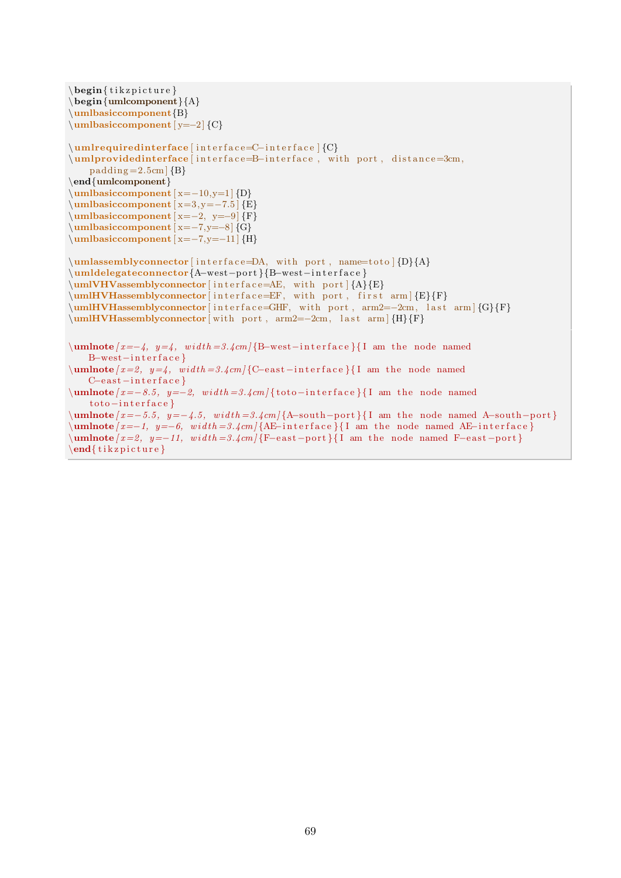```
\begin{tikzpicture}
\begin{umlcomponent}{A}
\umlbasiccomponent{B}
\umlbasiccomponent[y=-2]{C}

\umlrequiredinterface[interface=C-interface]{C}
\umlprovidedinterface[interface=B-interface, with port, distance=3cm,
    padding=2.5cm]{B}
\end{umlcomponent}
\umlbasiccomponent[x=-10,y=1]{D}
\umlbasiccomponent[x=3,y=-7.5]{E}
\umlbasiccomponent[x=-2, y=-9]{F}
\umlbasiccomponent[x=-7,y=-8]{G}
\umlbasiccomponent[x=-7,y=-11]{H}

\umlassemblyconnector[interface=DA, with port, name=toto]{D}{A}
\umldelegateconnector{A-west-port}{B-west-interface}
\umlVHVassemblyconnector[interface=AE, with port]{A}{E}
\umlHVHassemblyconnector[interface=EF, with port, first arm]{E}{F}
\umlHVHassemblyconnector[interface=GHF, with port, arm2=-2cm, last arm]{G}{F}
\umlHVHassemblyconnector[with port, arm2=-2cm, last arm]{H}{F}

\umlnote[x=-4, y=4, width=3.4cm]{B-west-interface}{I am the node named
    B-west-interface}
\umlnote[x=2, y=4, width=3.4cm]{C-east-interface}{I am the node named
    C-east-interface}
\umlnote[x=-8.5, y=-2, width=3.4cm]{toto-interface}{I am the node named
    toto-interface}
\umlnote[x=-5.5, y=-4.5, width=3.4cm]{A-south-port}{I am the node named A-south-port}
\umlnote[x=-1, y=-6, width=3.4cm]{AE-interface}{I am the node named AE-interface}
\umlnote[x=2, y=-11, width=3.4cm]{F-east-port}{I am the node named F-east-port}
\end{tikzpicture}
```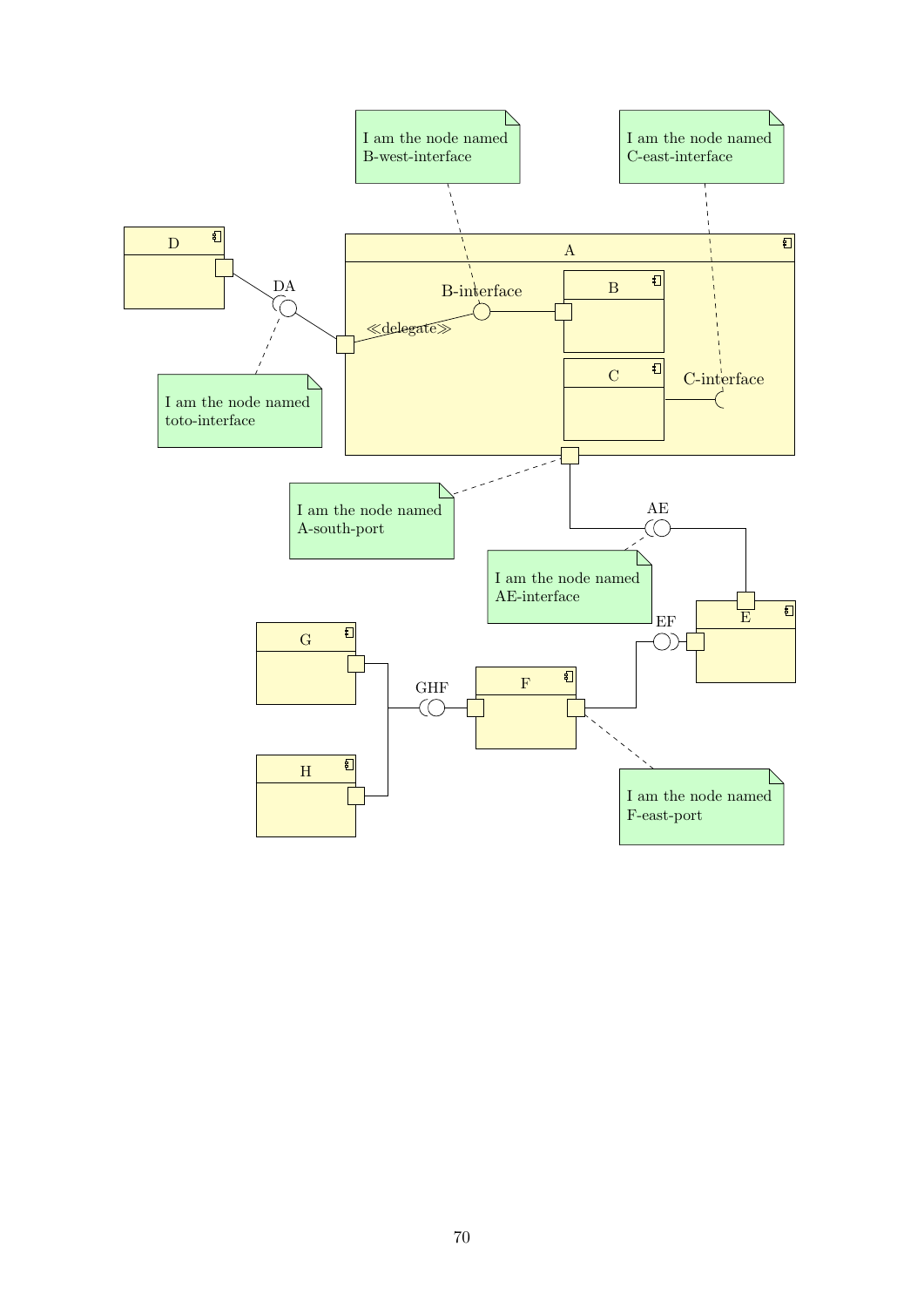I am the node named
B-west-interface

I am the node named
C-east-interface

D

A

DA

B-interface

B

≪delegate≫

C

C-interface

I am the node named
toto-interface

I am the node named
A-south-port

AE

I am the node named
AE-interface

E

EF

G

GHF

F

H

I am the node named
F-east-port